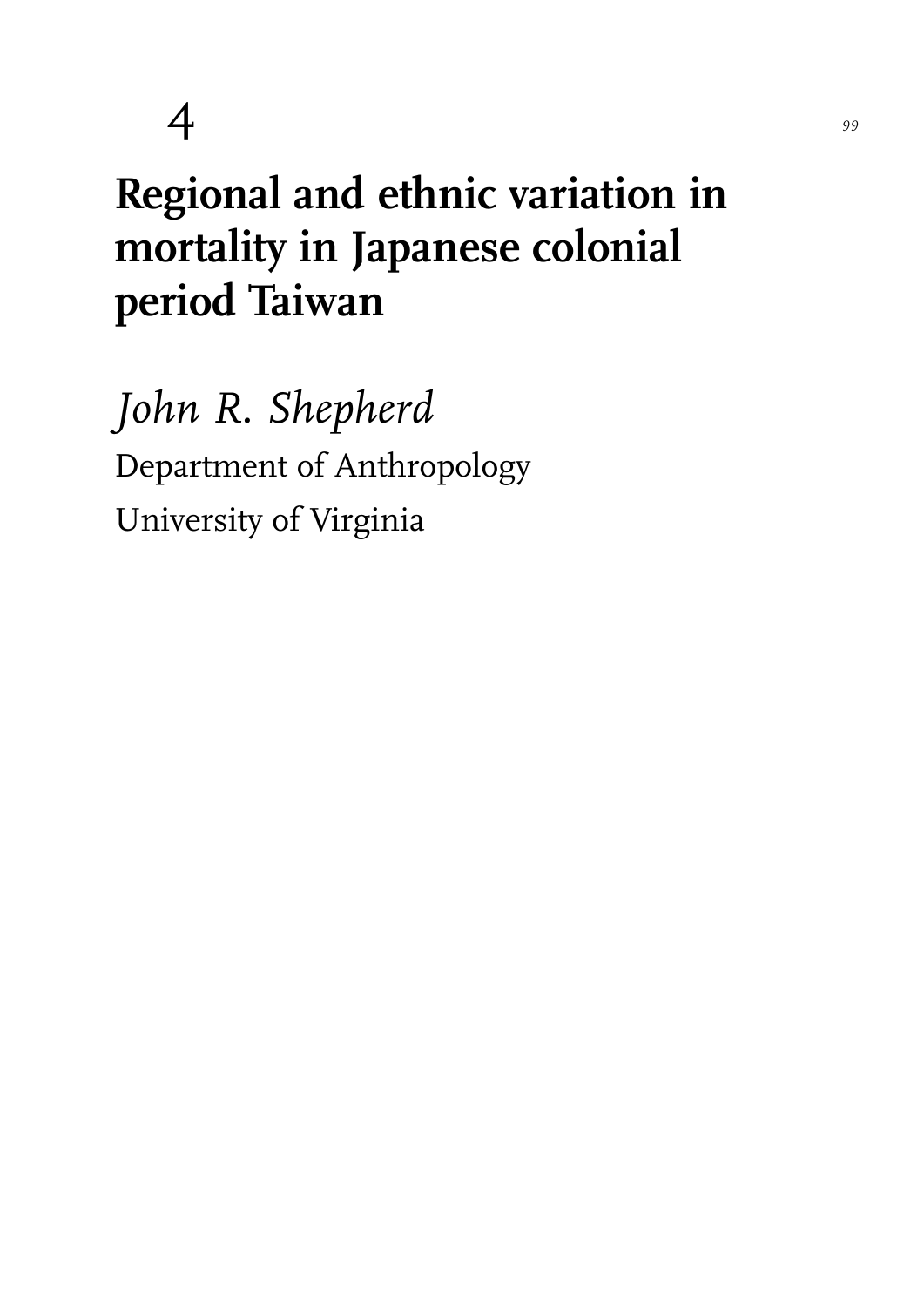4

# Regional and ethnic variation in mortality in Japanese colonial period Taiwan

*John R. Shepherd*

Department of Anthropology

University of Virginia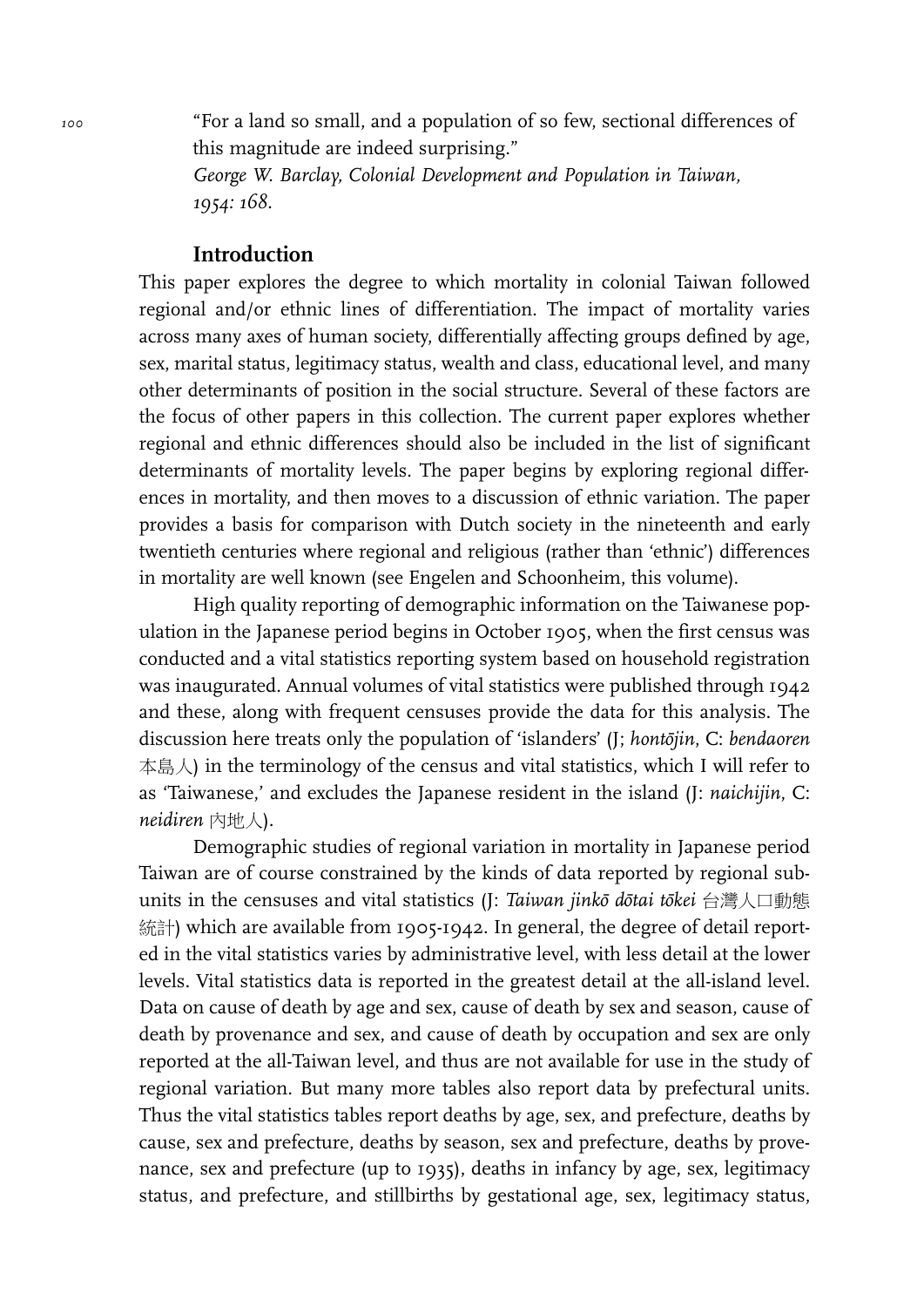"For a land so small, and a population of so few, sectional differences of this magnitude are indeed surprising."
*George W. Barclay, Colonial Development and Population in Taiwan, 1954: 168.*

## Introduction

This paper explores the degree to which mortality in colonial Taiwan followed regional and/or ethnic lines of differentiation. The impact of mortality varies across many axes of human society, differentially affecting groups defined by age, sex, marital status, legitimacy status, wealth and class, educational level, and many other determinants of position in the social structure. Several of these factors are the focus of other papers in this collection. The current paper explores whether regional and ethnic differences should also be included in the list of significant determinants of mortality levels. The paper begins by exploring regional differences in mortality, and then moves to a discussion of ethnic variation. The paper provides a basis for comparison with Dutch society in the nineteenth and early twentieth centuries where regional and religious (rather than 'ethnic') differences in mortality are well known (see Engelen and Schoonheim, this volume).

High quality reporting of demographic information on the Taiwanese population in the Japanese period begins in October 1905, when the first census was conducted and a vital statistics reporting system based on household registration was inaugurated. Annual volumes of vital statistics were published through 1942 and these, along with frequent censuses provide the data for this analysis. The discussion here treats only the population of 'islanders' (J; *hontōjin*, C: *bendaoren* 本島人) in the terminology of the census and vital statistics, which I will refer to as 'Taiwanese,' and excludes the Japanese resident in the island (J: *naichijin*, C: *neidiren* 内地人).

Demographic studies of regional variation in mortality in Japanese period Taiwan are of course constrained by the kinds of data reported by regional subunits in the censuses and vital statistics (J: *Taiwan jinkō dōtai tōkei* 台灣人口動態統計) which are available from 1905-1942. In general, the degree of detail reported in the vital statistics varies by administrative level, with less detail at the lower levels. Vital statistics data is reported in the greatest detail at the all-island level. Data on cause of death by age and sex, cause of death by sex and season, cause of death by provenance and sex, and cause of death by occupation and sex are only reported at the all-Taiwan level, and thus are not available for use in the study of regional variation. But many more tables also report data by prefectural units. Thus the vital statistics tables report deaths by age, sex, and prefecture, deaths by cause, sex and prefecture, deaths by season, sex and prefecture, deaths by provenance, sex and prefecture (up to 1935), deaths in infancy by age, sex, legitimacy status, and prefecture, and stillbirths by gestational age, sex, legitimacy status,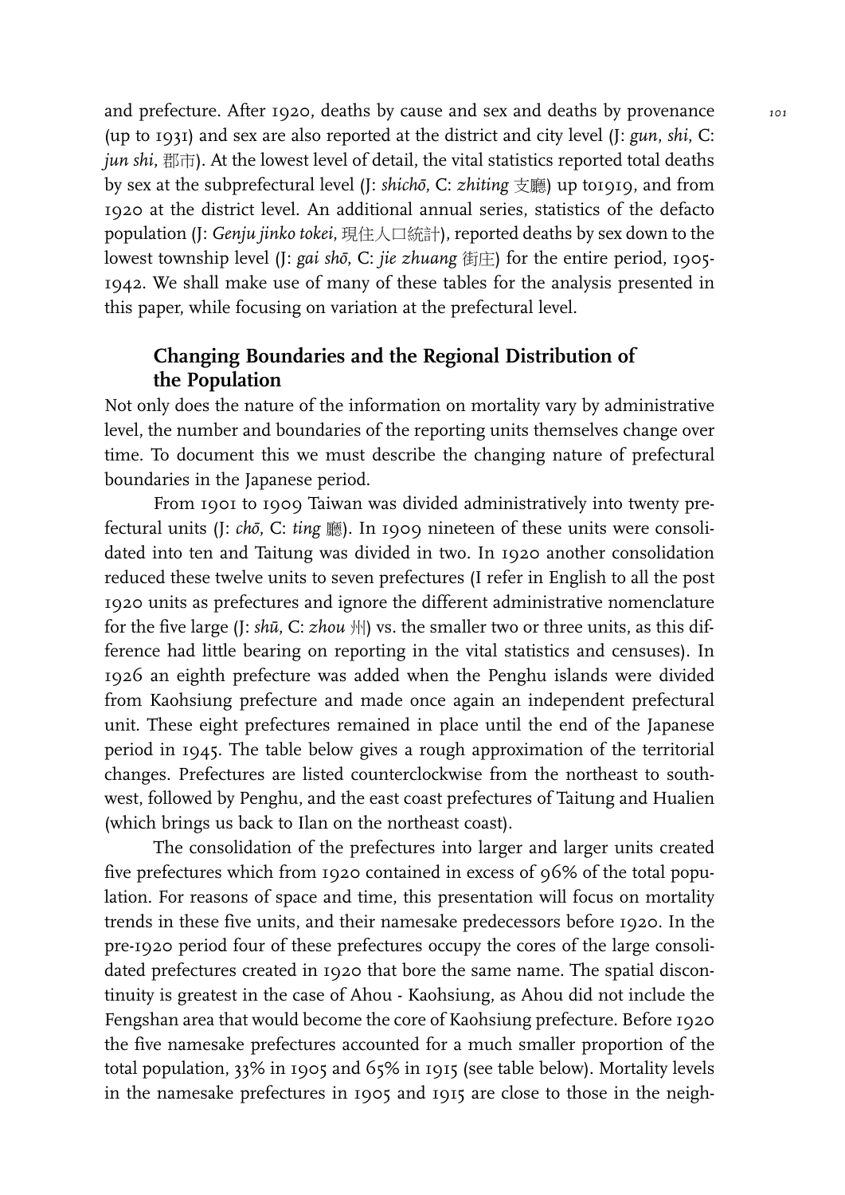and prefecture. After 1920, deaths by cause and sex and deaths by provenance (up to 1931) and sex are also reported at the district and city level (J: *gun, shi*, C: *jun shi*, 郡市). At the lowest level of detail, the vital statistics reported total deaths by sex at the subprefectural level (J: *shichō*, C: *zhiting* 支廳) up to1919, and from 1920 at the district level. An additional annual series, statistics of the defacto population (J: *Genju jinko tokei*, 現住人口統計), reported deaths by sex down to the lowest township level (J: *gai shō*, C: *jie zhuang* 街庄) for the entire period, 1905-1942. We shall make use of many of these tables for the analysis presented in this paper, while focusing on variation at the prefectural level.

## Changing Boundaries and the Regional Distribution of the Population

Not only does the nature of the information on mortality vary by administrative level, the number and boundaries of the reporting units themselves change over time. To document this we must describe the changing nature of prefectural boundaries in the Japanese period.

From 1901 to 1909 Taiwan was divided administratively into twenty prefectural units (J: *chō*, C: *ting* 廳). In 1909 nineteen of these units were consolidated into ten and Taitung was divided in two. In 1920 another consolidation reduced these twelve units to seven prefectures (I refer in English to all the post 1920 units as prefectures and ignore the different administrative nomenclature for the five large (J: *shū*, C: *zhou* 州) vs. the smaller two or three units, as this difference had little bearing on reporting in the vital statistics and censuses). In 1926 an eighth prefecture was added when the Penghu islands were divided from Kaohsiung prefecture and made once again an independent prefectural unit. These eight prefectures remained in place until the end of the Japanese period in 1945. The table below gives a rough approximation of the territorial changes. Prefectures are listed counterclockwise from the northeast to southwest, followed by Penghu, and the east coast prefectures of Taitung and Hualien (which brings us back to Ilan on the northeast coast).

The consolidation of the prefectures into larger and larger units created five prefectures which from 1920 contained in excess of 96% of the total population. For reasons of space and time, this presentation will focus on mortality trends in these five units, and their namesake predecessors before 1920. In the pre-1920 period four of these prefectures occupy the cores of the large consolidated prefectures created in 1920 that bore the same name. The spatial discontinuity is greatest in the case of Ahou - Kaohsiung, as Ahou did not include the Fengshan area that would become the core of Kaohsiung prefecture. Before 1920 the five namesake prefectures accounted for a much smaller proportion of the total population, 33% in 1905 and 65% in 1915 (see table below). Mortality levels in the namesake prefectures in 1905 and 1915 are close to those in the neigh-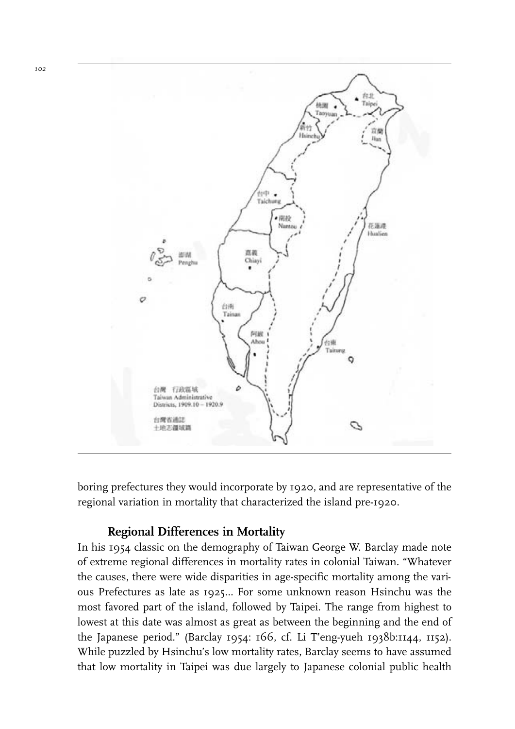boring prefectures they would incorporate by 1920, and are representative of the regional variation in mortality that characterized the island pre-1920.

## Regional Differences in Mortality

In his 1954 classic on the demography of Taiwan George W. Barclay made note of extreme regional differences in mortality rates in colonial Taiwan. "Whatever the causes, there were wide disparities in age-specific mortality among the various Prefectures as late as 1925... For some unknown reason Hsinchu was the most favored part of the island, followed by Taipei. The range from highest to lowest at this date was almost as great as between the beginning and the end of the Japanese period." (Barclay 1954: 166, cf. Li T'eng-yueh 1938b:1144, 1152). While puzzled by Hsinchu's low mortality rates, Barclay seems to have assumed that low mortality in Taipei was due largely to Japanese colonial public health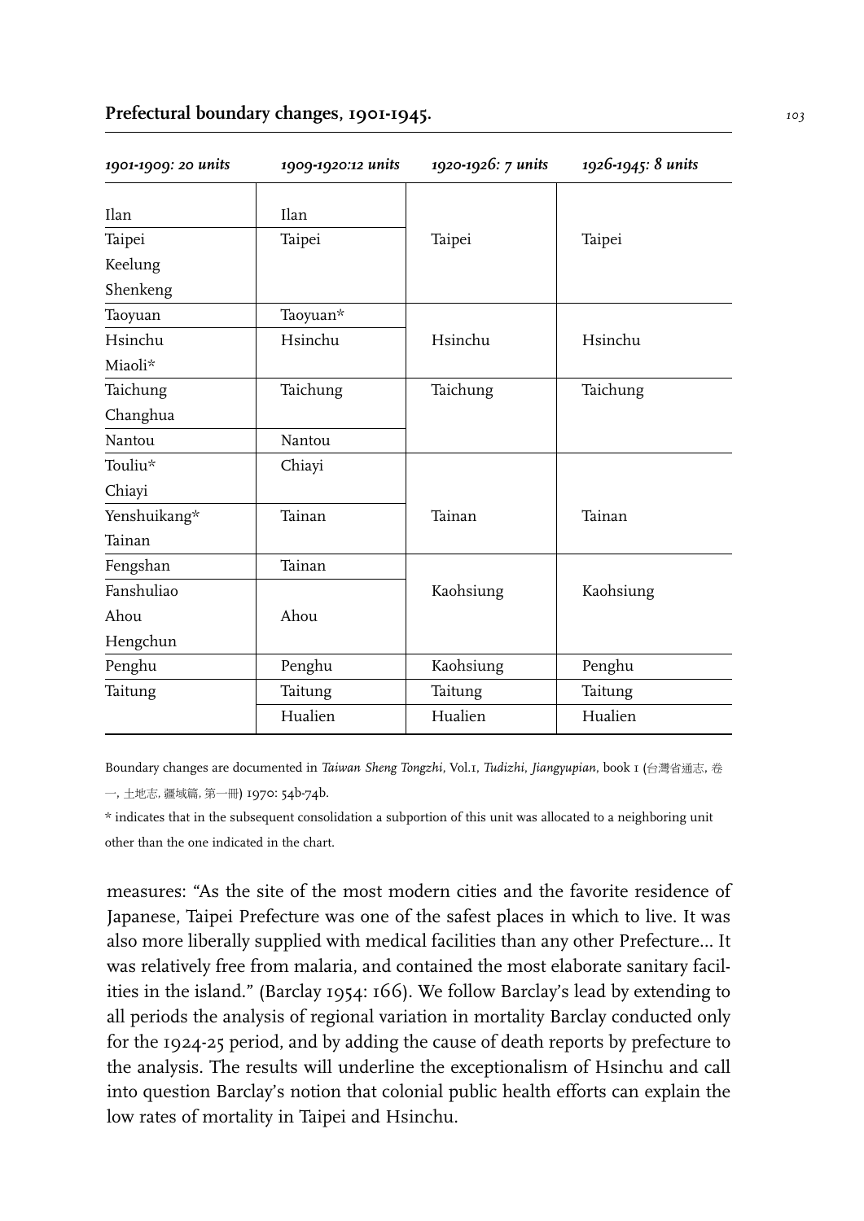**Prefectural boundary changes, 1901-1945.**

| *1901-1909: 20 units* | *1909-1920:12 units* | *1920-1926: 7 units* | *1926-1945: 8 units* |
|---|---|---|---|
| Ilan | Ilan | Taipei | Taipei |
| Taipei | Taipei | | |
| Keelung | | | |
| Shenkeng | | | |
| Taoyuan | Taoyuan* | Hsinchu | Hsinchu |
| Hsinchu | Hsinchu | | |
| Miaoli* | | | |
| Taichung | Taichung | Taichung | Taichung |
| Changhua | | | |
| Nantou | Nantou | | |
| Touliu* | Chiayi | Tainan | Tainan |
| Chiayi | | | |
| Yenshuikang* | Tainan | | |
| Tainan | | | |
| Fengshan | Tainan | Kaohsiung | Kaohsiung |
| Fanshuliao | Ahou | | |
| Ahou | | | |
| Hengchun | | | |
| Penghu | Penghu | Kaohsiung | Penghu |
| Taitung | Taitung | Taitung | Taitung |
| | Hualien | Hualien | Hualien |

Boundary changes are documented in *Taiwan Sheng Tongzhi*, Vol.1, *Tudizhi, Jiangyupian*, book 1 (台灣省通志, 卷一, 土地志, 疆域篇, 第一冊) 1970: 54b-74b.

* indicates that in the subsequent consolidation a subportion of this unit was allocated to a neighboring unit other than the one indicated in the chart.

measures: "As the site of the most modern cities and the favorite residence of Japanese, Taipei Prefecture was one of the safest places in which to live. It was also more liberally supplied with medical facilities than any other Prefecture... It was relatively free from malaria, and contained the most elaborate sanitary facilities in the island." (Barclay 1954: 166). We follow Barclay's lead by extending to all periods the analysis of regional variation in mortality Barclay conducted only for the 1924-25 period, and by adding the cause of death reports by prefecture to the analysis. The results will underline the exceptionalism of Hsinchu and call into question Barclay's notion that colonial public health efforts can explain the low rates of mortality in Taipei and Hsinchu.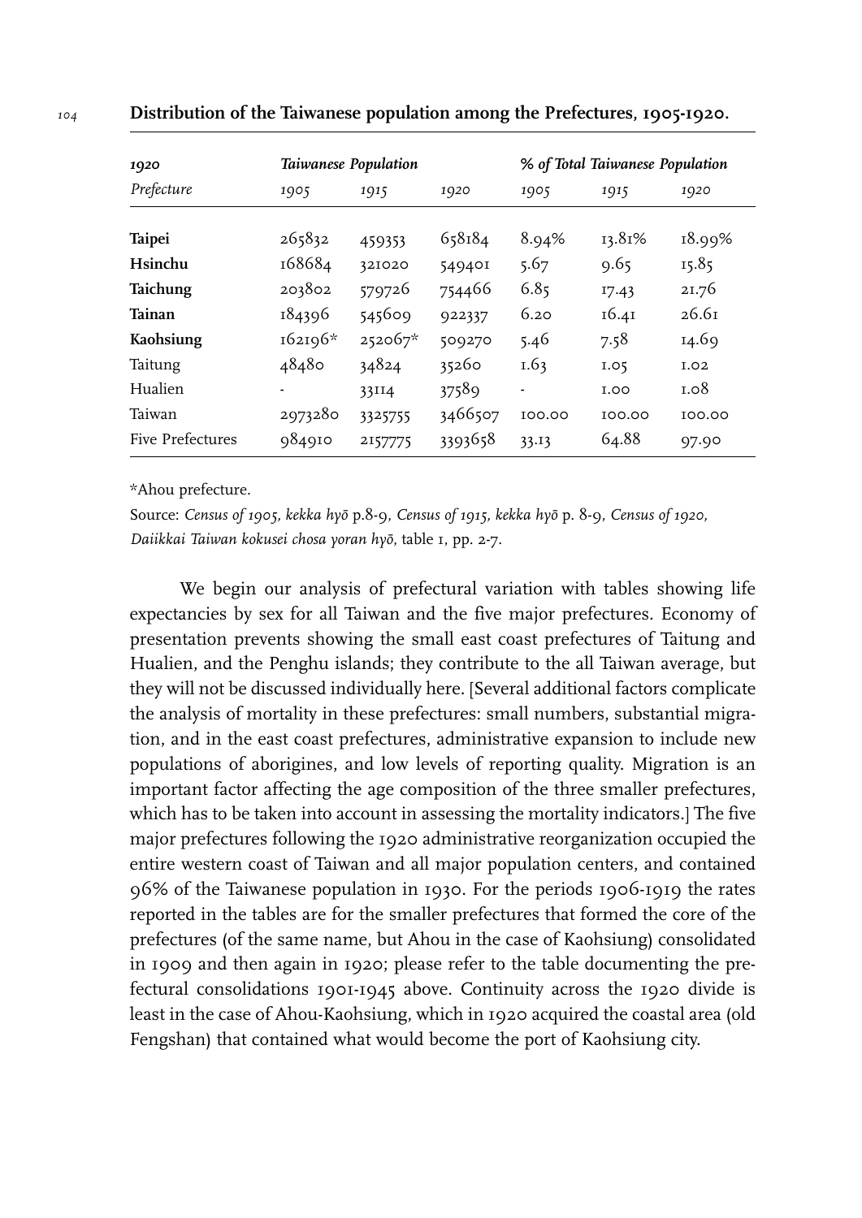**Distribution of the Taiwanese population among the Prefectures, 1905-1920.**

| *1920* | *Taiwanese Population* | | | *% of Total Taiwanese Population* | | |
|---|---|---|---|---|---|---|
| *Prefecture* | *1905* | *1915* | *1920* | *1905* | *1915* | *1920* |
| **Taipei** | 265832 | 459353 | 658184 | 8.94% | 13.81% | 18.99% |
| **Hsinchu** | 168684 | 321020 | 549401 | 5.67 | 9.65 | 15.85 |
| **Taichung** | 203802 | 579726 | 754466 | 6.85 | 17.43 | 21.76 |
| **Tainan** | 184396 | 545609 | 922337 | 6.20 | 16.41 | 26.61 |
| **Kaohsiung** | 162196* | 252067* | 509270 | 5.46 | 7.58 | 14.69 |
| Taitung | 48480 | 34824 | 35260 | 1.63 | 1.05 | 1.02 |
| Hualien | - | 33114 | 37589 | - | 1.00 | 1.08 |
| Taiwan | 2973280 | 3325755 | 3466507 | 100.00 | 100.00 | 100.00 |
| Five Prefectures | 984910 | 2157775 | 3393658 | 33.13 | 64.88 | 97.90 |

*Ahou prefecture.

Source: *Census of 1905, kekka hyō* p.8-9, *Census of 1915, kekka hyō* p. 8-9, *Census of 1920, Daiikkai Taiwan kokusei chosa yoran hyō*, table 1, pp. 2-7.

We begin our analysis of prefectural variation with tables showing life expectancies by sex for all Taiwan and the five major prefectures. Economy of presentation prevents showing the small east coast prefectures of Taitung and Hualien, and the Penghu islands; they contribute to the all Taiwan average, but they will not be discussed individually here. [Several additional factors complicate the analysis of mortality in these prefectures: small numbers, substantial migration, and in the east coast prefectures, administrative expansion to include new populations of aborigines, and low levels of reporting quality. Migration is an important factor affecting the age composition of the three smaller prefectures, which has to be taken into account in assessing the mortality indicators.] The five major prefectures following the 1920 administrative reorganization occupied the entire western coast of Taiwan and all major population centers, and contained 96% of the Taiwanese population in 1930. For the periods 1906-1919 the rates reported in the tables are for the smaller prefectures that formed the core of the prefectures (of the same name, but Ahou in the case of Kaohsiung) consolidated in 1909 and then again in 1920; please refer to the table documenting the prefectural consolidations 1901-1945 above. Continuity across the 1920 divide is least in the case of Ahou-Kaohsiung, which in 1920 acquired the coastal area (old Fengshan) that contained what would become the port of Kaohsiung city.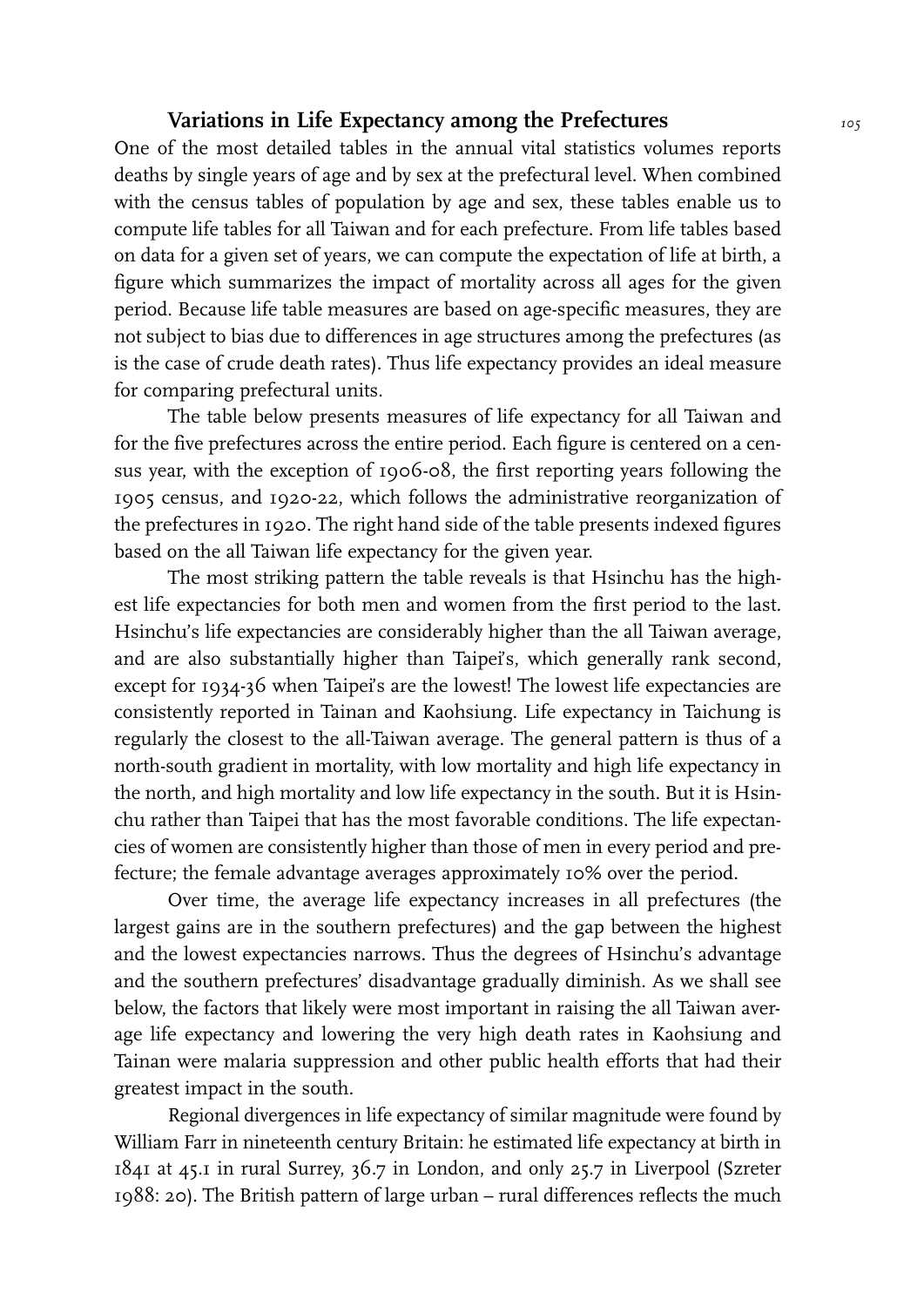## Variations in Life Expectancy among the Prefectures

One of the most detailed tables in the annual vital statistics volumes reports deaths by single years of age and by sex at the prefectural level. When combined with the census tables of population by age and sex, these tables enable us to compute life tables for all Taiwan and for each prefecture. From life tables based on data for a given set of years, we can compute the expectation of life at birth, a figure which summarizes the impact of mortality across all ages for the given period. Because life table measures are based on age-specific measures, they are not subject to bias due to differences in age structures among the prefectures (as is the case of crude death rates). Thus life expectancy provides an ideal measure for comparing prefectural units.

The table below presents measures of life expectancy for all Taiwan and for the five prefectures across the entire period. Each figure is centered on a census year, with the exception of 1906-08, the first reporting years following the 1905 census, and 1920-22, which follows the administrative reorganization of the prefectures in 1920. The right hand side of the table presents indexed figures based on the all Taiwan life expectancy for the given year.

The most striking pattern the table reveals is that Hsinchu has the highest life expectancies for both men and women from the first period to the last. Hsinchu's life expectancies are considerably higher than the all Taiwan average, and are also substantially higher than Taipei's, which generally rank second, except for 1934-36 when Taipei's are the lowest! The lowest life expectancies are consistently reported in Tainan and Kaohsiung. Life expectancy in Taichung is regularly the closest to the all-Taiwan average. The general pattern is thus of a north-south gradient in mortality, with low mortality and high life expectancy in the north, and high mortality and low life expectancy in the south. But it is Hsinchu rather than Taipei that has the most favorable conditions. The life expectancies of women are consistently higher than those of men in every period and prefecture; the female advantage averages approximately 10% over the period.

Over time, the average life expectancy increases in all prefectures (the largest gains are in the southern prefectures) and the gap between the highest and the lowest expectancies narrows. Thus the degrees of Hsinchu's advantage and the southern prefectures' disadvantage gradually diminish. As we shall see below, the factors that likely were most important in raising the all Taiwan average life expectancy and lowering the very high death rates in Kaohsiung and Tainan were malaria suppression and other public health efforts that had their greatest impact in the south.

Regional divergences in life expectancy of similar magnitude were found by William Farr in nineteenth century Britain: he estimated life expectancy at birth in 1841 at 45.1 in rural Surrey, 36.7 in London, and only 25.7 in Liverpool (Szreter 1988: 20). The British pattern of large urban – rural differences reflects the much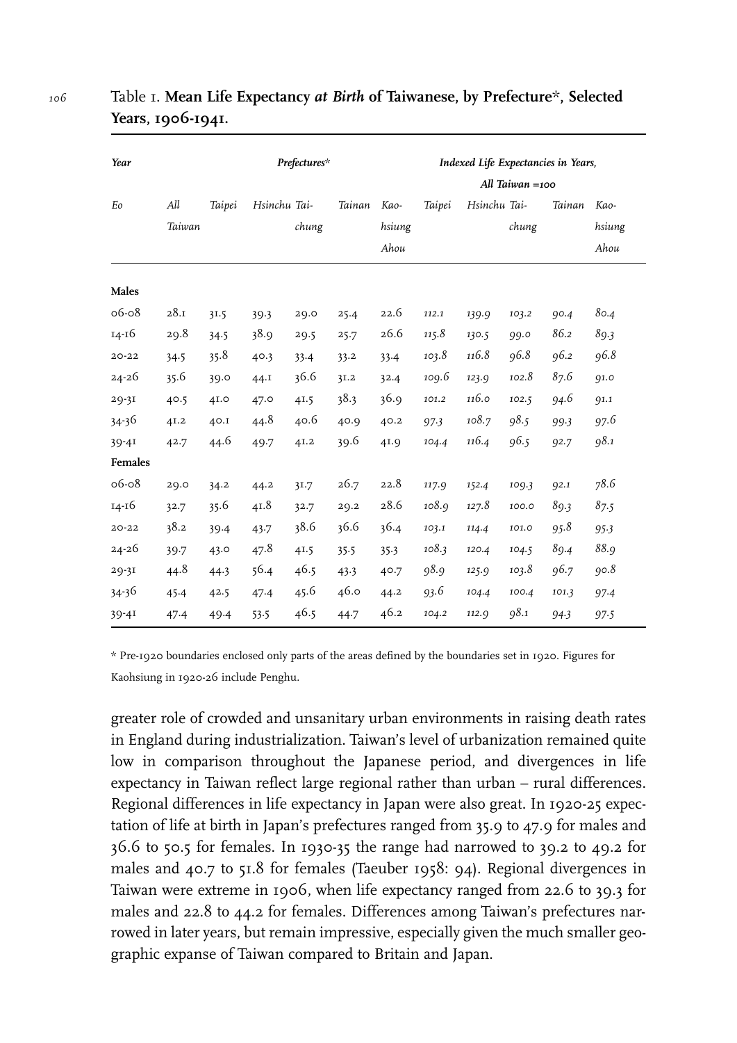Table 1. **Mean Life Expectancy *at Birth* of Taiwanese, by Prefecture\*, Selected Years, 1906-1941.**

| *Year* | *Prefectures\** | | | | | | *Indexed Life Expectancies in Years, All Taiwan =100* | | | | |
|---|---|---|---|---|---|---|---|---|---|---|---|
| *Eo* | *All Taiwan* | *Taipei* | *Hsinchu* | *Tai-chung* | *Tainan* | *Kao-hsiung Ahou* | *Taipei* | *Hsinchu* | *Tai-chung* | *Tainan* | *Kao-hsiung Ahou* |
| **Males** | | | | | | | | | | | |
| 06-08 | 28.1 | 31.5 | 39.3 | 29.0 | 25.4 | 22.6 | *112.1* | *139.9* | *103.2* | *90.4* | *80.4* |
| 14-16 | 29.8 | 34.5 | 38.9 | 29.5 | 25.7 | 26.6 | *115.8* | *130.5* | *99.0* | *86.2* | *89.3* |
| 20-22 | 34.5 | 35.8 | 40.3 | 33.4 | 33.2 | 33.4 | *103.8* | *116.8* | *96.8* | *96.2* | *96.8* |
| 24-26 | 35.6 | 39.0 | 44.1 | 36.6 | 31.2 | 32.4 | *109.6* | *123.9* | *102.8* | *87.6* | *91.0* |
| 29-31 | 40.5 | 41.0 | 47.0 | 41.5 | 38.3 | 36.9 | *101.2* | *116.0* | *102.5* | *94.6* | *91.1* |
| 34-36 | 41.2 | 40.1 | 44.8 | 40.6 | 40.9 | 40.2 | *97.3* | *108.7* | *98.5* | *99.3* | *97.6* |
| 39-41 | 42.7 | 44.6 | 49.7 | 41.2 | 39.6 | 41.9 | *104.4* | *116.4* | *96.5* | *92.7* | *98.1* |
| **Females** | | | | | | | | | | | |
| 06-08 | 29.0 | 34.2 | 44.2 | 31.7 | 26.7 | 22.8 | *117.9* | *152.4* | *109.3* | *92.1* | *78.6* |
| 14-16 | 32.7 | 35.6 | 41.8 | 32.7 | 29.2 | 28.6 | *108.9* | *127.8* | *100.0* | *89.3* | *87.5* |
| 20-22 | 38.2 | 39.4 | 43.7 | 38.6 | 36.6 | 36.4 | *103.1* | *114.4* | *101.0* | *95.8* | *95.3* |
| 24-26 | 39.7 | 43.0 | 47.8 | 41.5 | 35.5 | 35.3 | *108.3* | *120.4* | *104.5* | *89.4* | *88.9* |
| 29-31 | 44.8 | 44.3 | 56.4 | 46.5 | 43.3 | 40.7 | *98.9* | *125.9* | *103.8* | *96.7* | *90.8* |
| 34-36 | 45.4 | 42.5 | 47.4 | 45.6 | 46.0 | 44.2 | *93.6* | *104.4* | *100.4* | *101.3* | *97.4* |
| 39-41 | 47.4 | 49.4 | 53.5 | 46.5 | 44.7 | 46.2 | *104.2* | *112.9* | *98.1* | *94.3* | *97.5* |

\* Pre-1920 boundaries enclosed only parts of the areas defined by the boundaries set in 1920. Figures for Kaohsiung in 1920-26 include Penghu.

greater role of crowded and unsanitary urban environments in raising death rates in England during industrialization. Taiwan's level of urbanization remained quite low in comparison throughout the Japanese period, and divergences in life expectancy in Taiwan reflect large regional rather than urban – rural differences. Regional differences in life expectancy in Japan were also great. In 1920-25 expectation of life at birth in Japan's prefectures ranged from 35.9 to 47.9 for males and 36.6 to 50.5 for females. In 1930-35 the range had narrowed to 39.2 to 49.2 for males and 40.7 to 51.8 for females (Taeuber 1958: 94). Regional divergences in Taiwan were extreme in 1906, when life expectancy ranged from 22.6 to 39.3 for males and 22.8 to 44.2 for females. Differences among Taiwan's prefectures narrowed in later years, but remain impressive, especially given the much smaller geographic expanse of Taiwan compared to Britain and Japan.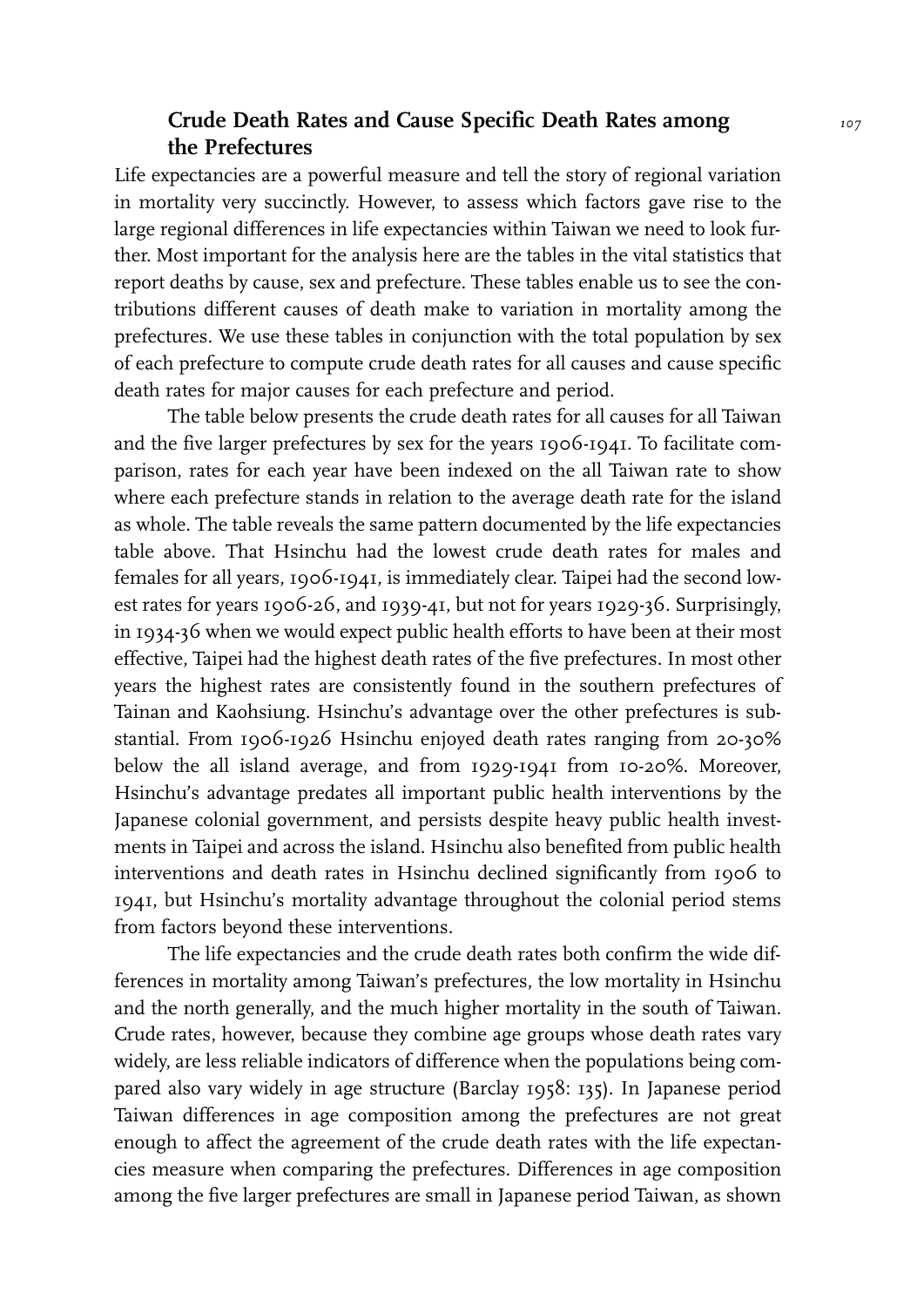## Crude Death Rates and Cause Specific Death Rates among the Prefectures

Life expectancies are a powerful measure and tell the story of regional variation in mortality very succinctly. However, to assess which factors gave rise to the large regional differences in life expectancies within Taiwan we need to look further. Most important for the analysis here are the tables in the vital statistics that report deaths by cause, sex and prefecture. These tables enable us to see the contributions different causes of death make to variation in mortality among the prefectures. We use these tables in conjunction with the total population by sex of each prefecture to compute crude death rates for all causes and cause specific death rates for major causes for each prefecture and period.

The table below presents the crude death rates for all causes for all Taiwan and the five larger prefectures by sex for the years 1906-1941. To facilitate comparison, rates for each year have been indexed on the all Taiwan rate to show where each prefecture stands in relation to the average death rate for the island as whole. The table reveals the same pattern documented by the life expectancies table above. That Hsinchu had the lowest crude death rates for males and females for all years, 1906-1941, is immediately clear. Taipei had the second lowest rates for years 1906-26, and 1939-41, but not for years 1929-36. Surprisingly, in 1934-36 when we would expect public health efforts to have been at their most effective, Taipei had the highest death rates of the five prefectures. In most other years the highest rates are consistently found in the southern prefectures of Tainan and Kaohsiung. Hsinchu's advantage over the other prefectures is substantial. From 1906-1926 Hsinchu enjoyed death rates ranging from 20-30% below the all island average, and from 1929-1941 from 10-20%. Moreover, Hsinchu's advantage predates all important public health interventions by the Japanese colonial government, and persists despite heavy public health investments in Taipei and across the island. Hsinchu also benefited from public health interventions and death rates in Hsinchu declined significantly from 1906 to 1941, but Hsinchu's mortality advantage throughout the colonial period stems from factors beyond these interventions.

The life expectancies and the crude death rates both confirm the wide differences in mortality among Taiwan's prefectures, the low mortality in Hsinchu and the north generally, and the much higher mortality in the south of Taiwan. Crude rates, however, because they combine age groups whose death rates vary widely, are less reliable indicators of difference when the populations being compared also vary widely in age structure (Barclay 1958: 135). In Japanese period Taiwan differences in age composition among the prefectures are not great enough to affect the agreement of the crude death rates with the life expectancies measure when comparing the prefectures. Differences in age composition among the five larger prefectures are small in Japanese period Taiwan, as shown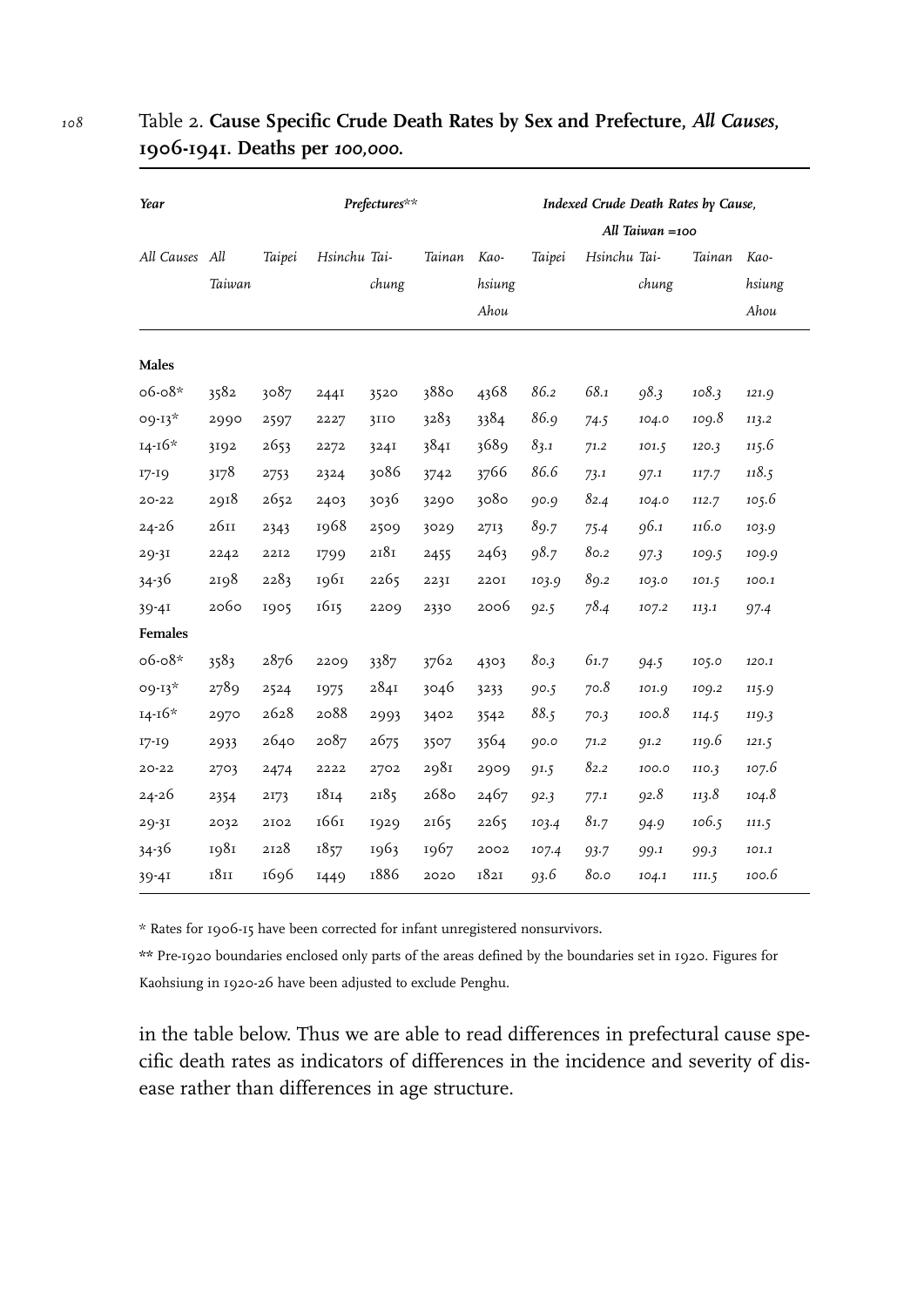Table 2. **Cause Specific Crude Death Rates by Sex and Prefecture, *All Causes*, 1906-1941. Deaths per *100,000*.**

| *Year* | *Prefectures*** | | | | | | *Indexed Crude Death Rates by Cause, All Taiwan =100* | | | | |
|---|---|---|---|---|---|---|---|---|---|---|---|
| *All Causes* | *All Taiwan* | *Taipei* | *Hsinchu* | *Tai-chung* | *Tainan* | *Kao-hsiung Ahou* | *Taipei* | *Hsinchu* | *Tai-chung* | *Tainan* | *Kao-hsiung Ahou* |
| **Males** | | | | | | | | | | | |
| 06-08* | 3582 | 3087 | 2441 | 3520 | 3880 | 4368 | *86.2* | *68.1* | *98.3* | *108.3* | *121.9* |
| 09-13* | 2990 | 2597 | 2227 | 3110 | 3283 | 3384 | *86.9* | *74.5* | *104.0* | *109.8* | *113.2* |
| 14-16* | 3192 | 2653 | 2272 | 3241 | 3841 | 3689 | *83.1* | *71.2* | *101.5* | *120.3* | *115.6* |
| 17-19 | 3178 | 2753 | 2324 | 3086 | 3742 | 3766 | *86.6* | *73.1* | *97.1* | *117.7* | *118.5* |
| 20-22 | 2918 | 2652 | 2403 | 3036 | 3290 | 3080 | *90.9* | *82.4* | *104.0* | *112.7* | *105.6* |
| 24-26 | 2611 | 2343 | 1968 | 2509 | 3029 | 2713 | *89.7* | *75.4* | *96.1* | *116.0* | *103.9* |
| 29-31 | 2242 | 2212 | 1799 | 2181 | 2455 | 2463 | *98.7* | *80.2* | *97.3* | *109.5* | *109.9* |
| 34-36 | 2198 | 2283 | 1961 | 2265 | 2231 | 2201 | *103.9* | *89.2* | *103.0* | *101.5* | *100.1* |
| 39-41 | 2060 | 1905 | 1615 | 2209 | 2330 | 2006 | *92.5* | *78.4* | *107.2* | *113.1* | *97.4* |
| **Females** | | | | | | | | | | | |
| 06-08* | 3583 | 2876 | 2209 | 3387 | 3762 | 4303 | *80.3* | *61.7* | *94.5* | *105.0* | *120.1* |
| 09-13* | 2789 | 2524 | 1975 | 2841 | 3046 | 3233 | *90.5* | *70.8* | *101.9* | *109.2* | *115.9* |
| 14-16* | 2970 | 2628 | 2088 | 2993 | 3402 | 3542 | *88.5* | *70.3* | *100.8* | *114.5* | *119.3* |
| 17-19 | 2933 | 2640 | 2087 | 2675 | 3507 | 3564 | *90.0* | *71.2* | *91.2* | *119.6* | *121.5* |
| 20-22 | 2703 | 2474 | 2222 | 2702 | 2981 | 2909 | *91.5* | *82.2* | *100.0* | *110.3* | *107.6* |
| 24-26 | 2354 | 2173 | 1814 | 2185 | 2680 | 2467 | *92.3* | *77.1* | *92.8* | *113.8* | *104.8* |
| 29-31 | 2032 | 2102 | 1661 | 1929 | 2165 | 2265 | *103.4* | *81.7* | *94.9* | *106.5* | *111.5* |
| 34-36 | 1981 | 2128 | 1857 | 1963 | 1967 | 2002 | *107.4* | *93.7* | *99.1* | *99.3* | *101.1* |
| 39-41 | 1811 | 1696 | 1449 | 1886 | 2020 | 1821 | *93.6* | *80.0* | *104.1* | *111.5* | *100.6* |

* Rates for 1906-15 have been corrected for infant unregistered nonsurvivors.

** Pre-1920 boundaries enclosed only parts of the areas defined by the boundaries set in 1920. Figures for Kaohsiung in 1920-26 have been adjusted to exclude Penghu.

in the table below. Thus we are able to read differences in prefectural cause specific death rates as indicators of differences in the incidence and severity of disease rather than differences in age structure.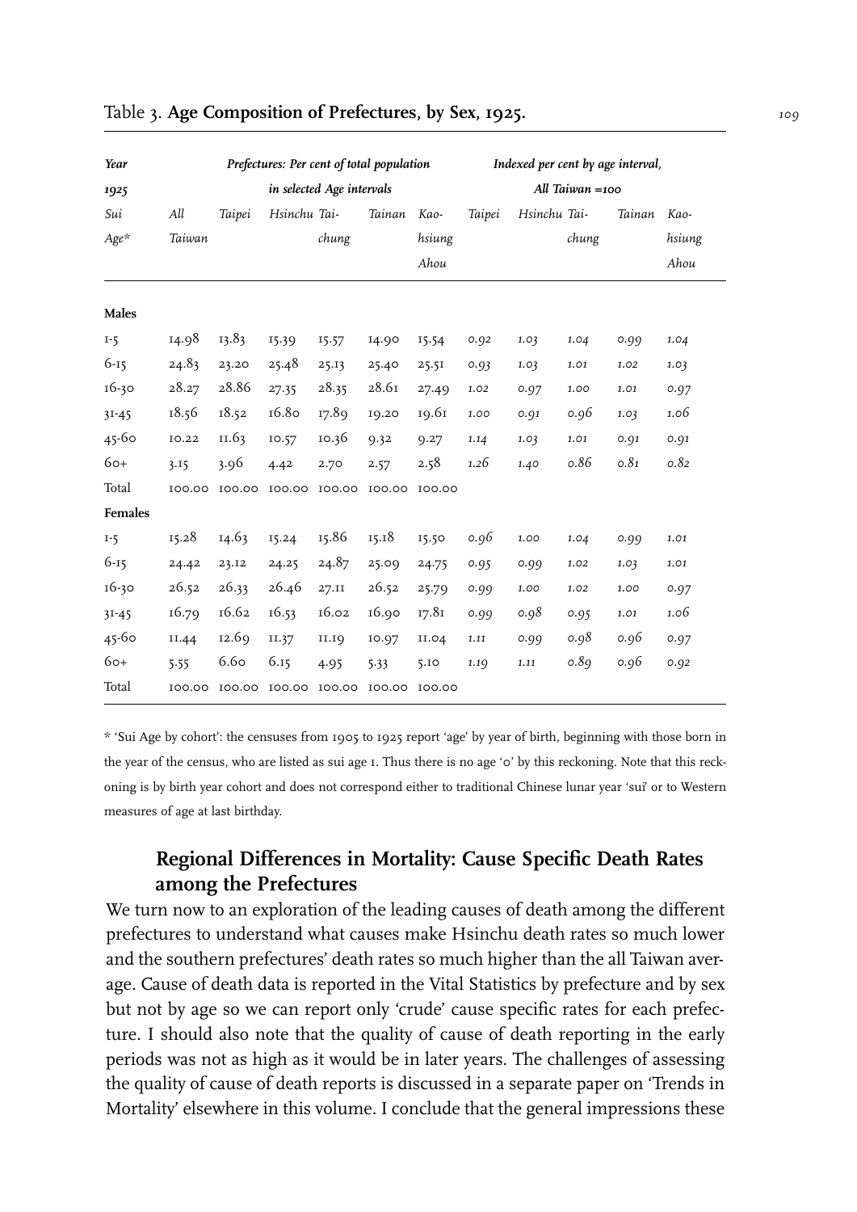Table 3. **Age Composition of Prefectures, by Sex, 1925.**

| *Year 1925 Sui Age** | *Prefectures: Per cent of total population in selected Age intervals* | | | | | | *Indexed per cent by age interval, All Taiwan =100* | | | | |
|---|---|---|---|---|---|---|---|---|---|---|---|
| | *All Taiwan* | *Taipei* | *Hsinchu* | *Tai-chung* | *Tainan* | *Kao-hsiung Ahou* | *Taipei* | *Hsinchu* | *Tai-chung* | *Tainan* | *Kao-hsiung Ahou* |
| **Males** | | | | | | | | | | | |
| 1-5 | 14.98 | 13.83 | 15.39 | 15.57 | 14.90 | 15.54 | *0.92* | *1.03* | *1.04* | *0.99* | *1.04* |
| 6-15 | 24.83 | 23.20 | 25.48 | 25.13 | 25.40 | 25.51 | *0.93* | *1.03* | *1.01* | *1.02* | *1.03* |
| 16-30 | 28.27 | 28.86 | 27.35 | 28.35 | 28.61 | 27.49 | *1.02* | *0.97* | *1.00* | *1.01* | *0.97* |
| 31-45 | 18.56 | 18.52 | 16.80 | 17.89 | 19.20 | 19.61 | *1.00* | *0.91* | *0.96* | *1.03* | *1.06* |
| 45-60 | 10.22 | 11.63 | 10.57 | 10.36 | 9.32 | 9.27 | *1.14* | *1.03* | *1.01* | *0.91* | *0.91* |
| 60+ | 3.15 | 3.96 | 4.42 | 2.70 | 2.57 | 2.58 | *1.26* | *1.40* | *0.86* | *0.81* | *0.82* |
| Total | 100.00 | 100.00 | 100.00 | 100.00 | 100.00 | 100.00 | | | | | |
| **Females** | | | | | | | | | | | |
| 1-5 | 15.28 | 14.63 | 15.24 | 15.86 | 15.18 | 15.50 | *0.96* | *1.00* | *1.04* | *0.99* | *1.01* |
| 6-15 | 24.42 | 23.12 | 24.25 | 24.87 | 25.09 | 24.75 | *0.95* | *0.99* | *1.02* | *1.03* | *1.01* |
| 16-30 | 26.52 | 26.33 | 26.46 | 27.11 | 26.52 | 25.79 | *0.99* | *1.00* | *1.02* | *1.00* | *0.97* |
| 31-45 | 16.79 | 16.62 | 16.53 | 16.02 | 16.90 | 17.81 | *0.99* | *0.98* | *0.95* | *1.01* | *1.06* |
| 45-60 | 11.44 | 12.69 | 11.37 | 11.19 | 10.97 | 11.04 | *1.11* | *0.99* | *0.98* | *0.96* | *0.97* |
| 60+ | 5.55 | 6.60 | 6.15 | 4.95 | 5.33 | 5.10 | *1.19* | *1.11* | *0.89* | *0.96* | *0.92* |
| Total | 100.00 | 100.00 | 100.00 | 100.00 | 100.00 | 100.00 | | | | | |

* 'Sui Age by cohort': the censuses from 1905 to 1925 report 'age' by year of birth, beginning with those born in the year of the census, who are listed as sui age 1. Thus there is no age '0' by this reckoning. Note that this reckoning is by birth year cohort and does not correspond either to traditional Chinese lunar year 'sui' or to Western measures of age at last birthday.

## Regional Differences in Mortality: Cause Specific Death Rates among the Prefectures

We turn now to an exploration of the leading causes of death among the different prefectures to understand what causes make Hsinchu death rates so much lower and the southern prefectures' death rates so much higher than the all Taiwan average. Cause of death data is reported in the Vital Statistics by prefecture and by sex but not by age so we can report only 'crude' cause specific rates for each prefecture. I should also note that the quality of cause of death reporting in the early periods was not as high as it would be in later years. The challenges of assessing the quality of cause of death reports is discussed in a separate paper on 'Trends in Mortality' elsewhere in this volume. I conclude that the general impressions these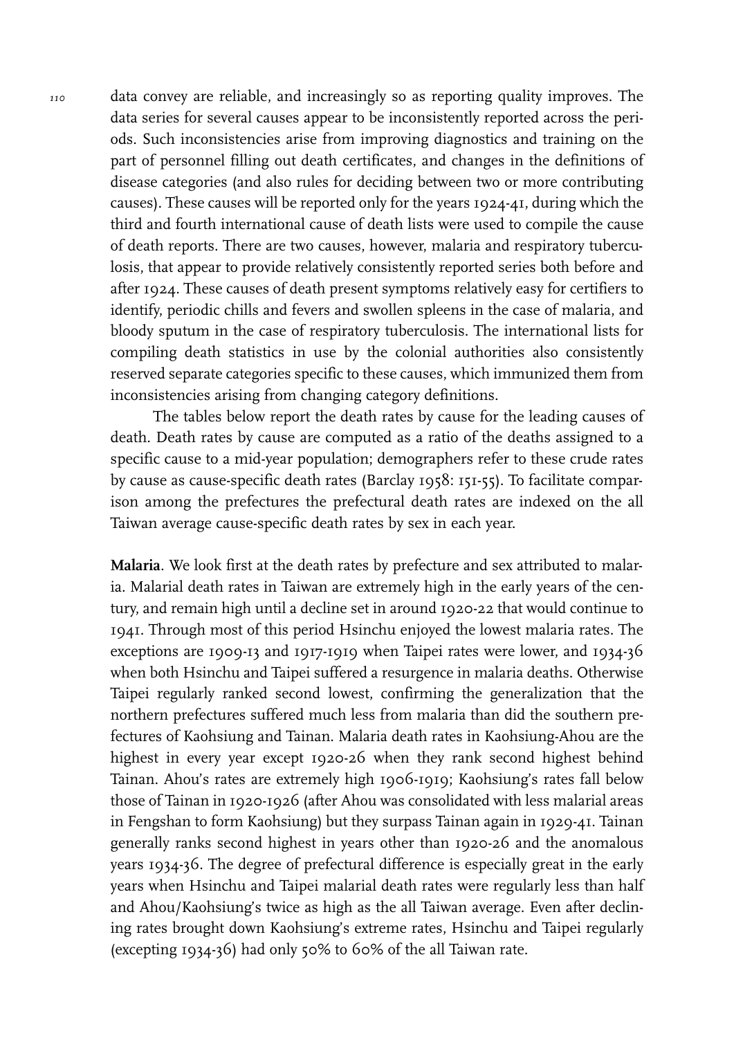data convey are reliable, and increasingly so as reporting quality improves. The data series for several causes appear to be inconsistently reported across the periods. Such inconsistencies arise from improving diagnostics and training on the part of personnel filling out death certificates, and changes in the definitions of disease categories (and also rules for deciding between two or more contributing causes). These causes will be reported only for the years 1924-41, during which the third and fourth international cause of death lists were used to compile the cause of death reports. There are two causes, however, malaria and respiratory tuberculosis, that appear to provide relatively consistently reported series both before and after 1924. These causes of death present symptoms relatively easy for certifiers to identify, periodic chills and fevers and swollen spleens in the case of malaria, and bloody sputum in the case of respiratory tuberculosis. The international lists for compiling death statistics in use by the colonial authorities also consistently reserved separate categories specific to these causes, which immunized them from inconsistencies arising from changing category definitions.

The tables below report the death rates by cause for the leading causes of death. Death rates by cause are computed as a ratio of the deaths assigned to a specific cause to a mid-year population; demographers refer to these crude rates by cause as cause-specific death rates (Barclay 1958: 151-55). To facilitate comparison among the prefectures the prefectural death rates are indexed on the all Taiwan average cause-specific death rates by sex in each year.

**Malaria**. We look first at the death rates by prefecture and sex attributed to malaria. Malarial death rates in Taiwan are extremely high in the early years of the century, and remain high until a decline set in around 1920-22 that would continue to 1941. Through most of this period Hsinchu enjoyed the lowest malaria rates. The exceptions are 1909-13 and 1917-1919 when Taipei rates were lower, and 1934-36 when both Hsinchu and Taipei suffered a resurgence in malaria deaths. Otherwise Taipei regularly ranked second lowest, confirming the generalization that the northern prefectures suffered much less from malaria than did the southern prefectures of Kaohsiung and Tainan. Malaria death rates in Kaohsiung-Ahou are the highest in every year except 1920-26 when they rank second highest behind Tainan. Ahou's rates are extremely high 1906-1919; Kaohsiung's rates fall below those of Tainan in 1920-1926 (after Ahou was consolidated with less malarial areas in Fengshan to form Kaohsiung) but they surpass Tainan again in 1929-41. Tainan generally ranks second highest in years other than 1920-26 and the anomalous years 1934-36. The degree of prefectural difference is especially great in the early years when Hsinchu and Taipei malarial death rates were regularly less than half and Ahou/Kaohsiung's twice as high as the all Taiwan average. Even after declining rates brought down Kaohsiung's extreme rates, Hsinchu and Taipei regularly (excepting 1934-36) had only 50% to 60% of the all Taiwan rate.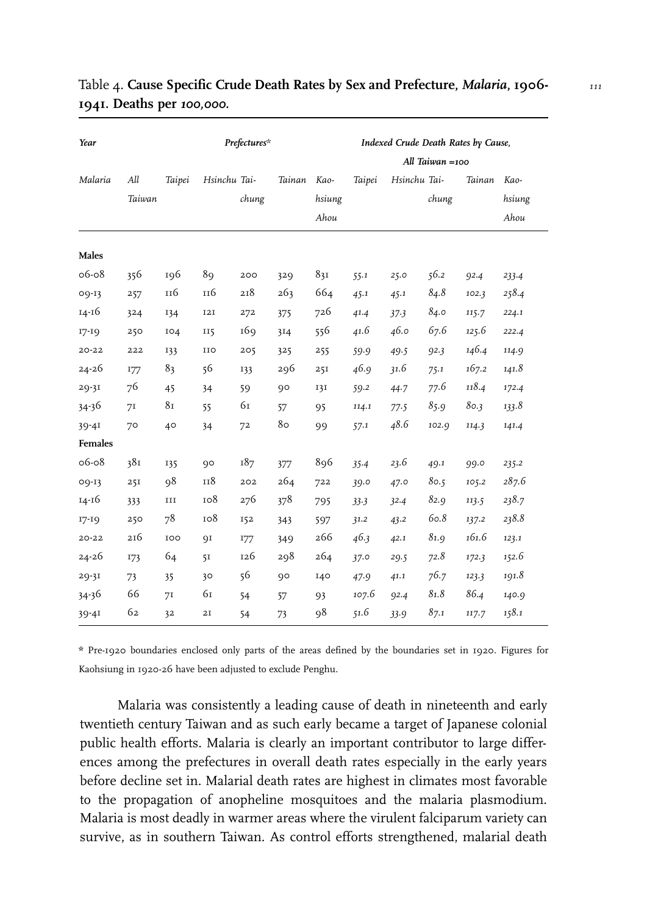Table 4. **Cause Specific Crude Death Rates by Sex and Prefecture, *Malaria*, 1906-1941. Deaths per *100,000*.**

| *Year* | *Prefectures\** | | | | | | *Indexed Crude Death Rates by Cause, All Taiwan =100* | | | | |
|---|---|---|---|---|---|---|---|---|---|---|---|
| *Malaria* | *All Taiwan* | *Taipei* | *Hsinchu* | *Taichung* | *Tainan* | *Kaohsiung Ahou* | *Taipei* | *Hsinchu* | *Taichung* | *Tainan* | *Kaohsiung Ahou* |
| **Males** | | | | | | | | | | | |
| 06-08 | 356 | 196 | 89 | 200 | 329 | 831 | *55.1* | *25.0* | *56.2* | *92.4* | *233.4* |
| 09-13 | 257 | 116 | 116 | 218 | 263 | 664 | *45.1* | *45.1* | *84.8* | *102.3* | *258.4* |
| 14-16 | 324 | 134 | 121 | 272 | 375 | 726 | *41.4* | *37.3* | *84.0* | *115.7* | *224.1* |
| 17-19 | 250 | 104 | 115 | 169 | 314 | 556 | *41.6* | *46.0* | *67.6* | *125.6* | *222.4* |
| 20-22 | 222 | 133 | 110 | 205 | 325 | 255 | *59.9* | *49.5* | *92.3* | *146.4* | *114.9* |
| 24-26 | 177 | 83 | 56 | 133 | 296 | 251 | *46.9* | *31.6* | *75.1* | *167.2* | *141.8* |
| 29-31 | 76 | 45 | 34 | 59 | 90 | 131 | *59.2* | *44.7* | *77.6* | *118.4* | *172.4* |
| 34-36 | 71 | 81 | 55 | 61 | 57 | 95 | *114.1* | *77.5* | *85.9* | *80.3* | *133.8* |
| 39-41 | 70 | 40 | 34 | 72 | 80 | 99 | *57.1* | *48.6* | *102.9* | *114.3* | *141.4* |
| **Females** | | | | | | | | | | | |
| 06-08 | 381 | 135 | 90 | 187 | 377 | 896 | *35.4* | *23.6* | *49.1* | *99.0* | *235.2* |
| 09-13 | 251 | 98 | 118 | 202 | 264 | 722 | *39.0* | *47.0* | *80.5* | *105.2* | *287.6* |
| 14-16 | 333 | 111 | 108 | 276 | 378 | 795 | *33.3* | *32.4* | *82.9* | *113.5* | *238.7* |
| 17-19 | 250 | 78 | 108 | 152 | 343 | 597 | *31.2* | *43.2* | *60.8* | *137.2* | *238.8* |
| 20-22 | 216 | 100 | 91 | 177 | 349 | 266 | *46.3* | *42.1* | *81.9* | *161.6* | *123.1* |
| 24-26 | 173 | 64 | 51 | 126 | 298 | 264 | *37.0* | *29.5* | *72.8* | *172.3* | *152.6* |
| 29-31 | 73 | 35 | 30 | 56 | 90 | 140 | *47.9* | *41.1* | *76.7* | *123.3* | *191.8* |
| 34-36 | 66 | 71 | 61 | 54 | 57 | 93 | *107.6* | *92.4* | *81.8* | *86.4* | *140.9* |
| 39-41 | 62 | 32 | 21 | 54 | 73 | 98 | *51.6* | *33.9* | *87.1* | *117.7* | *158.1* |

\* Pre-1920 boundaries enclosed only parts of the areas defined by the boundaries set in 1920. Figures for Kaohsiung in 1920-26 have been adjusted to exclude Penghu.

Malaria was consistently a leading cause of death in nineteenth and early twentieth century Taiwan and as such early became a target of Japanese colonial public health efforts. Malaria is clearly an important contributor to large differences among the prefectures in overall death rates especially in the early years before decline set in. Malarial death rates are highest in climates most favorable to the propagation of anopheline mosquitoes and the malaria plasmodium. Malaria is most deadly in warmer areas where the virulent falciparum variety can survive, as in southern Taiwan. As control efforts strengthened, malarial death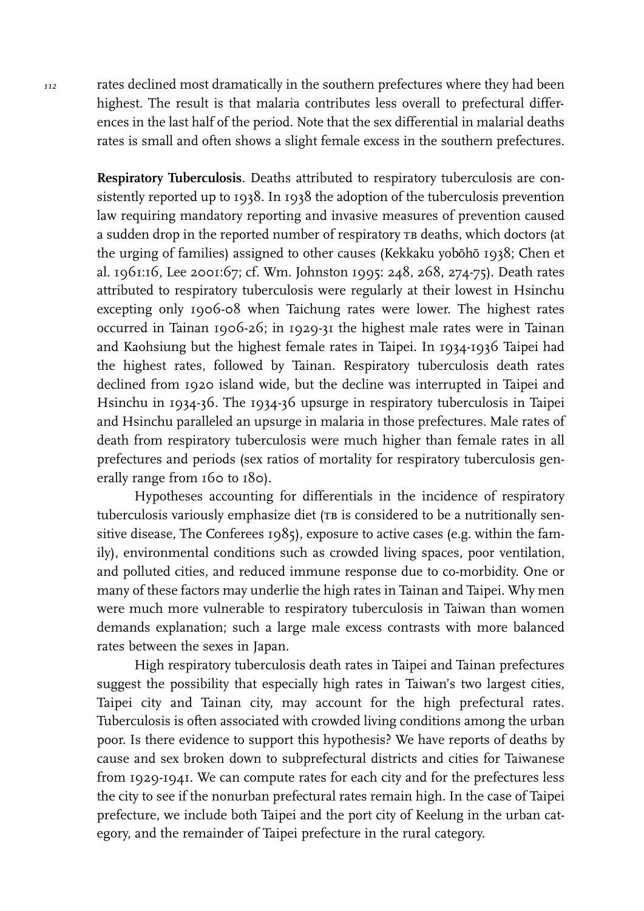rates declined most dramatically in the southern prefectures where they had been highest. The result is that malaria contributes less overall to prefectural differences in the last half of the period. Note that the sex differential in malarial deaths rates is small and often shows a slight female excess in the southern prefectures.

**Respiratory Tuberculosis**. Deaths attributed to respiratory tuberculosis are consistently reported up to 1938. In 1938 the adoption of the tuberculosis prevention law requiring mandatory reporting and invasive measures of prevention caused a sudden drop in the reported number of respiratory TB deaths, which doctors (at the urging of families) assigned to other causes (Kekkaku yobōhō 1938; Chen et al. 1961:16, Lee 2001:67; cf. Wm. Johnston 1995: 248, 268, 274-75). Death rates attributed to respiratory tuberculosis were regularly at their lowest in Hsinchu excepting only 1906-08 when Taichung rates were lower. The highest rates occurred in Tainan 1906-26; in 1929-31 the highest male rates were in Tainan and Kaohsiung but the highest female rates in Taipei. In 1934-1936 Taipei had the highest rates, followed by Tainan. Respiratory tuberculosis death rates declined from 1920 island wide, but the decline was interrupted in Taipei and Hsinchu in 1934-36. The 1934-36 upsurge in respiratory tuberculosis in Taipei and Hsinchu paralleled an upsurge in malaria in those prefectures. Male rates of death from respiratory tuberculosis were much higher than female rates in all prefectures and periods (sex ratios of mortality for respiratory tuberculosis generally range from 160 to 180).

Hypotheses accounting for differentials in the incidence of respiratory tuberculosis variously emphasize diet (TB is considered to be a nutritionally sensitive disease, The Conferees 1985), exposure to active cases (e.g. within the family), environmental conditions such as crowded living spaces, poor ventilation, and polluted cities, and reduced immune response due to co-morbidity. One or many of these factors may underlie the high rates in Tainan and Taipei. Why men were much more vulnerable to respiratory tuberculosis in Taiwan than women demands explanation; such a large male excess contrasts with more balanced rates between the sexes in Japan.

High respiratory tuberculosis death rates in Taipei and Tainan prefectures suggest the possibility that especially high rates in Taiwan's two largest cities, Taipei city and Tainan city, may account for the high prefectural rates. Tuberculosis is often associated with crowded living conditions among the urban poor. Is there evidence to support this hypothesis? We have reports of deaths by cause and sex broken down to subprefectural districts and cities for Taiwanese from 1929-1941. We can compute rates for each city and for the prefectures less the city to see if the nonurban prefectural rates remain high. In the case of Taipei prefecture, we include both Taipei and the port city of Keelung in the urban category, and the remainder of Taipei prefecture in the rural category.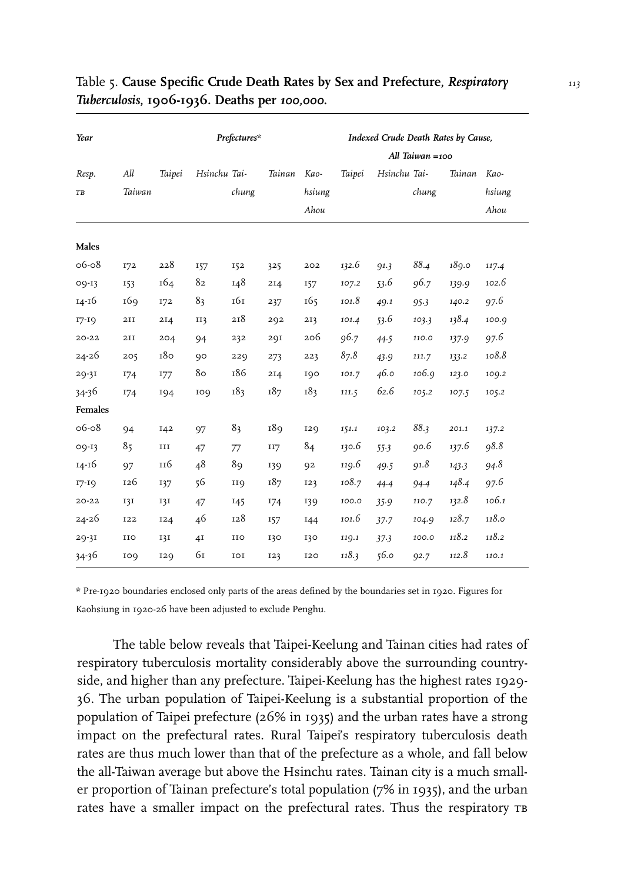Table 5. **Cause Specific Crude Death Rates by Sex and Prefecture, *Respiratory Tuberculosis*, 1906-1936. Deaths per *100,000*.**

| *Year* | *Prefectures\** | | | | | | *Indexed Crude Death Rates by Cause, All Taiwan =100* | | | | |
|---|---|---|---|---|---|---|---|---|---|---|---|
| *Resp. TB* | *All Taiwan* | *Taipei* | *Hsinchu* | *Tai-chung* | *Tainan* | *Kao-hsiung Ahou* | *Taipei* | *Hsinchu* | *Tai-chung* | *Tainan* | *Kao-hsiung Ahou* |
| **Males** | | | | | | | | | | | |
| 06-08 | 172 | 228 | 157 | 152 | 325 | 202 | *132.6* | *91.3* | *88.4* | *189.0* | *117.4* |
| 09-13 | 153 | 164 | 82 | 148 | 214 | 157 | *107.2* | *53.6* | *96.7* | *139.9* | *102.6* |
| 14-16 | 169 | 172 | 83 | 161 | 237 | 165 | *101.8* | *49.1* | *95.3* | *140.2* | *97.6* |
| 17-19 | 211 | 214 | 113 | 218 | 292 | 213 | *101.4* | *53.6* | *103.3* | *138.4* | *100.9* |
| 20-22 | 211 | 204 | 94 | 232 | 291 | 206 | *96.7* | *44.5* | *110.0* | *137.9* | *97.6* |
| 24-26 | 205 | 180 | 90 | 229 | 273 | 223 | *87.8* | *43.9* | *111.7* | *133.2* | *108.8* |
| 29-31 | 174 | 177 | 80 | 186 | 214 | 190 | *101.7* | *46.0* | *106.9* | *123.0* | *109.2* |
| 34-36 | 174 | 194 | 109 | 183 | 187 | 183 | *111.5* | *62.6* | *105.2* | *107.5* | *105.2* |
| **Females** | | | | | | | | | | | |
| 06-08 | 94 | 142 | 97 | 83 | 189 | 129 | *151.1* | *103.2* | *88.3* | *201.1* | *137.2* |
| 09-13 | 85 | 111 | 47 | 77 | 117 | 84 | *130.6* | *55.3* | *90.6* | *137.6* | *98.8* |
| 14-16 | 97 | 116 | 48 | 89 | 139 | 92 | *119.6* | *49.5* | *91.8* | *143.3* | *94.8* |
| 17-19 | 126 | 137 | 56 | 119 | 187 | 123 | *108.7* | *44.4* | *94.4* | *148.4* | *97.6* |
| 20-22 | 131 | 131 | 47 | 145 | 174 | 139 | *100.0* | *35.9* | *110.7* | *132.8* | *106.1* |
| 24-26 | 122 | 124 | 46 | 128 | 157 | 144 | *101.6* | *37.7* | *104.9* | *128.7* | *118.0* |
| 29-31 | 110 | 131 | 41 | 110 | 130 | 130 | *119.1* | *37.3* | *100.0* | *118.2* | *118.2* |
| 34-36 | 109 | 129 | 61 | 101 | 123 | 120 | *118.3* | *56.0* | *92.7* | *112.8* | *110.1* |

\* Pre-1920 boundaries enclosed only parts of the areas defined by the boundaries set in 1920. Figures for Kaohsiung in 1920-26 have been adjusted to exclude Penghu.

The table below reveals that Taipei-Keelung and Tainan cities had rates of respiratory tuberculosis mortality considerably above the surrounding countryside, and higher than any prefecture. Taipei-Keelung has the highest rates 1929-36. The urban population of Taipei-Keelung is a substantial proportion of the population of Taipei prefecture (26% in 1935) and the urban rates have a strong impact on the prefectural rates. Rural Taipei's respiratory tuberculosis death rates are thus much lower than that of the prefecture as a whole, and fall below the all-Taiwan average but above the Hsinchu rates. Tainan city is a much smaller proportion of Tainan prefecture's total population (7% in 1935), and the urban rates have a smaller impact on the prefectural rates. Thus the respiratory TB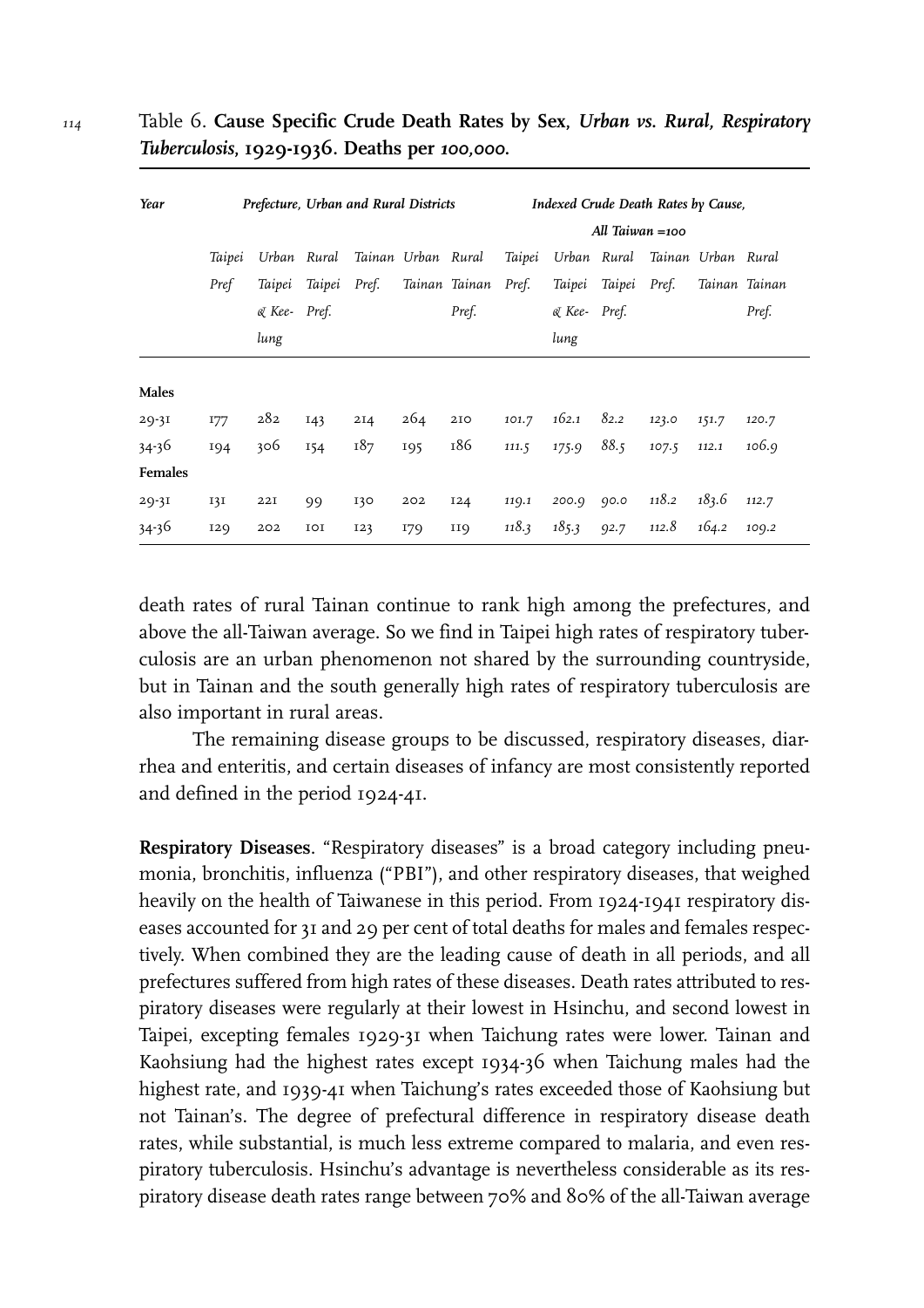Table 6. **Cause Specific Crude Death Rates by Sex, *Urban vs. Rural, Respiratory Tuberculosis*, 1929-1936. Deaths per *100,000*.**

| *Year* | *Prefecture, Urban and Rural Districts* | | | | | | *Indexed Crude Death Rates by Cause, All Taiwan =100* | | | | | |
|---|---|---|---|---|---|---|---|---|---|---|---|---|
| | *Taipei Pref* | *Urban Taipei & Keelung* | *Rural Taipei Pref.* | *Tainan Pref.* | *Urban Tainan* | *Rural Tainan Pref.* | *Taipei Pref.* | *Urban Taipei & Keelung* | *Rural Taipei Pref.* | *Tainan Pref.* | *Urban Tainan* | *Rural Tainan Pref.* |
| **Males** | | | | | | | | | | | | |
| 29-31 | 177 | 282 | 143 | 214 | 264 | 210 | *101.7* | *162.1* | *82.2* | *123.0* | *151.7* | *120.7* |
| 34-36 | 194 | 306 | 154 | 187 | 195 | 186 | *111.5* | *175.9* | *88.5* | *107.5* | *112.1* | *106.9* |
| **Females** | | | | | | | | | | | | |
| 29-31 | 131 | 221 | 99 | 130 | 202 | 124 | *119.1* | *200.9* | *90.0* | *118.2* | *183.6* | *112.7* |
| 34-36 | 129 | 202 | 101 | 123 | 179 | 119 | *118.3* | *185.3* | *92.7* | *112.8* | *164.2* | *109.2* |

death rates of rural Tainan continue to rank high among the prefectures, and above the all-Taiwan average. So we find in Taipei high rates of respiratory tuberculosis are an urban phenomenon not shared by the surrounding countryside, but in Tainan and the south generally high rates of respiratory tuberculosis are also important in rural areas.

The remaining disease groups to be discussed, respiratory diseases, diarrhea and enteritis, and certain diseases of infancy are most consistently reported and defined in the period 1924-41.

**Respiratory Diseases**. "Respiratory diseases" is a broad category including pneumonia, bronchitis, influenza ("PBI"), and other respiratory diseases, that weighed heavily on the health of Taiwanese in this period. From 1924-1941 respiratory diseases accounted for 31 and 29 per cent of total deaths for males and females respectively. When combined they are the leading cause of death in all periods, and all prefectures suffered from high rates of these diseases. Death rates attributed to respiratory diseases were regularly at their lowest in Hsinchu, and second lowest in Taipei, excepting females 1929-31 when Taichung rates were lower. Tainan and Kaohsiung had the highest rates except 1934-36 when Taichung males had the highest rate, and 1939-41 when Taichung's rates exceeded those of Kaohsiung but not Tainan's. The degree of prefectural difference in respiratory disease death rates, while substantial, is much less extreme compared to malaria, and even respiratory tuberculosis. Hsinchu's advantage is nevertheless considerable as its respiratory disease death rates range between 70% and 80% of the all-Taiwan average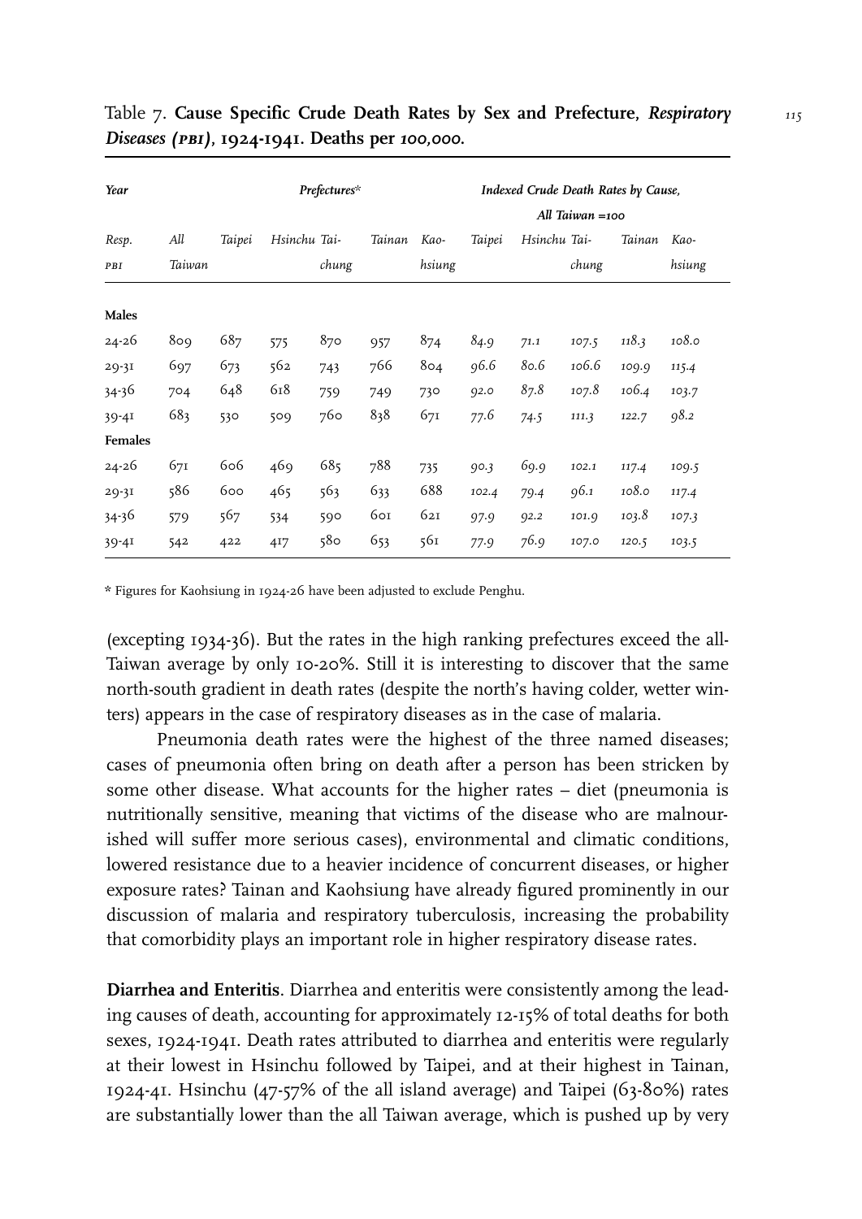Table 7. **Cause Specific Crude Death Rates by Sex and Prefecture, *Respiratory Diseases (PBI)*, 1924-1941. Deaths per *100,000*.**

| *Year* | *Prefectures\** | | | | | | *Indexed Crude Death Rates by Cause, All Taiwan =100* | | | | |
|---|---|---|---|---|---|---|---|---|---|---|---|
| *Resp. PBI* | *All Taiwan* | *Taipei* | *Hsinchu* | *Tai-chung* | *Tainan* | *Kao-hsiung* | *Taipei* | *Hsinchu* | *Tai-chung* | *Tainan* | *Kao-hsiung* |
| **Males** | | | | | | | | | | | |
| 24-26 | 809 | 687 | 575 | 870 | 957 | 874 | *84.9* | *71.1* | *107.5* | *118.3* | *108.0* |
| 29-31 | 697 | 673 | 562 | 743 | 766 | 804 | *96.6* | *80.6* | *106.6* | *109.9* | *115.4* |
| 34-36 | 704 | 648 | 618 | 759 | 749 | 730 | *92.0* | *87.8* | *107.8* | *106.4* | *103.7* |
| 39-41 | 683 | 530 | 509 | 760 | 838 | 671 | *77.6* | *74.5* | *111.3* | *122.7* | *98.2* |
| **Females** | | | | | | | | | | | |
| 24-26 | 671 | 606 | 469 | 685 | 788 | 735 | *90.3* | *69.9* | *102.1* | *117.4* | *109.5* |
| 29-31 | 586 | 600 | 465 | 563 | 633 | 688 | *102.4* | *79.4* | *96.1* | *108.0* | *117.4* |
| 34-36 | 579 | 567 | 534 | 590 | 601 | 621 | *97.9* | *92.2* | *101.9* | *103.8* | *107.3* |
| 39-41 | 542 | 422 | 417 | 580 | 653 | 561 | *77.9* | *76.9* | *107.0* | *120.5* | *103.5* |

\* Figures for Kaohsiung in 1924-26 have been adjusted to exclude Penghu.

(excepting 1934-36). But the rates in the high ranking prefectures exceed the all-Taiwan average by only 10-20%. Still it is interesting to discover that the same north-south gradient in death rates (despite the north's having colder, wetter winters) appears in the case of respiratory diseases as in the case of malaria.

Pneumonia death rates were the highest of the three named diseases; cases of pneumonia often bring on death after a person has been stricken by some other disease. What accounts for the higher rates – diet (pneumonia is nutritionally sensitive, meaning that victims of the disease who are malnourished will suffer more serious cases), environmental and climatic conditions, lowered resistance due to a heavier incidence of concurrent diseases, or higher exposure rates? Tainan and Kaohsiung have already figured prominently in our discussion of malaria and respiratory tuberculosis, increasing the probability that comorbidity plays an important role in higher respiratory disease rates.

**Diarrhea and Enteritis**. Diarrhea and enteritis were consistently among the leading causes of death, accounting for approximately 12-15% of total deaths for both sexes, 1924-1941. Death rates attributed to diarrhea and enteritis were regularly at their lowest in Hsinchu followed by Taipei, and at their highest in Tainan, 1924-41. Hsinchu (47-57% of the all island average) and Taipei (63-80%) rates are substantially lower than the all Taiwan average, which is pushed up by very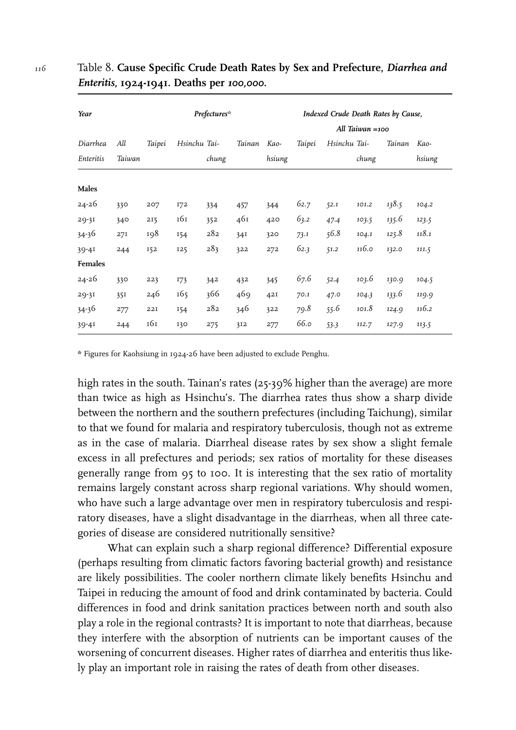Table 8. **Cause Specific Crude Death Rates by Sex and Prefecture, *Diarrhea and Enteritis*, 1924-1941. Deaths per *100,000*.**

| *Year* | *Prefectures** | | | | | | *Indexed Crude Death Rates by Cause, All Taiwan =100* | | | | |
|---|---|---|---|---|---|---|---|---|---|---|---|
| *Diarrhea Enteritis* | *All Taiwan* | *Taipei* | *Hsinchu* | *Tai-chung* | *Tainan* | *Kao-hsiung* | *Taipei* | *Hsinchu* | *Tai-chung* | *Tainan* | *Kao-hsiung* |
| **Males** | | | | | | | | | | | |
| 24-26 | 330 | 207 | 172 | 334 | 457 | 344 | *62.7* | *52.1* | *101.2* | *138.5* | *104.2* |
| 29-31 | 340 | 215 | 161 | 352 | 461 | 420 | *63.2* | *47.4* | *103.5* | *135.6* | *123.5* |
| 34-36 | 271 | 198 | 154 | 282 | 341 | 320 | *73.1* | *56.8* | *104.1* | *125.8* | *118.1* |
| 39-41 | 244 | 152 | 125 | 283 | 322 | 272 | *62.3* | *51.2* | *116.0* | *132.0* | *111.5* |
| **Females** | | | | | | | | | | | |
| 24-26 | 330 | 223 | 173 | 342 | 432 | 345 | *67.6* | *52.4* | *103.6* | *130.9* | *104.5* |
| 29-31 | 351 | 246 | 165 | 366 | 469 | 421 | *70.1* | *47.0* | *104.3* | *133.6* | *119.9* |
| 34-36 | 277 | 221 | 154 | 282 | 346 | 322 | *79.8* | *55.6* | *101.8* | *124.9* | *116.2* |
| 39-41 | 244 | 161 | 130 | 275 | 312 | 277 | *66.0* | *53.3* | *112.7* | *127.9* | *113.5* |

* Figures for Kaohsiung in 1924-26 have been adjusted to exclude Penghu.

high rates in the south. Tainan's rates (25-39% higher than the average) are more than twice as high as Hsinchu's. The diarrhea rates thus show a sharp divide between the northern and the southern prefectures (including Taichung), similar to that we found for malaria and respiratory tuberculosis, though not as extreme as in the case of malaria. Diarrheal disease rates by sex show a slight female excess in all prefectures and periods; sex ratios of mortality for these diseases generally range from 95 to 100. It is interesting that the sex ratio of mortality remains largely constant across sharp regional variations. Why should women, who have such a large advantage over men in respiratory tuberculosis and respiratory diseases, have a slight disadvantage in the diarrheas, when all three categories of disease are considered nutritionally sensitive?

What can explain such a sharp regional difference? Differential exposure (perhaps resulting from climatic factors favoring bacterial growth) and resistance are likely possibilities. The cooler northern climate likely benefits Hsinchu and Taipei in reducing the amount of food and drink contaminated by bacteria. Could differences in food and drink sanitation practices between north and south also play a role in the regional contrasts? It is important to note that diarrheas, because they interfere with the absorption of nutrients can be important causes of the worsening of concurrent diseases. Higher rates of diarrhea and enteritis thus likely play an important role in raising the rates of death from other diseases.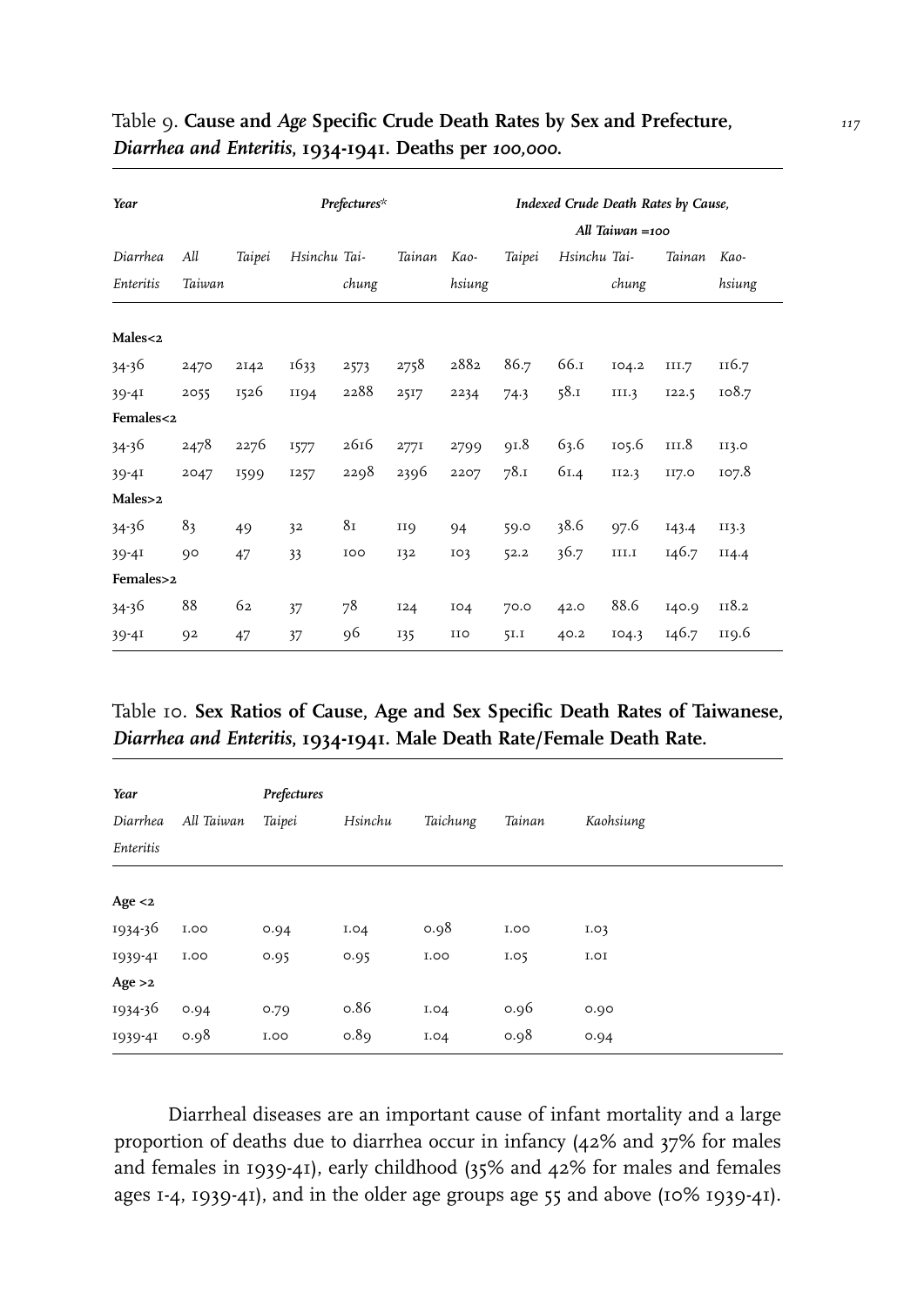Table 9. **Cause and *Age* Specific Crude Death Rates by Sex and Prefecture, *Diarrhea and Enteritis*, 1934-1941. Deaths per *100,000*.**

| *Year* | | | *Prefectures\** | | | | *Indexed Crude Death Rates by Cause, All Taiwan =100* | | | | |
|---|---|---|---|---|---|---|---|---|---|---|---|
| *Diarrhea Enteritis* | *All Taiwan* | *Taipei* | *Hsinchu* | *Tai-chung* | *Tainan* | *Kao-hsiung* | *Taipei* | *Hsinchu* | *Tai-chung* | *Tainan* | *Kao-hsiung* |
| **Males<2** | | | | | | | | | | | |
| 34-36 | 2470 | 2142 | 1633 | 2573 | 2758 | 2882 | 86.7 | 66.1 | 104.2 | 111.7 | 116.7 |
| 39-41 | 2055 | 1526 | 1194 | 2288 | 2517 | 2234 | 74.3 | 58.1 | 111.3 | 122.5 | 108.7 |
| **Females<2** | | | | | | | | | | | |
| 34-36 | 2478 | 2276 | 1577 | 2616 | 2771 | 2799 | 91.8 | 63.6 | 105.6 | 111.8 | 113.0 |
| 39-41 | 2047 | 1599 | 1257 | 2298 | 2396 | 2207 | 78.1 | 61.4 | 112.3 | 117.0 | 107.8 |
| **Males>2** | | | | | | | | | | | |
| 34-36 | 83 | 49 | 32 | 81 | 119 | 94 | 59.0 | 38.6 | 97.6 | 143.4 | 113.3 |
| 39-41 | 90 | 47 | 33 | 100 | 132 | 103 | 52.2 | 36.7 | 111.1 | 146.7 | 114.4 |
| **Females>2** | | | | | | | | | | | |
| 34-36 | 88 | 62 | 37 | 78 | 124 | 104 | 70.0 | 42.0 | 88.6 | 140.9 | 118.2 |
| 39-41 | 92 | 47 | 37 | 96 | 135 | 110 | 51.1 | 40.2 | 104.3 | 146.7 | 119.6 |

Table 10. **Sex Ratios of Cause, Age and Sex Specific Death Rates of Taiwanese, *Diarrhea and Enteritis*, 1934-1941. Male Death Rate/Female Death Rate.**

| *Year* | | *Prefectures* | | | | |
|---|---|---|---|---|---|---|
| *Diarrhea Enteritis* | *All Taiwan* | *Taipei* | *Hsinchu* | *Taichung* | *Tainan* | *Kaohsiung* |
| **Age <2** | | | | | | |
| 1934-36 | 1.00 | 0.94 | 1.04 | 0.98 | 1.00 | 1.03 |
| 1939-41 | 1.00 | 0.95 | 0.95 | 1.00 | 1.05 | 1.01 |
| **Age >2** | | | | | | |
| 1934-36 | 0.94 | 0.79 | 0.86 | 1.04 | 0.96 | 0.90 |
| 1939-41 | 0.98 | 1.00 | 0.89 | 1.04 | 0.98 | 0.94 |

Diarrheal diseases are an important cause of infant mortality and a large proportion of deaths due to diarrhea occur in infancy (42% and 37% for males and females in 1939-41), early childhood (35% and 42% for males and females ages 1-4, 1939-41), and in the older age groups age 55 and above (10% 1939-41).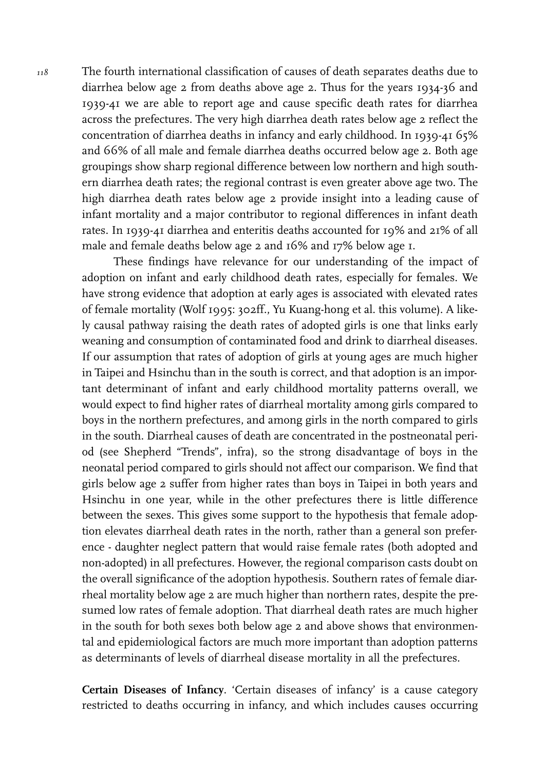The fourth international classification of causes of death separates deaths due to diarrhea below age 2 from deaths above age 2. Thus for the years 1934-36 and 1939-41 we are able to report age and cause specific death rates for diarrhea across the prefectures. The very high diarrhea death rates below age 2 reflect the concentration of diarrhea deaths in infancy and early childhood. In 1939-41 65% and 66% of all male and female diarrhea deaths occurred below age 2. Both age groupings show sharp regional difference between low northern and high southern diarrhea death rates; the regional contrast is even greater above age two. The high diarrhea death rates below age 2 provide insight into a leading cause of infant mortality and a major contributor to regional differences in infant death rates. In 1939-41 diarrhea and enteritis deaths accounted for 19% and 21% of all male and female deaths below age 2 and 16% and 17% below age 1.

These findings have relevance for our understanding of the impact of adoption on infant and early childhood death rates, especially for females. We have strong evidence that adoption at early ages is associated with elevated rates of female mortality (Wolf 1995: 302ff., Yu Kuang-hong et al. this volume). A likely causal pathway raising the death rates of adopted girls is one that links early weaning and consumption of contaminated food and drink to diarrheal diseases. If our assumption that rates of adoption of girls at young ages are much higher in Taipei and Hsinchu than in the south is correct, and that adoption is an important determinant of infant and early childhood mortality patterns overall, we would expect to find higher rates of diarrheal mortality among girls compared to boys in the northern prefectures, and among girls in the north compared to girls in the south. Diarrheal causes of death are concentrated in the postneonatal period (see Shepherd "Trends", infra), so the strong disadvantage of boys in the neonatal period compared to girls should not affect our comparison. We find that girls below age 2 suffer from higher rates than boys in Taipei in both years and Hsinchu in one year, while in the other prefectures there is little difference between the sexes. This gives some support to the hypothesis that female adoption elevates diarrheal death rates in the north, rather than a general son preference - daughter neglect pattern that would raise female rates (both adopted and non-adopted) in all prefectures. However, the regional comparison casts doubt on the overall significance of the adoption hypothesis. Southern rates of female diarrheal mortality below age 2 are much higher than northern rates, despite the presumed low rates of female adoption. That diarrheal death rates are much higher in the south for both sexes both below age 2 and above shows that environmental and epidemiological factors are much more important than adoption patterns as determinants of levels of diarrheal disease mortality in all the prefectures.

**Certain Diseases of Infancy**. 'Certain diseases of infancy' is a cause category restricted to deaths occurring in infancy, and which includes causes occurring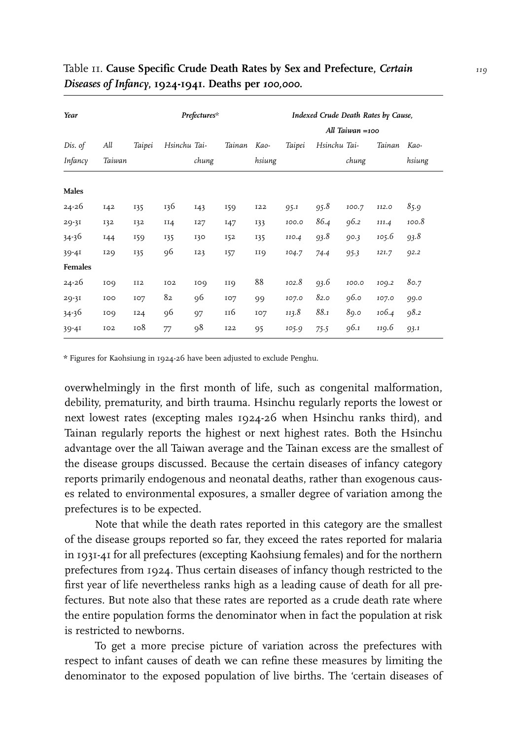Table 11. **Cause Specific Crude Death Rates by Sex and Prefecture, *Certain Diseases of Infancy*, 1924-1941. Deaths per *100,000*.**

| *Year* | *Prefectures** | | | | | | *Indexed Crude Death Rates by Cause, All Taiwan =100* | | | | |
|---|---|---|---|---|---|---|---|---|---|---|---|
| *Dis. of Infancy* | *All Taiwan* | *Taipei* | *Hsinchu* | *Tai-chung* | *Tainan* | *Kao-hsiung* | *Taipei* | *Hsinchu* | *Tai-chung* | *Tainan* | *Kao-hsiung* |
| **Males** | | | | | | | | | | | |
| 24-26 | 142 | 135 | 136 | 143 | 159 | 122 | *95.1* | *95.8* | *100.7* | *112.0* | *85.9* |
| 29-31 | 132 | 132 | 114 | 127 | 147 | 133 | *100.0* | *86.4* | *96.2* | *111.4* | *100.8* |
| 34-36 | 144 | 159 | 135 | 130 | 152 | 135 | *110.4* | *93.8* | *90.3* | *105.6* | *93.8* |
| 39-41 | 129 | 135 | 96 | 123 | 157 | 119 | *104.7* | *74.4* | *95.3* | *121.7* | *92.2* |
| **Females** | | | | | | | | | | | |
| 24-26 | 109 | 112 | 102 | 109 | 119 | 88 | *102.8* | *93.6* | *100.0* | *109.2* | *80.7* |
| 29-31 | 100 | 107 | 82 | 96 | 107 | 99 | *107.0* | *82.0* | *96.0* | *107.0* | *99.0* |
| 34-36 | 109 | 124 | 96 | 97 | 116 | 107 | *113.8* | *88.1* | *89.0* | *106.4* | *98.2* |
| 39-41 | 102 | 108 | 77 | 98 | 122 | 95 | *105.9* | *75.5* | *96.1* | *119.6* | *93.1* |

\* Figures for Kaohsiung in 1924-26 have been adjusted to exclude Penghu.

overwhelmingly in the first month of life, such as congenital malformation, debility, prematurity, and birth trauma. Hsinchu regularly reports the lowest or next lowest rates (excepting males 1924-26 when Hsinchu ranks third), and Tainan regularly reports the highest or next highest rates. Both the Hsinchu advantage over the all Taiwan average and the Tainan excess are the smallest of the disease groups discussed. Because the certain diseases of infancy category reports primarily endogenous and neonatal deaths, rather than exogenous causes related to environmental exposures, a smaller degree of variation among the prefectures is to be expected.

Note that while the death rates reported in this category are the smallest of the disease groups reported so far, they exceed the rates reported for malaria in 1931-41 for all prefectures (excepting Kaohsiung females) and for the northern prefectures from 1924. Thus certain diseases of infancy though restricted to the first year of life nevertheless ranks high as a leading cause of death for all prefectures. But note also that these rates are reported as a crude death rate where the entire population forms the denominator when in fact the population at risk is restricted to newborns.

To get a more precise picture of variation across the prefectures with respect to infant causes of death we can refine these measures by limiting the denominator to the exposed population of live births. The 'certain diseases of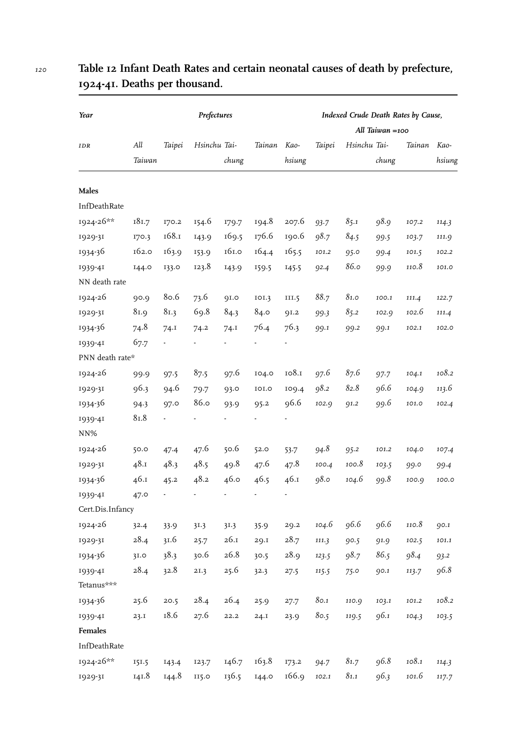**Table 12 Infant Death Rates and certain neonatal causes of death by prefecture, 1924-41. Deaths per thousand.**

| *Year* | *Prefectures* | | | | | | *Indexed Crude Death Rates by Cause, All Taiwan =100* | | | | |
|---|---|---|---|---|---|---|---|---|---|---|---|
| *IDR* | *All Taiwan* | *Taipei* | *Hsinchu* | *Tai-chung* | *Tainan* | *Kao-hsiung* | *Taipei* | *Hsinchu* | *Tai-chung* | *Tainan* | *Kao-hsiung* |
| **Males** | | | | | | | | | | | |
| InfDeathRate | | | | | | | | | | | |
| 1924-26** | 181.7 | 170.2 | 154.6 | 179.7 | 194.8 | 207.6 | *93.7* | *85.1* | *98.9* | *107.2* | *114.3* |
| 1929-31 | 170.3 | 168.1 | 143.9 | 169.5 | 176.6 | 190.6 | *98.7* | *84.5* | *99.5* | *103.7* | *111.9* |
| 1934-36 | 162.0 | 163.9 | 153.9 | 161.0 | 164.4 | 165.5 | *101.2* | *95.0* | *99.4* | *101.5* | *102.2* |
| 1939-41 | 144.0 | 133.0 | 123.8 | 143.9 | 159.5 | 145.5 | *92.4* | *86.0* | *99.9* | *110.8* | *101.0* |
| NN death rate | | | | | | | | | | | |
| 1924-26 | 90.9 | 80.6 | 73.6 | 91.0 | 101.3 | 111.5 | *88.7* | *81.0* | *100.1* | *111.4* | *122.7* |
| 1929-31 | 81.9 | 81.3 | 69.8 | 84.3 | 84.0 | 91.2 | *99.3* | *85.2* | *102.9* | *102.6* | *111.4* |
| 1934-36 | 74.8 | 74.1 | 74.2 | 74.1 | 76.4 | 76.3 | *99.1* | *99.2* | *99.1* | *102.1* | *102.0* |
| 1939-41 | 67.7 | - | - | - | - | - | | | | | |
| PNN death rate* | | | | | | | | | | | |
| 1924-26 | 99.9 | 97.5 | 87.5 | 97.6 | 104.0 | 108.1 | *97.6* | *87.6* | *97.7* | *104.1* | *108.2* |
| 1929-31 | 96.3 | 94.6 | 79.7 | 93.0 | 101.0 | 109.4 | *98.2* | *82.8* | *96.6* | *104.9* | *113.6* |
| 1934-36 | 94.3 | 97.0 | 86.0 | 93.9 | 95.2 | 96.6 | *102.9* | *91.2* | *99.6* | *101.0* | *102.4* |
| 1939-41 | 81.8 | - | - | - | - | - | | | | | |
| NN% | | | | | | | | | | | |
| 1924-26 | 50.0 | 47.4 | 47.6 | 50.6 | 52.0 | 53.7 | *94.8* | *95.2* | *101.2* | *104.0* | *107.4* |
| 1929-31 | 48.1 | 48.3 | 48.5 | 49.8 | 47.6 | 47.8 | *100.4* | *100.8* | *103.5* | *99.0* | *99.4* |
| 1934-36 | 46.1 | 45.2 | 48.2 | 46.0 | 46.5 | 46.1 | *98.0* | *104.6* | *99.8* | *100.9* | *100.0* |
| 1939-41 | 47.0 | - | - | - | - | - | | | | | |
| Cert.Dis.Infancy | | | | | | | | | | | |
| 1924-26 | 32.4 | 33.9 | 31.3 | 31.3 | 35.9 | 29.2 | *104.6* | *96.6* | *96.6* | *110.8* | *90.1* |
| 1929-31 | 28.4 | 31.6 | 25.7 | 26.1 | 29.1 | 28.7 | *111.3* | *90.5* | *91.9* | *102.5* | *101.1* |
| 1934-36 | 31.0 | 38.3 | 30.6 | 26.8 | 30.5 | 28.9 | *123.5* | *98.7* | *86.5* | *98.4* | *93.2* |
| 1939-41 | 28.4 | 32.8 | 21.3 | 25.6 | 32.3 | 27.5 | *115.5* | *75.0* | *90.1* | *113.7* | *96.8* |
| Tetanus*** | | | | | | | | | | | |
| 1934-36 | 25.6 | 20.5 | 28.4 | 26.4 | 25.9 | 27.7 | *80.1* | *110.9* | *103.1* | *101.2* | *108.2* |
| 1939-41 | 23.1 | 18.6 | 27.6 | 22.2 | 24.1 | 23.9 | *80.5* | *119.5* | *96.1* | *104.3* | *103.5* |
| **Females** | | | | | | | | | | | |
| InfDeathRate | | | | | | | | | | | |
| 1924-26** | 151.5 | 143.4 | 123.7 | 146.7 | 163.8 | 173.2 | *94.7* | *81.7* | *96.8* | *108.1* | *114.3* |
| 1929-31 | 141.8 | 144.8 | 115.0 | 136.5 | 144.0 | 166.9 | *102.1* | *81.1* | *96.3* | *101.6* | *117.7* |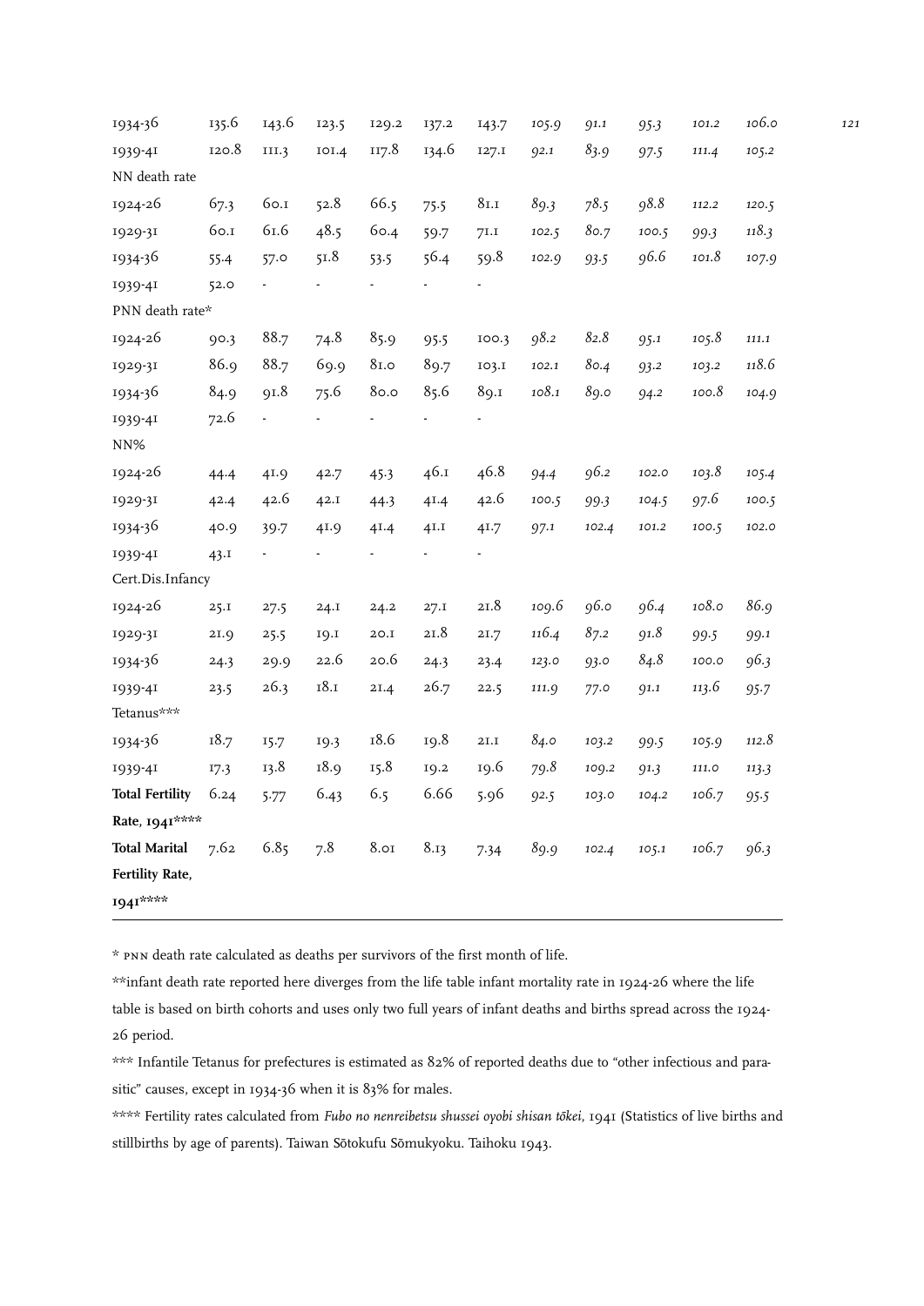| | | | | | | | | | | | |
|---|---|---|---|---|---|---|---|---|---|---|---|
| 1934-36 | 135.6 | 143.6 | 123.5 | 129.2 | 137.2 | 143.7 | *105.9* | *91.1* | *95.3* | *101.2* | *106.0* |
| 1939-41 | 120.8 | 111.3 | 101.4 | 117.8 | 134.6 | 127.1 | *92.1* | *83.9* | *97.5* | *111.4* | *105.2* |
| NN death rate | | | | | | | | | | | |
| 1924-26 | 67.3 | 60.1 | 52.8 | 66.5 | 75.5 | 81.1 | *89.3* | *78.5* | *98.8* | *112.2* | *120.5* |
| 1929-31 | 60.1 | 61.6 | 48.5 | 60.4 | 59.7 | 71.1 | *102.5* | *80.7* | *100.5* | *99.3* | *118.3* |
| 1934-36 | 55.4 | 57.0 | 51.8 | 53.5 | 56.4 | 59.8 | *102.9* | *93.5* | *96.6* | *101.8* | *107.9* |
| 1939-41 | 52.0 | - | - | - | - | - | | | | | |
| PNN death rate* | | | | | | | | | | | |
| 1924-26 | 90.3 | 88.7 | 74.8 | 85.9 | 95.5 | 100.3 | *98.2* | *82.8* | *95.1* | *105.8* | *111.1* |
| 1929-31 | 86.9 | 88.7 | 69.9 | 81.0 | 89.7 | 103.1 | *102.1* | *80.4* | *93.2* | *103.2* | *118.6* |
| 1934-36 | 84.9 | 91.8 | 75.6 | 80.0 | 85.6 | 89.1 | *108.1* | *89.0* | *94.2* | *100.8* | *104.9* |
| 1939-41 | 72.6 | - | - | - | - | - | | | | | |
| NN% | | | | | | | | | | | |
| 1924-26 | 44.4 | 41.9 | 42.7 | 45.3 | 46.1 | 46.8 | *94.4* | *96.2* | *102.0* | *103.8* | *105.4* |
| 1929-31 | 42.4 | 42.6 | 42.1 | 44.3 | 41.4 | 42.6 | *100.5* | *99.3* | *104.5* | *97.6* | *100.5* |
| 1934-36 | 40.9 | 39.7 | 41.9 | 41.4 | 41.1 | 41.7 | *97.1* | *102.4* | *101.2* | *100.5* | *102.0* |
| 1939-41 | 43.1 | - | - | - | - | - | | | | | |
| Cert.Dis.Infancy | | | | | | | | | | | |
| 1924-26 | 25.1 | 27.5 | 24.1 | 24.2 | 27.1 | 21.8 | *109.6* | *96.0* | *96.4* | *108.0* | *86.9* |
| 1929-31 | 21.9 | 25.5 | 19.1 | 20.1 | 21.8 | 21.7 | *116.4* | *87.2* | *91.8* | *99.5* | *99.1* |
| 1934-36 | 24.3 | 29.9 | 22.6 | 20.6 | 24.3 | 23.4 | *123.0* | *93.0* | *84.8* | *100.0* | *96.3* |
| 1939-41 | 23.5 | 26.3 | 18.1 | 21.4 | 26.7 | 22.5 | *111.9* | *77.0* | *91.1* | *113.6* | *95.7* |
| Tetanus*** | | | | | | | | | | | |
| 1934-36 | 18.7 | 15.7 | 19.3 | 18.6 | 19.8 | 21.1 | *84.0* | *103.2* | *99.5* | *105.9* | *112.8* |
| 1939-41 | 17.3 | 13.8 | 18.9 | 15.8 | 19.2 | 19.6 | *79.8* | *109.2* | *91.3* | *111.0* | *113.3* |
| **Total Fertility Rate, 1941******** | 6.24 | 5.77 | 6.43 | 6.5 | 6.66 | 5.96 | *92.5* | *103.0* | *104.2* | *106.7* | *95.5* |
| **Total Marital Fertility Rate, 1941******** | 7.62 | 6.85 | 7.8 | 8.01 | 8.13 | 7.34 | *89.9* | *102.4* | *105.1* | *106.7* | *96.3* |

* PNN death rate calculated as deaths per survivors of the first month of life.

**infant death rate reported here diverges from the life table infant mortality rate in 1924-26 where the life table is based on birth cohorts and uses only two full years of infant deaths and births spread across the 1924-26 period.

*** Infantile Tetanus for prefectures is estimated as 82% of reported deaths due to "other infectious and parasitic" causes, except in 1934-36 when it is 83% for males.

**** Fertility rates calculated from *Fubo no nenreibetsu shussei oyobi shisan tōkei*, 1941 (Statistics of live births and stillbirths by age of parents). Taiwan Sōtokufu Sōmukyoku. Taihoku 1943.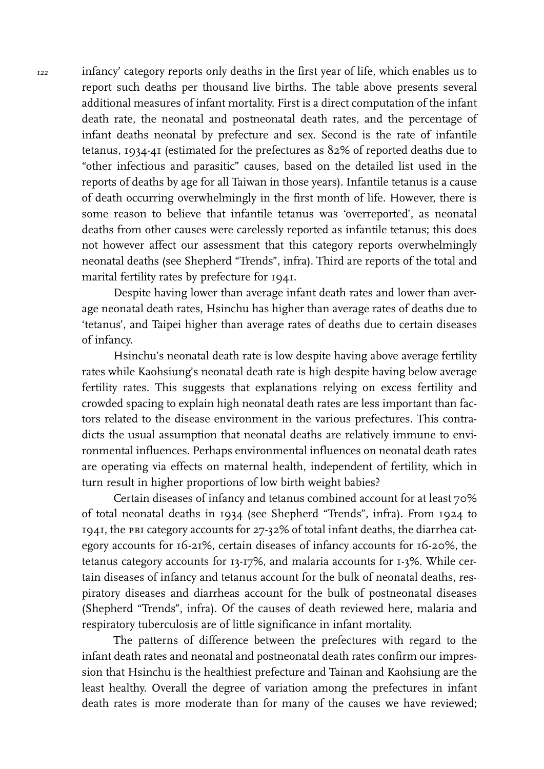infancy' category reports only deaths in the first year of life, which enables us to report such deaths per thousand live births. The table above presents several additional measures of infant mortality. First is a direct computation of the infant death rate, the neonatal and postneonatal death rates, and the percentage of infant deaths neonatal by prefecture and sex. Second is the rate of infantile tetanus, 1934-41 (estimated for the prefectures as 82% of reported deaths due to "other infectious and parasitic" causes, based on the detailed list used in the reports of deaths by age for all Taiwan in those years). Infantile tetanus is a cause of death occurring overwhelmingly in the first month of life. However, there is some reason to believe that infantile tetanus was 'overreported', as neonatal deaths from other causes were carelessly reported as infantile tetanus; this does not however affect our assessment that this category reports overwhelmingly neonatal deaths (see Shepherd "Trends", infra). Third are reports of the total and marital fertility rates by prefecture for 1941.

Despite having lower than average infant death rates and lower than average neonatal death rates, Hsinchu has higher than average rates of deaths due to 'tetanus', and Taipei higher than average rates of deaths due to certain diseases of infancy.

Hsinchu's neonatal death rate is low despite having above average fertility rates while Kaohsiung's neonatal death rate is high despite having below average fertility rates. This suggests that explanations relying on excess fertility and crowded spacing to explain high neonatal death rates are less important than factors related to the disease environment in the various prefectures. This contradicts the usual assumption that neonatal deaths are relatively immune to environmental influences. Perhaps environmental influences on neonatal death rates are operating via effects on maternal health, independent of fertility, which in turn result in higher proportions of low birth weight babies?

Certain diseases of infancy and tetanus combined account for at least 70% of total neonatal deaths in 1934 (see Shepherd "Trends", infra). From 1924 to 1941, the PBI category accounts for 27-32% of total infant deaths, the diarrhea category accounts for 16-21%, certain diseases of infancy accounts for 16-20%, the tetanus category accounts for 13-17%, and malaria accounts for 1-3%. While certain diseases of infancy and tetanus account for the bulk of neonatal deaths, respiratory diseases and diarrheas account for the bulk of postneonatal diseases (Shepherd "Trends", infra). Of the causes of death reviewed here, malaria and respiratory tuberculosis are of little significance in infant mortality.

The patterns of difference between the prefectures with regard to the infant death rates and neonatal and postneonatal death rates confirm our impression that Hsinchu is the healthiest prefecture and Tainan and Kaohsiung are the least healthy. Overall the degree of variation among the prefectures in infant death rates is more moderate than for many of the causes we have reviewed;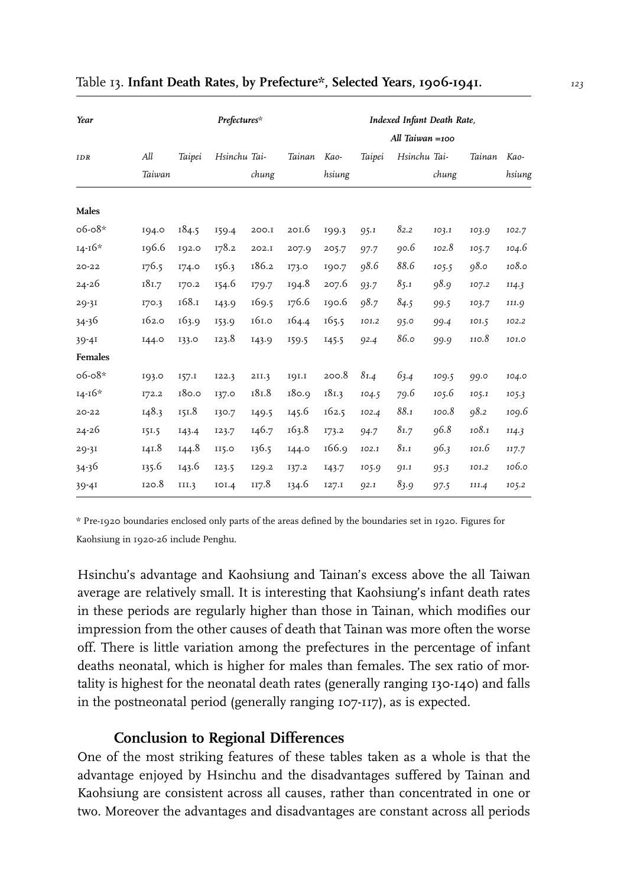Table 13. **Infant Death Rates, by Prefecture*, Selected Years, 1906-1941.**

| *Year* | *Prefectures** | | | | | | *Indexed Infant Death Rate, All Taiwan =100* | | | | |
|---|---|---|---|---|---|---|---|---|---|---|---|
| *IDR* | *All Taiwan* | *Taipei* | *Hsinchu* | *Tai-chung* | *Tainan* | *Kao-hsiung* | *Taipei* | *Hsinchu* | *Tai-chung* | *Tainan* | *Kao-hsiung* |
| **Males** | | | | | | | | | | | |
| 06-08* | 194.0 | 184.5 | 159.4 | 200.1 | 201.6 | 199.3 | *95.1* | *82.2* | *103.1* | *103.9* | *102.7* |
| 14-16* | 196.6 | 192.0 | 178.2 | 202.1 | 207.9 | 205.7 | *97.7* | *90.6* | *102.8* | *105.7* | *104.6* |
| 20-22 | 176.5 | 174.0 | 156.3 | 186.2 | 173.0 | 190.7 | *98.6* | *88.6* | *105.5* | *98.0* | *108.0* |
| 24-26 | 181.7 | 170.2 | 154.6 | 179.7 | 194.8 | 207.6 | *93.7* | *85.1* | *98.9* | *107.2* | *114.3* |
| 29-31 | 170.3 | 168.1 | 143.9 | 169.5 | 176.6 | 190.6 | *98.7* | *84.5* | *99.5* | *103.7* | *111.9* |
| 34-36 | 162.0 | 163.9 | 153.9 | 161.0 | 164.4 | 165.5 | *101.2* | *95.0* | *99.4* | *101.5* | *102.2* |
| 39-41 | 144.0 | 133.0 | 123.8 | 143.9 | 159.5 | 145.5 | *92.4* | *86.0* | *99.9* | *110.8* | *101.0* |
| **Females** | | | | | | | | | | | |
| 06-08* | 193.0 | 157.1 | 122.3 | 211.3 | 191.1 | 200.8 | *81.4* | *63.4* | *109.5* | *99.0* | *104.0* |
| 14-16* | 172.2 | 180.0 | 137.0 | 181.8 | 180.9 | 181.3 | *104.5* | *79.6* | *105.6* | *105.1* | *105.3* |
| 20-22 | 148.3 | 151.8 | 130.7 | 149.5 | 145.6 | 162.5 | *102.4* | *88.1* | *100.8* | *98.2* | *109.6* |
| 24-26 | 151.5 | 143.4 | 123.7 | 146.7 | 163.8 | 173.2 | *94.7* | *81.7* | *96.8* | *108.1* | *114.3* |
| 29-31 | 141.8 | 144.8 | 115.0 | 136.5 | 144.0 | 166.9 | *102.1* | *81.1* | *96.3* | *101.6* | *117.7* |
| 34-36 | 135.6 | 143.6 | 123.5 | 129.2 | 137.2 | 143.7 | *105.9* | *91.1* | *95.3* | *101.2* | *106.0* |
| 39-41 | 120.8 | 111.3 | 101.4 | 117.8 | 134.6 | 127.1 | *92.1* | *83.9* | *97.5* | *111.4* | *105.2* |

\* Pre-1920 boundaries enclosed only parts of the areas defined by the boundaries set in 1920. Figures for Kaohsiung in 1920-26 include Penghu.

Hsinchu's advantage and Kaohsiung and Tainan's excess above the all Taiwan average are relatively small. It is interesting that Kaohsiung's infant death rates in these periods are regularly higher than those in Tainan, which modifies our impression from the other causes of death that Tainan was more often the worse off. There is little variation among the prefectures in the percentage of infant deaths neonatal, which is higher for males than females. The sex ratio of mortality is highest for the neonatal death rates (generally ranging 130-140) and falls in the postneonatal period (generally ranging 107-117), as is expected.

### Conclusion to Regional Differences

One of the most striking features of these tables taken as a whole is that the advantage enjoyed by Hsinchu and the disadvantages suffered by Tainan and Kaohsiung are consistent across all causes, rather than concentrated in one or two. Moreover the advantages and disadvantages are constant across all periods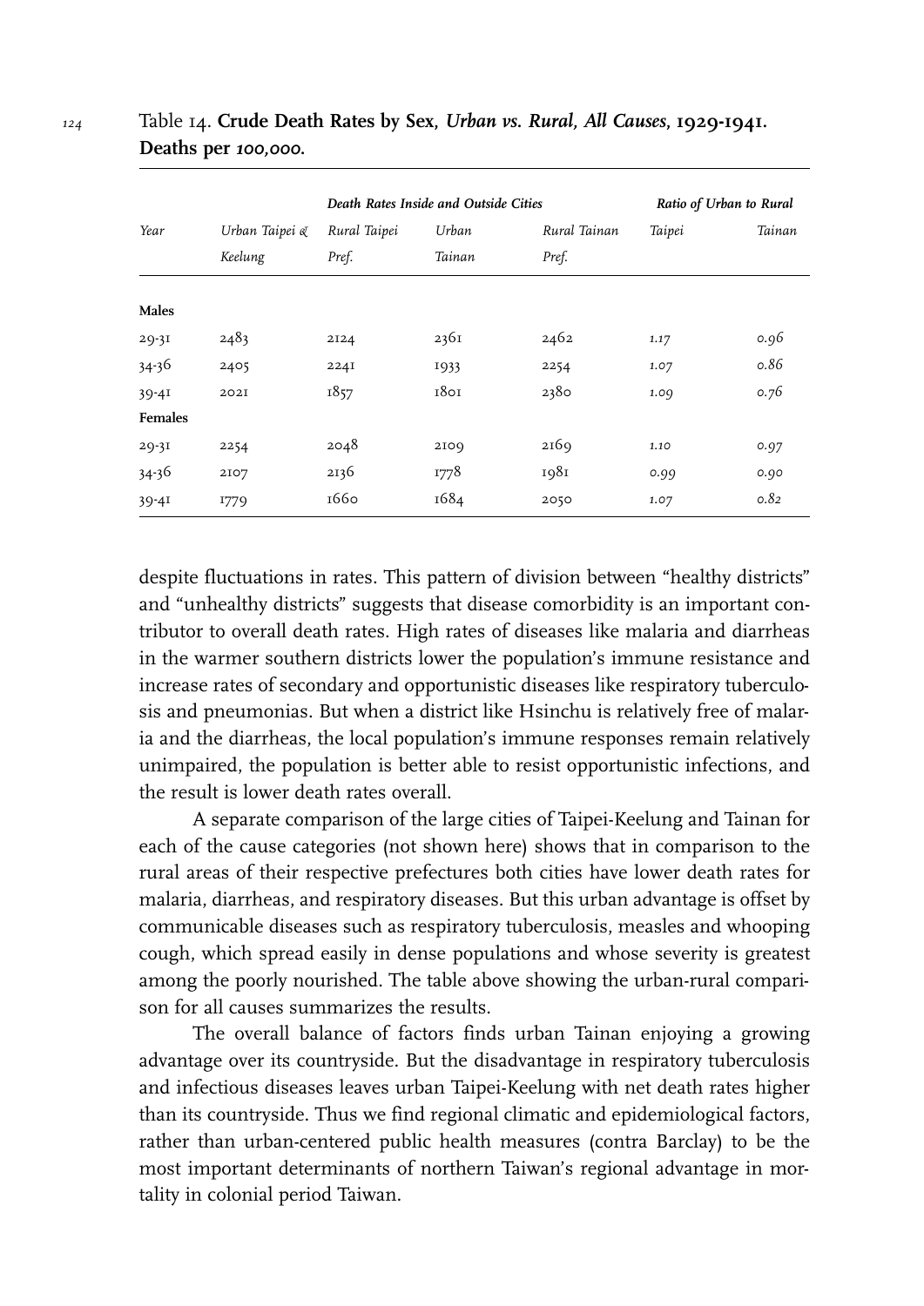Table 14. **Crude Death Rates by Sex, *Urban vs. Rural, All Causes*, 1929-1941. Deaths per *100,000*.**

| | *Death Rates Inside and Outside Cities* | | | | *Ratio of Urban to Rural* | |
|---|---|---|---|---|---|---|
| *Year* | *Urban Taipei & Keelung* | *Rural Taipei Pref.* | *Urban Tainan* | *Rural Tainan Pref.* | *Taipei* | *Tainan* |
| **Males** | | | | | | |
| 29-31 | 2483 | 2124 | 2361 | 2462 | *1.17* | *0.96* |
| 34-36 | 2405 | 2241 | 1933 | 2254 | *1.07* | *0.86* |
| 39-41 | 2021 | 1857 | 1801 | 2380 | *1.09* | *0.76* |
| **Females** | | | | | | |
| 29-31 | 2254 | 2048 | 2109 | 2169 | *1.10* | *0.97* |
| 34-36 | 2107 | 2136 | 1778 | 1981 | *0.99* | *0.90* |
| 39-41 | 1779 | 1660 | 1684 | 2050 | *1.07* | *0.82* |

despite fluctuations in rates. This pattern of division between "healthy districts" and "unhealthy districts" suggests that disease comorbidity is an important contributor to overall death rates. High rates of diseases like malaria and diarrheas in the warmer southern districts lower the population's immune resistance and increase rates of secondary and opportunistic diseases like respiratory tuberculosis and pneumonias. But when a district like Hsinchu is relatively free of malaria and the diarrheas, the local population's immune responses remain relatively unimpaired, the population is better able to resist opportunistic infections, and the result is lower death rates overall.

A separate comparison of the large cities of Taipei-Keelung and Tainan for each of the cause categories (not shown here) shows that in comparison to the rural areas of their respective prefectures both cities have lower death rates for malaria, diarrheas, and respiratory diseases. But this urban advantage is offset by communicable diseases such as respiratory tuberculosis, measles and whooping cough, which spread easily in dense populations and whose severity is greatest among the poorly nourished. The table above showing the urban-rural comparison for all causes summarizes the results.

The overall balance of factors finds urban Tainan enjoying a growing advantage over its countryside. But the disadvantage in respiratory tuberculosis and infectious diseases leaves urban Taipei-Keelung with net death rates higher than its countryside. Thus we find regional climatic and epidemiological factors, rather than urban-centered public health measures (contra Barclay) to be the most important determinants of northern Taiwan's regional advantage in mortality in colonial period Taiwan.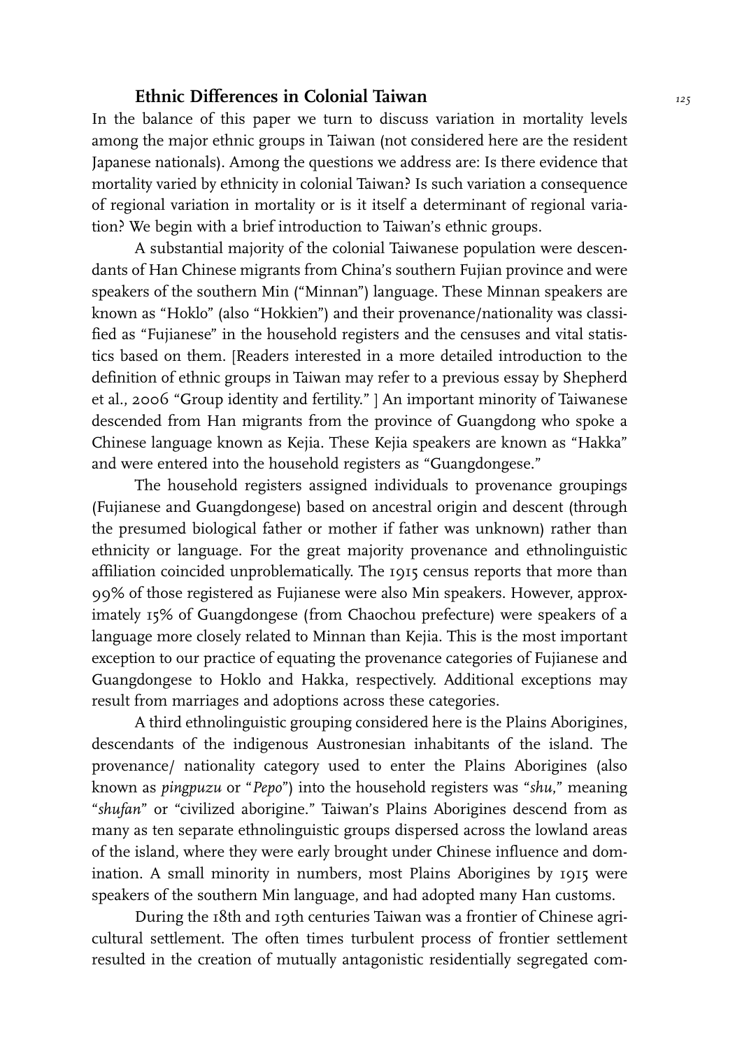## Ethnic Differences in Colonial Taiwan

In the balance of this paper we turn to discuss variation in mortality levels among the major ethnic groups in Taiwan (not considered here are the resident Japanese nationals). Among the questions we address are: Is there evidence that mortality varied by ethnicity in colonial Taiwan? Is such variation a consequence of regional variation in mortality or is it itself a determinant of regional variation? We begin with a brief introduction to Taiwan's ethnic groups.

A substantial majority of the colonial Taiwanese population were descendants of Han Chinese migrants from China's southern Fujian province and were speakers of the southern Min ("Minnan") language. These Minnan speakers are known as "Hoklo" (also "Hokkien") and their provenance/nationality was classified as "Fujianese" in the household registers and the censuses and vital statistics based on them. [Readers interested in a more detailed introduction to the definition of ethnic groups in Taiwan may refer to a previous essay by Shepherd et al., 2006 "Group identity and fertility." ] An important minority of Taiwanese descended from Han migrants from the province of Guangdong who spoke a Chinese language known as Kejia. These Kejia speakers are known as "Hakka" and were entered into the household registers as "Guangdongese."

The household registers assigned individuals to provenance groupings (Fujianese and Guangdongese) based on ancestral origin and descent (through the presumed biological father or mother if father was unknown) rather than ethnicity or language. For the great majority provenance and ethnolinguistic affiliation coincided unproblematically. The 1915 census reports that more than 99% of those registered as Fujianese were also Min speakers. However, approximately 15% of Guangdongese (from Chaochou prefecture) were speakers of a language more closely related to Minnan than Kejia. This is the most important exception to our practice of equating the provenance categories of Fujianese and Guangdongese to Hoklo and Hakka, respectively. Additional exceptions may result from marriages and adoptions across these categories.

A third ethnolinguistic grouping considered here is the Plains Aborigines, descendants of the indigenous Austronesian inhabitants of the island. The provenance/ nationality category used to enter the Plains Aborigines (also known as *pingpuzu* or "*Pepo*") into the household registers was "*shu*," meaning "*shufan*" or "civilized aborigine." Taiwan's Plains Aborigines descend from as many as ten separate ethnolinguistic groups dispersed across the lowland areas of the island, where they were early brought under Chinese influence and domination. A small minority in numbers, most Plains Aborigines by 1915 were speakers of the southern Min language, and had adopted many Han customs.

During the 18th and 19th centuries Taiwan was a frontier of Chinese agricultural settlement. The often times turbulent process of frontier settlement resulted in the creation of mutually antagonistic residentially segregated com-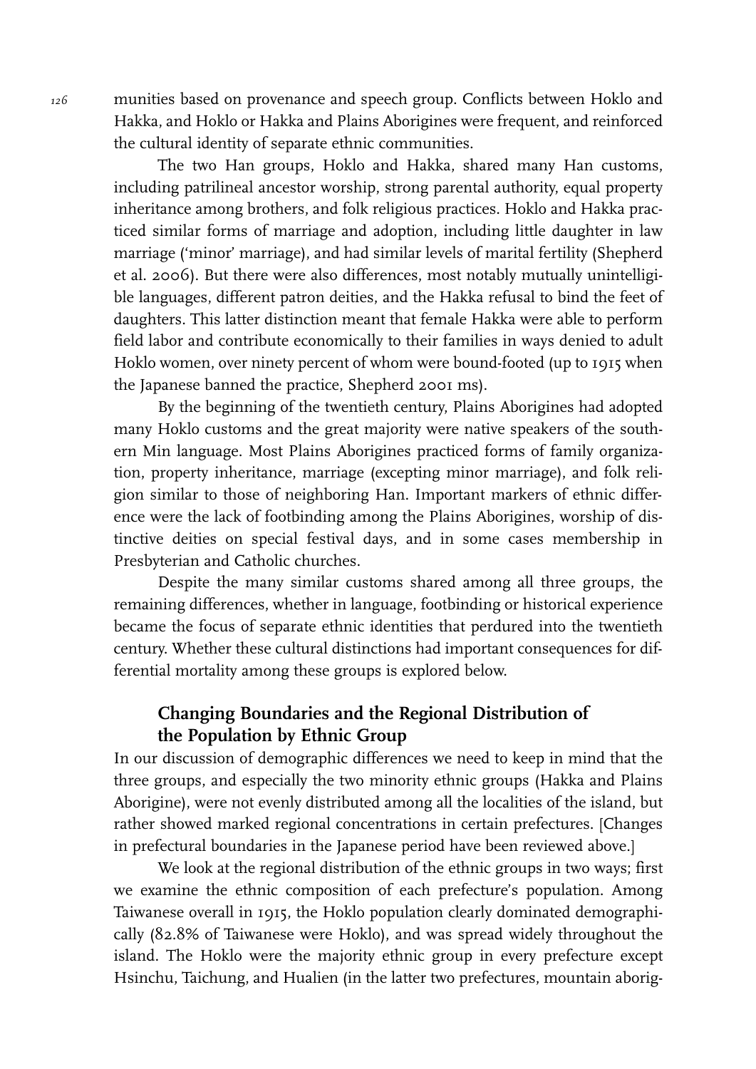munities based on provenance and speech group. Conflicts between Hoklo and Hakka, and Hoklo or Hakka and Plains Aborigines were frequent, and reinforced the cultural identity of separate ethnic communities.

The two Han groups, Hoklo and Hakka, shared many Han customs, including patrilineal ancestor worship, strong parental authority, equal property inheritance among brothers, and folk religious practices. Hoklo and Hakka practiced similar forms of marriage and adoption, including little daughter in law marriage ('minor' marriage), and had similar levels of marital fertility (Shepherd et al. 2006). But there were also differences, most notably mutually unintelligible languages, different patron deities, and the Hakka refusal to bind the feet of daughters. This latter distinction meant that female Hakka were able to perform field labor and contribute economically to their families in ways denied to adult Hoklo women, over ninety percent of whom were bound-footed (up to 1915 when the Japanese banned the practice, Shepherd 2001 ms).

By the beginning of the twentieth century, Plains Aborigines had adopted many Hoklo customs and the great majority were native speakers of the southern Min language. Most Plains Aborigines practiced forms of family organization, property inheritance, marriage (excepting minor marriage), and folk religion similar to those of neighboring Han. Important markers of ethnic difference were the lack of footbinding among the Plains Aborigines, worship of distinctive deities on special festival days, and in some cases membership in Presbyterian and Catholic churches.

Despite the many similar customs shared among all three groups, the remaining differences, whether in language, footbinding or historical experience became the focus of separate ethnic identities that perdured into the twentieth century. Whether these cultural distinctions had important consequences for differential mortality among these groups is explored below.

## Changing Boundaries and the Regional Distribution of the Population by Ethnic Group

In our discussion of demographic differences we need to keep in mind that the three groups, and especially the two minority ethnic groups (Hakka and Plains Aborigine), were not evenly distributed among all the localities of the island, but rather showed marked regional concentrations in certain prefectures. [Changes in prefectural boundaries in the Japanese period have been reviewed above.]

We look at the regional distribution of the ethnic groups in two ways; first we examine the ethnic composition of each prefecture's population. Among Taiwanese overall in 1915, the Hoklo population clearly dominated demographically (82.8% of Taiwanese were Hoklo), and was spread widely throughout the island. The Hoklo were the majority ethnic group in every prefecture except Hsinchu, Taichung, and Hualien (in the latter two prefectures, mountain aborig-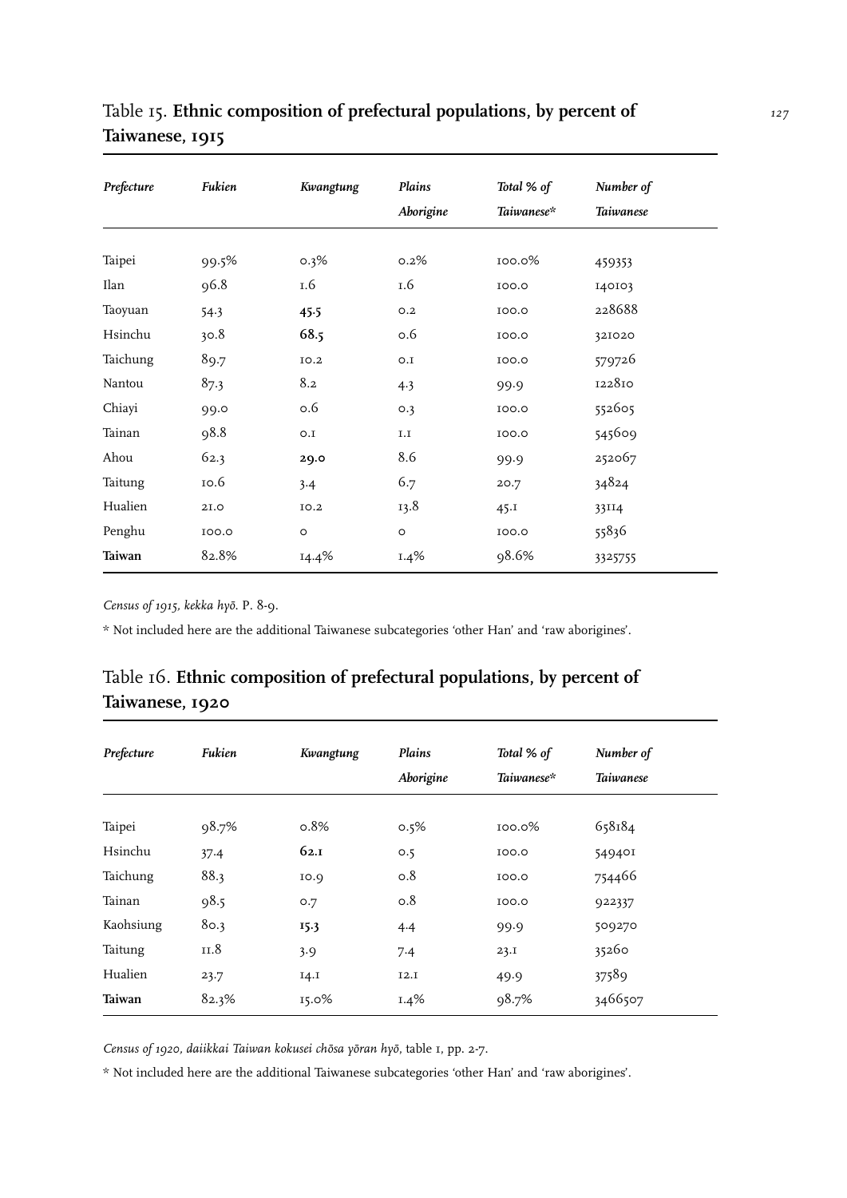## Table 15. **Ethnic composition of prefectural populations, by percent of Taiwanese, 1915**

| *Prefecture* | *Fukien* | *Kwangtung* | *Plains Aborigine* | *Total % of Taiwanese\** | *Number of Taiwanese* |
|---|---|---|---|---|---|
| Taipei | 99.5% | 0.3% | 0.2% | 100.0% | 459353 |
| Ilan | 96.8 | 1.6 | 1.6 | 100.0 | 140103 |
| Taoyuan | 54.3 | **45.5** | 0.2 | 100.0 | 228688 |
| Hsinchu | 30.8 | **68.5** | 0.6 | 100.0 | 321020 |
| Taichung | 89.7 | 10.2 | 0.1 | 100.0 | 579726 |
| Nantou | 87.3 | 8.2 | 4.3 | 99.9 | 122810 |
| Chiayi | 99.0 | 0.6 | 0.3 | 100.0 | 552605 |
| Tainan | 98.8 | 0.1 | 1.1 | 100.0 | 545609 |
| Ahou | 62.3 | **29.0** | 8.6 | 99.9 | 252067 |
| Taitung | 10.6 | 3.4 | 6.7 | 20.7 | 34824 |
| Hualien | 21.0 | 10.2 | 13.8 | 45.1 | 33114 |
| Penghu | 100.0 | 0 | 0 | 100.0 | 55836 |
| **Taiwan** | 82.8% | 14.4% | 1.4% | 98.6% | 3325755 |

*Census of 1915, kekka hyō*. P. 8-9.

\* Not included here are the additional Taiwanese subcategories 'other Han' and 'raw aborigines'.

## Table 16. **Ethnic composition of prefectural populations, by percent of Taiwanese, 1920**

| *Prefecture* | *Fukien* | *Kwangtung* | *Plains Aborigine* | *Total % of Taiwanese\** | *Number of Taiwanese* |
|---|---|---|---|---|---|
| Taipei | 98.7% | 0.8% | 0.5% | 100.0% | 658184 |
| Hsinchu | 37.4 | **62.1** | 0.5 | 100.0 | 549401 |
| Taichung | 88.3 | 10.9 | 0.8 | 100.0 | 754466 |
| Tainan | 98.5 | 0.7 | 0.8 | 100.0 | 922337 |
| Kaohsiung | 80.3 | **15.3** | 4.4 | 99.9 | 509270 |
| Taitung | 11.8 | 3.9 | 7.4 | 23.1 | 35260 |
| Hualien | 23.7 | 14.1 | 12.1 | 49.9 | 37589 |
| **Taiwan** | 82.3% | 15.0% | 1.4% | 98.7% | 3466507 |

*Census of 1920, daiikkai Taiwan kokusei chōsa yōran hyō*, table 1, pp. 2-7.

\* Not included here are the additional Taiwanese subcategories 'other Han' and 'raw aborigines'.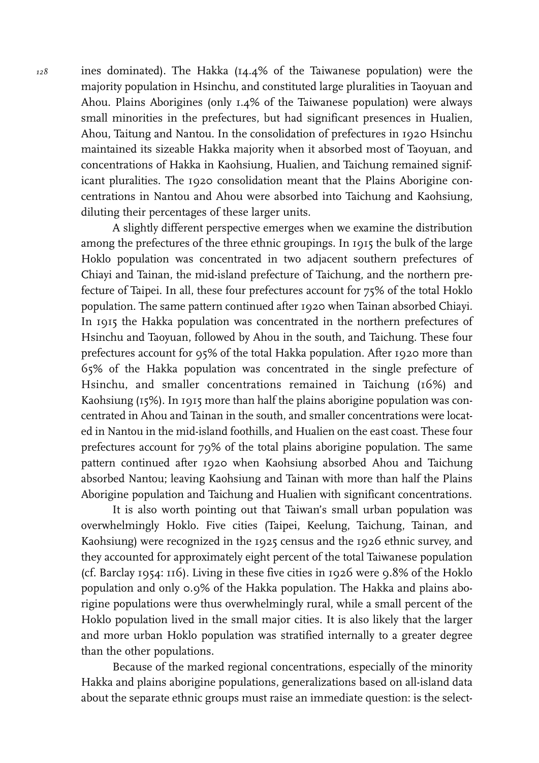ines dominated). The Hakka (14.4% of the Taiwanese population) were the majority population in Hsinchu, and constituted large pluralities in Taoyuan and Ahou. Plains Aborigines (only 1.4% of the Taiwanese population) were always small minorities in the prefectures, but had significant presences in Hualien, Ahou, Taitung and Nantou. In the consolidation of prefectures in 1920 Hsinchu maintained its sizeable Hakka majority when it absorbed most of Taoyuan, and concentrations of Hakka in Kaohsiung, Hualien, and Taichung remained significant pluralities. The 1920 consolidation meant that the Plains Aborigine concentrations in Nantou and Ahou were absorbed into Taichung and Kaohsiung, diluting their percentages of these larger units.

A slightly different perspective emerges when we examine the distribution among the prefectures of the three ethnic groupings. In 1915 the bulk of the large Hoklo population was concentrated in two adjacent southern prefectures of Chiayi and Tainan, the mid-island prefecture of Taichung, and the northern prefecture of Taipei. In all, these four prefectures account for 75% of the total Hoklo population. The same pattern continued after 1920 when Tainan absorbed Chiayi. In 1915 the Hakka population was concentrated in the northern prefectures of Hsinchu and Taoyuan, followed by Ahou in the south, and Taichung. These four prefectures account for 95% of the total Hakka population. After 1920 more than 65% of the Hakka population was concentrated in the single prefecture of Hsinchu, and smaller concentrations remained in Taichung (16%) and Kaohsiung (15%). In 1915 more than half the plains aborigine population was concentrated in Ahou and Tainan in the south, and smaller concentrations were located in Nantou in the mid-island foothills, and Hualien on the east coast. These four prefectures account for 79% of the total plains aborigine population. The same pattern continued after 1920 when Kaohsiung absorbed Ahou and Taichung absorbed Nantou; leaving Kaohsiung and Tainan with more than half the Plains Aborigine population and Taichung and Hualien with significant concentrations.

It is also worth pointing out that Taiwan's small urban population was overwhelmingly Hoklo. Five cities (Taipei, Keelung, Taichung, Tainan, and Kaohsiung) were recognized in the 1925 census and the 1926 ethnic survey, and they accounted for approximately eight percent of the total Taiwanese population (cf. Barclay 1954: 116). Living in these five cities in 1926 were 9.8% of the Hoklo population and only 0.9% of the Hakka population. The Hakka and plains aborigine populations were thus overwhelmingly rural, while a small percent of the Hoklo population lived in the small major cities. It is also likely that the larger and more urban Hoklo population was stratified internally to a greater degree than the other populations.

Because of the marked regional concentrations, especially of the minority Hakka and plains aborigine populations, generalizations based on all-island data about the separate ethnic groups must raise an immediate question: is the select-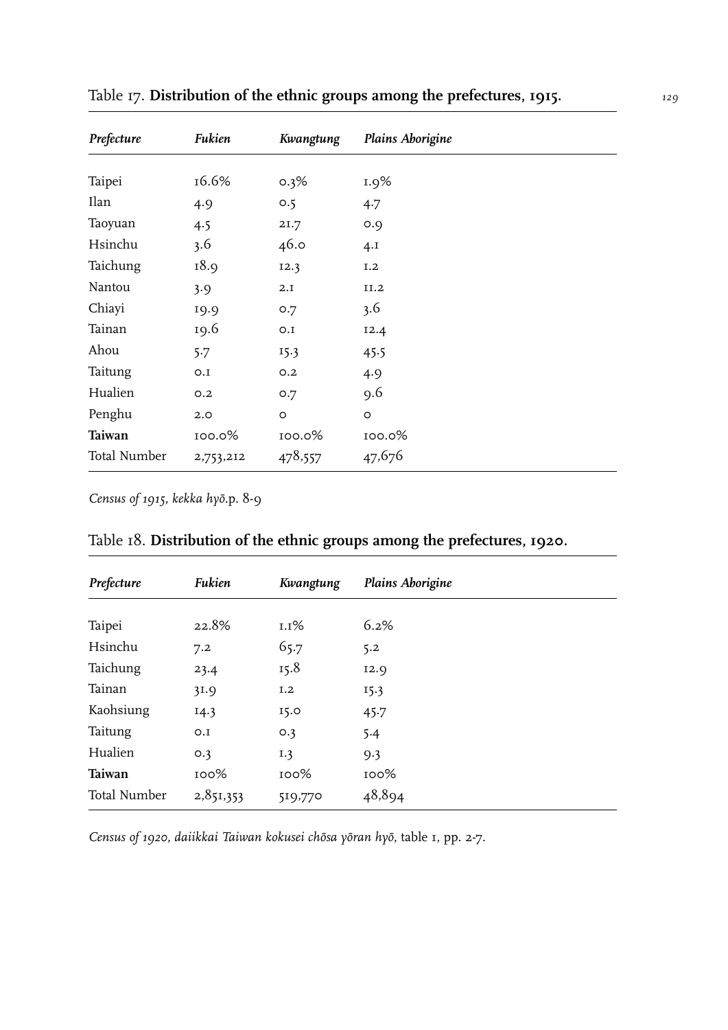Table 17. **Distribution of the ethnic groups among the prefectures, 1915.**

| *Prefecture* | *Fukien* | *Kwangtung* | *Plains Aborigine* |
|---|---|---|---|
| Taipei | 16.6% | 0.3% | 1.9% |
| Ilan | 4.9 | 0.5 | 4.7 |
| Taoyuan | 4.5 | 21.7 | 0.9 |
| Hsinchu | 3.6 | 46.0 | 4.1 |
| Taichung | 18.9 | 12.3 | 1.2 |
| Nantou | 3.9 | 2.1 | 11.2 |
| Chiayi | 19.9 | 0.7 | 3.6 |
| Tainan | 19.6 | 0.1 | 12.4 |
| Ahou | 5.7 | 15.3 | 45.5 |
| Taitung | 0.1 | 0.2 | 4.9 |
| Hualien | 0.2 | 0.7 | 9.6 |
| Penghu | 2.0 | 0 | 0 |
| **Taiwan** | 100.0% | 100.0% | 100.0% |
| Total Number | 2,753,212 | 478,557 | 47,676 |

*Census of 1915, kekka hyō*.p. 8-9

Table 18. **Distribution of the ethnic groups among the prefectures, 1920.**

| *Prefecture* | *Fukien* | *Kwangtung* | *Plains Aborigine* |
|---|---|---|---|
| Taipei | 22.8% | 1.1% | 6.2% |
| Hsinchu | 7.2 | 65.7 | 5.2 |
| Taichung | 23.4 | 15.8 | 12.9 |
| Tainan | 31.9 | 1.2 | 15.3 |
| Kaohsiung | 14.3 | 15.0 | 45.7 |
| Taitung | 0.1 | 0.3 | 5.4 |
| Hualien | 0.3 | 1.3 | 9.3 |
| **Taiwan** | 100% | 100% | 100% |
| Total Number | 2,851,353 | 519,770 | 48,894 |

*Census of 1920, daiikkai Taiwan kokusei chōsa yōran hyō*, table 1, pp. 2-7.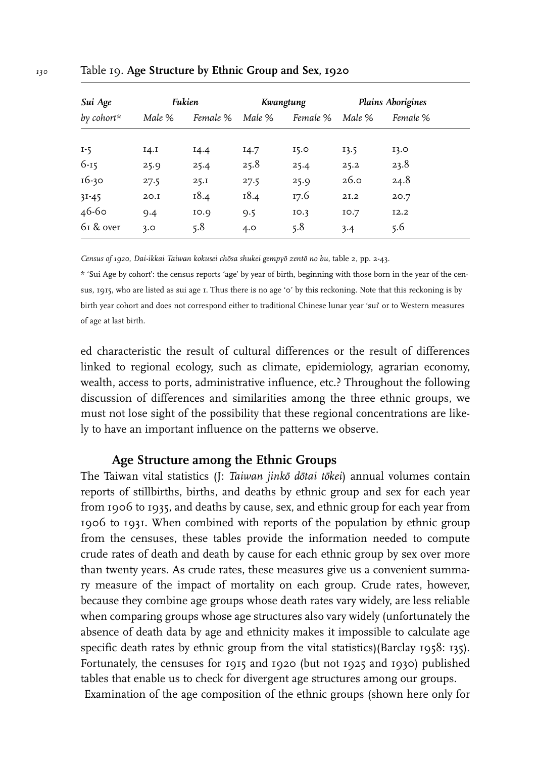Table 19. **Age Structure by Ethnic Group and Sex, 1920**

| *Sui Age* | *Fukien* | | *Kwangtung* | | *Plains Aborigines* | |
|---|---|---|---|---|---|---|
| *by cohort** | *Male %* | *Female %* | *Male %* | *Female %* | *Male %* | *Female %* |
| 1-5 | 14.1 | 14.4 | 14.7 | 15.0 | 13.5 | 13.0 |
| 6-15 | 25.9 | 25.4 | 25.8 | 25.4 | 25.2 | 23.8 |
| 16-30 | 27.5 | 25.1 | 27.5 | 25.9 | 26.0 | 24.8 |
| 31-45 | 20.1 | 18.4 | 18.4 | 17.6 | 21.2 | 20.7 |
| 46-60 | 9.4 | 10.9 | 9.5 | 10.3 | 10.7 | 12.2 |
| 61 & over | 3.0 | 5.8 | 4.0 | 5.8 | 3.4 | 5.6 |

*Census of 1920, Dai-ikkai Taiwan kokusei chōsa shukei gempyō zentō no bu*, table 2, pp. 2-43.

* 'Sui Age by cohort': the census reports 'age' by year of birth, beginning with those born in the year of the census, 1915, who are listed as sui age 1. Thus there is no age '0' by this reckoning. Note that this reckoning is by birth year cohort and does not correspond either to traditional Chinese lunar year 'sui' or to Western measures of age at last birth.

ed characteristic the result of cultural differences or the result of differences linked to regional ecology, such as climate, epidemiology, agrarian economy, wealth, access to ports, administrative influence, etc.? Throughout the following discussion of differences and similarities among the three ethnic groups, we must not lose sight of the possibility that these regional concentrations are likely to have an important influence on the patterns we observe.

### Age Structure among the Ethnic Groups

The Taiwan vital statistics (J: *Taiwan jinkō dōtai tōkei*) annual volumes contain reports of stillbirths, births, and deaths by ethnic group and sex for each year from 1906 to 1935, and deaths by cause, sex, and ethnic group for each year from 1906 to 1931. When combined with reports of the population by ethnic group from the censuses, these tables provide the information needed to compute crude rates of death and death by cause for each ethnic group by sex over more than twenty years. As crude rates, these measures give us a convenient summary measure of the impact of mortality on each group. Crude rates, however, because they combine age groups whose death rates vary widely, are less reliable when comparing groups whose age structures also vary widely (unfortunately the absence of death data by age and ethnicity makes it impossible to calculate age specific death rates by ethnic group from the vital statistics)(Barclay 1958: 135). Fortunately, the censuses for 1915 and 1920 (but not 1925 and 1930) published tables that enable us to check for divergent age structures among our groups.

Examination of the age composition of the ethnic groups (shown here only for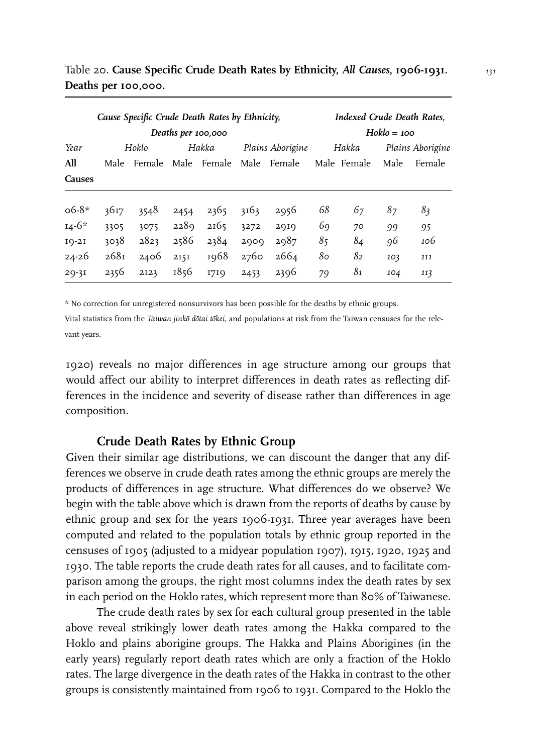Table 20. **Cause Specific Crude Death Rates by Ethnicity, *All Causes*, 1906-1931. Deaths per 100,000.**

| | *Cause Specific Crude Death Rates by Ethnicity, Deaths per 100,000* | | | | | | *Indexed Crude Death Rates, Hoklo = 100* | | | |
|---|---|---|---|---|---|---|---|---|---|---|
| *Year* | *Hoklo* | | *Hakka* | | *Plains Aborigine* | | *Hakka* | | *Plains Aborigine* | |
| **All Causes** | Male | Female | Male | Female | Male | Female | Male | Female | Male | Female |
| 06-8* | 3617 | 3548 | 2454 | 2365 | 3163 | 2956 | *68* | *67* | *87* | *83* |
| 14-6* | 3305 | 3075 | 2289 | 2165 | 3272 | 2919 | *69* | *70* | *99* | *95* |
| 19-21 | 3038 | 2823 | 2586 | 2384 | 2909 | 2987 | *85* | *84* | *96* | *106* |
| 24-26 | 2681 | 2406 | 2151 | 1968 | 2760 | 2664 | *80* | *82* | *103* | *111* |
| 29-31 | 2356 | 2123 | 1856 | 1719 | 2453 | 2396 | *79* | *81* | *104* | *113* |

* No correction for unregistered nonsurvivors has been possible for the deaths by ethnic groups.

Vital statistics from the *Taiwan jinkō dōtai tōkei*, and populations at risk from the Taiwan censuses for the relevant years.

1920) reveals no major differences in age structure among our groups that would affect our ability to interpret differences in death rates as reflecting differences in the incidence and severity of disease rather than differences in age composition.

### Crude Death Rates by Ethnic Group

Given their similar age distributions, we can discount the danger that any differences we observe in crude death rates among the ethnic groups are merely the products of differences in age structure. What differences do we observe? We begin with the table above which is drawn from the reports of deaths by cause by ethnic group and sex for the years 1906-1931. Three year averages have been computed and related to the population totals by ethnic group reported in the censuses of 1905 (adjusted to a midyear population 1907), 1915, 1920, 1925 and 1930. The table reports the crude death rates for all causes, and to facilitate comparison among the groups, the right most columns index the death rates by sex in each period on the Hoklo rates, which represent more than 80% of Taiwanese.

The crude death rates by sex for each cultural group presented in the table above reveal strikingly lower death rates among the Hakka compared to the Hoklo and plains aborigine groups. The Hakka and Plains Aborigines (in the early years) regularly report death rates which are only a fraction of the Hoklo rates. The large divergence in the death rates of the Hakka in contrast to the other groups is consistently maintained from 1906 to 1931. Compared to the Hoklo the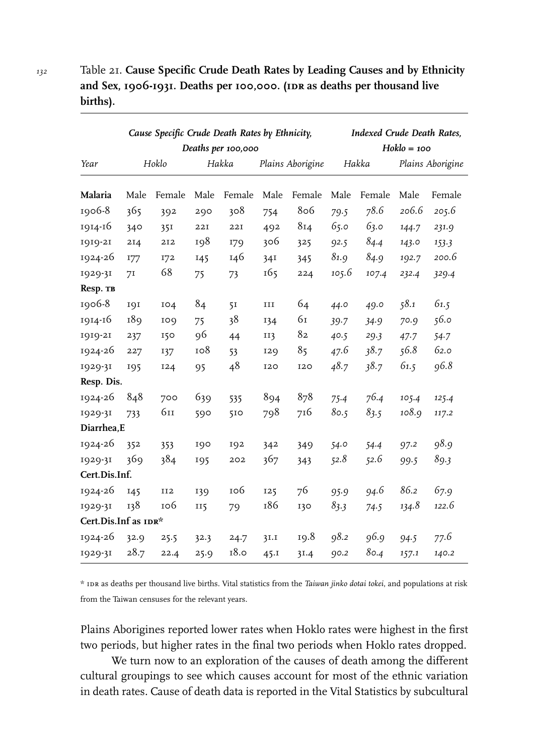Table 21. **Cause Specific Crude Death Rates by Leading Causes and by Ethnicity and Sex, 1906-1931. Deaths per 100,000. (IDR as deaths per thousand live births).**

| | *Cause Specific Crude Death Rates by Ethnicity, Deaths per 100,000* | | | | | | *Indexed Crude Death Rates, Hoklo = 100* | | | |
|---|---|---|---|---|---|---|---|---|---|---|
| *Year* | *Hoklo* | | *Hakka* | | *Plains Aborigine* | | *Hakka* | | *Plains Aborigine* | |
| **Malaria** | Male | Female | Male | Female | Male | Female | Male | Female | Male | Female |
| 1906-8 | 365 | 392 | 290 | 308 | 754 | 806 | *79.5* | *78.6* | *206.6* | *205.6* |
| 1914-16 | 340 | 351 | 221 | 221 | 492 | 814 | *65.0* | *63.0* | *144.7* | *231.9* |
| 1919-21 | 214 | 212 | 198 | 179 | 306 | 325 | *92.5* | *84.4* | *143.0* | *153.3* |
| 1924-26 | 177 | 172 | 145 | 146 | 341 | 345 | *81.9* | *84.9* | *192.7* | *200.6* |
| 1929-31 | 71 | 68 | 75 | 73 | 165 | 224 | *105.6* | *107.4* | *232.4* | *329.4* |
| **Resp. TB** | | | | | | | | | | |
| 1906-8 | 191 | 104 | 84 | 51 | 111 | 64 | *44.0* | *49.0* | *58.1* | *61.5* |
| 1914-16 | 189 | 109 | 75 | 38 | 134 | 61 | *39.7* | *34.9* | *70.9* | *56.0* |
| 1919-21 | 237 | 150 | 96 | 44 | 113 | 82 | *40.5* | *29.3* | *47.7* | *54.7* |
| 1924-26 | 227 | 137 | 108 | 53 | 129 | 85 | *47.6* | *38.7* | *56.8* | *62.0* |
| 1929-31 | 195 | 124 | 95 | 48 | 120 | 120 | *48.7* | *38.7* | *61.5* | *96.8* |
| **Resp. Dis.** | | | | | | | | | | |
| 1924-26 | 848 | 700 | 639 | 535 | 894 | 878 | *75.4* | *76.4* | *105.4* | *125.4* |
| 1929-31 | 733 | 611 | 590 | 510 | 798 | 716 | *80.5* | *83.5* | *108.9* | *117.2* |
| **Diarrhea,E** | | | | | | | | | | |
| 1924-26 | 352 | 353 | 190 | 192 | 342 | 349 | *54.0* | *54.4* | *97.2* | *98.9* |
| 1929-31 | 369 | 384 | 195 | 202 | 367 | 343 | *52.8* | *52.6* | *99.5* | *89.3* |
| **Cert.Dis.Inf.** | | | | | | | | | | |
| 1924-26 | 145 | 112 | 139 | 106 | 125 | 76 | *95.9* | *94.6* | *86.2* | *67.9* |
| 1929-31 | 138 | 106 | 115 | 79 | 186 | 130 | *83.3* | *74.5* | *134.8* | *122.6* |
| **Cert.Dis.Inf as IDR*** | | | | | | | | | | |
| 1924-26 | 32.9 | 25.5 | 32.3 | 24.7 | 31.1 | 19.8 | *98.2* | *96.9* | *94.5* | *77.6* |
| 1929-31 | 28.7 | 22.4 | 25.9 | 18.0 | 45.1 | 31.4 | *90.2* | *80.4* | *157.1* | *140.2* |

\* IDR as deaths per thousand live births. Vital statistics from the *Taiwan jinko dotai tokei*, and populations at risk from the Taiwan censuses for the relevant years.

Plains Aborigines reported lower rates when Hoklo rates were highest in the first two periods, but higher rates in the final two periods when Hoklo rates dropped.

We turn now to an exploration of the causes of death among the different cultural groupings to see which causes account for most of the ethnic variation in death rates. Cause of death data is reported in the Vital Statistics by subcultural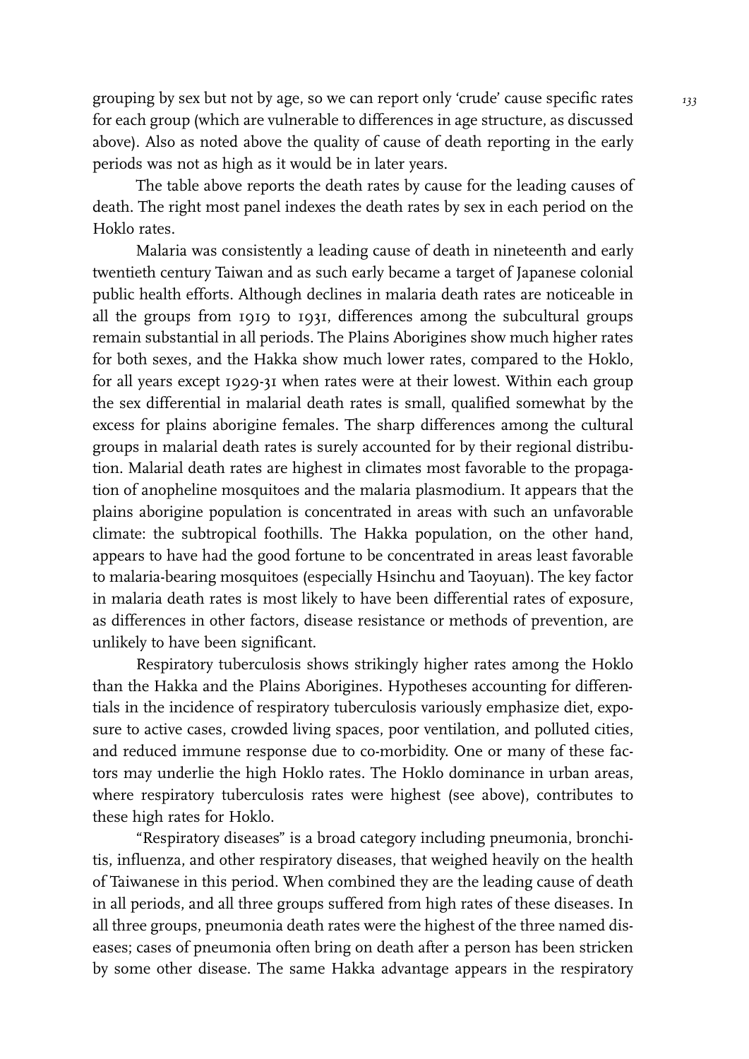grouping by sex but not by age, so we can report only 'crude' cause specific rates for each group (which are vulnerable to differences in age structure, as discussed above). Also as noted above the quality of cause of death reporting in the early periods was not as high as it would be in later years.

The table above reports the death rates by cause for the leading causes of death. The right most panel indexes the death rates by sex in each period on the Hoklo rates.

Malaria was consistently a leading cause of death in nineteenth and early twentieth century Taiwan and as such early became a target of Japanese colonial public health efforts. Although declines in malaria death rates are noticeable in all the groups from 1919 to 1931, differences among the subcultural groups remain substantial in all periods. The Plains Aborigines show much higher rates for both sexes, and the Hakka show much lower rates, compared to the Hoklo, for all years except 1929-31 when rates were at their lowest. Within each group the sex differential in malarial death rates is small, qualified somewhat by the excess for plains aborigine females. The sharp differences among the cultural groups in malarial death rates is surely accounted for by their regional distribution. Malarial death rates are highest in climates most favorable to the propagation of anopheline mosquitoes and the malaria plasmodium. It appears that the plains aborigine population is concentrated in areas with such an unfavorable climate: the subtropical foothills. The Hakka population, on the other hand, appears to have had the good fortune to be concentrated in areas least favorable to malaria-bearing mosquitoes (especially Hsinchu and Taoyuan). The key factor in malaria death rates is most likely to have been differential rates of exposure, as differences in other factors, disease resistance or methods of prevention, are unlikely to have been significant.

Respiratory tuberculosis shows strikingly higher rates among the Hoklo than the Hakka and the Plains Aborigines. Hypotheses accounting for differentials in the incidence of respiratory tuberculosis variously emphasize diet, exposure to active cases, crowded living spaces, poor ventilation, and polluted cities, and reduced immune response due to co-morbidity. One or many of these factors may underlie the high Hoklo rates. The Hoklo dominance in urban areas, where respiratory tuberculosis rates were highest (see above), contributes to these high rates for Hoklo.

"Respiratory diseases" is a broad category including pneumonia, bronchitis, influenza, and other respiratory diseases, that weighed heavily on the health of Taiwanese in this period. When combined they are the leading cause of death in all periods, and all three groups suffered from high rates of these diseases. In all three groups, pneumonia death rates were the highest of the three named diseases; cases of pneumonia often bring on death after a person has been stricken by some other disease. The same Hakka advantage appears in the respiratory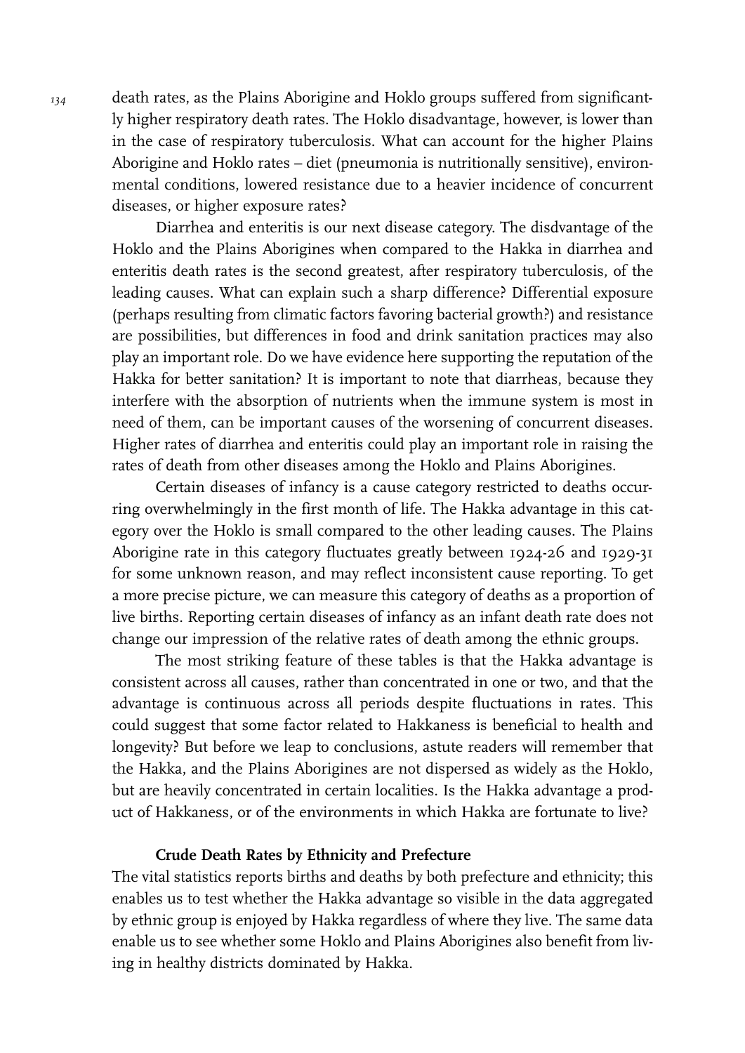death rates, as the Plains Aborigine and Hoklo groups suffered from significantly higher respiratory death rates. The Hoklo disadvantage, however, is lower than in the case of respiratory tuberculosis. What can account for the higher Plains Aborigine and Hoklo rates – diet (pneumonia is nutritionally sensitive), environmental conditions, lowered resistance due to a heavier incidence of concurrent diseases, or higher exposure rates?

Diarrhea and enteritis is our next disease category. The disdvantage of the Hoklo and the Plains Aborigines when compared to the Hakka in diarrhea and enteritis death rates is the second greatest, after respiratory tuberculosis, of the leading causes. What can explain such a sharp difference? Differential exposure (perhaps resulting from climatic factors favoring bacterial growth?) and resistance are possibilities, but differences in food and drink sanitation practices may also play an important role. Do we have evidence here supporting the reputation of the Hakka for better sanitation? It is important to note that diarrheas, because they interfere with the absorption of nutrients when the immune system is most in need of them, can be important causes of the worsening of concurrent diseases. Higher rates of diarrhea and enteritis could play an important role in raising the rates of death from other diseases among the Hoklo and Plains Aborigines.

Certain diseases of infancy is a cause category restricted to deaths occurring overwhelmingly in the first month of life. The Hakka advantage in this category over the Hoklo is small compared to the other leading causes. The Plains Aborigine rate in this category fluctuates greatly between 1924-26 and 1929-31 for some unknown reason, and may reflect inconsistent cause reporting. To get a more precise picture, we can measure this category of deaths as a proportion of live births. Reporting certain diseases of infancy as an infant death rate does not change our impression of the relative rates of death among the ethnic groups.

The most striking feature of these tables is that the Hakka advantage is consistent across all causes, rather than concentrated in one or two, and that the advantage is continuous across all periods despite fluctuations in rates. This could suggest that some factor related to Hakkaness is beneficial to health and longevity? But before we leap to conclusions, astute readers will remember that the Hakka, and the Plains Aborigines are not dispersed as widely as the Hoklo, but are heavily concentrated in certain localities. Is the Hakka advantage a product of Hakkaness, or of the environments in which Hakka are fortunate to live?

### Crude Death Rates by Ethnicity and Prefecture

The vital statistics reports births and deaths by both prefecture and ethnicity; this enables us to test whether the Hakka advantage so visible in the data aggregated by ethnic group is enjoyed by Hakka regardless of where they live. The same data enable us to see whether some Hoklo and Plains Aborigines also benefit from living in healthy districts dominated by Hakka.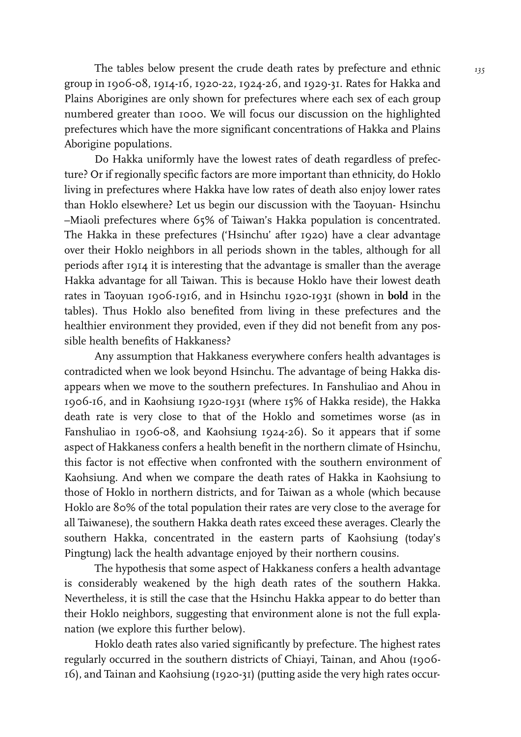The tables below present the crude death rates by prefecture and ethnic group in 1906-08, 1914-16, 1920-22, 1924-26, and 1929-31. Rates for Hakka and Plains Aborigines are only shown for prefectures where each sex of each group numbered greater than 1000. We will focus our discussion on the highlighted prefectures which have the more significant concentrations of Hakka and Plains Aborigine populations.

Do Hakka uniformly have the lowest rates of death regardless of prefecture? Or if regionally specific factors are more important than ethnicity, do Hoklo living in prefectures where Hakka have low rates of death also enjoy lower rates than Hoklo elsewhere? Let us begin our discussion with the Taoyuan- Hsinchu –Miaoli prefectures where 65% of Taiwan's Hakka population is concentrated. The Hakka in these prefectures ('Hsinchu' after 1920) have a clear advantage over their Hoklo neighbors in all periods shown in the tables, although for all periods after 1914 it is interesting that the advantage is smaller than the average Hakka advantage for all Taiwan. This is because Hoklo have their lowest death rates in Taoyuan 1906-1916, and in Hsinchu 1920-1931 (shown in **bold** in the tables). Thus Hoklo also benefited from living in these prefectures and the healthier environment they provided, even if they did not benefit from any possible health benefits of Hakkaness?

Any assumption that Hakkaness everywhere confers health advantages is contradicted when we look beyond Hsinchu. The advantage of being Hakka disappears when we move to the southern prefectures. In Fanshuliao and Ahou in 1906-16, and in Kaohsiung 1920-1931 (where 15% of Hakka reside), the Hakka death rate is very close to that of the Hoklo and sometimes worse (as in Fanshuliao in 1906-08, and Kaohsiung 1924-26). So it appears that if some aspect of Hakkaness confers a health benefit in the northern climate of Hsinchu, this factor is not effective when confronted with the southern environment of Kaohsiung. And when we compare the death rates of Hakka in Kaohsiung to those of Hoklo in northern districts, and for Taiwan as a whole (which because Hoklo are 80% of the total population their rates are very close to the average for all Taiwanese), the southern Hakka death rates exceed these averages. Clearly the southern Hakka, concentrated in the eastern parts of Kaohsiung (today's Pingtung) lack the health advantage enjoyed by their northern cousins.

The hypothesis that some aspect of Hakkaness confers a health advantage is considerably weakened by the high death rates of the southern Hakka. Nevertheless, it is still the case that the Hsinchu Hakka appear to do better than their Hoklo neighbors, suggesting that environment alone is not the full explanation (we explore this further below).

Hoklo death rates also varied significantly by prefecture. The highest rates regularly occurred in the southern districts of Chiayi, Tainan, and Ahou (1906-16), and Tainan and Kaohsiung (1920-31) (putting aside the very high rates occur-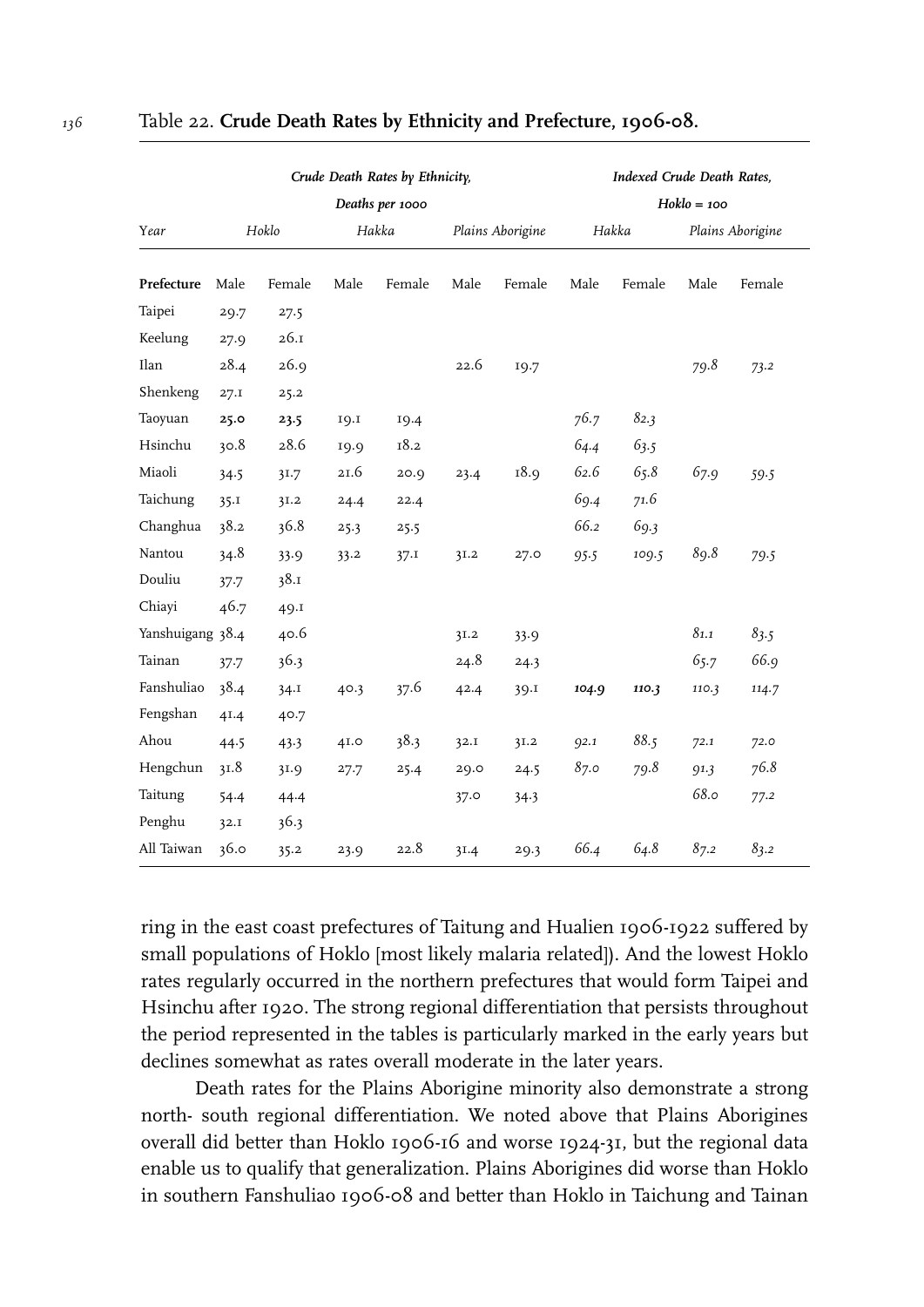Table 22. **Crude Death Rates by Ethnicity and Prefecture, 1906-08.**

| Year | *Crude Death Rates by Ethnicity, Deaths per 1000* | | | | | | *Indexed Crude Death Rates, Hoklo = 100* | | | |
|---|---|---|---|---|---|---|---|---|---|---|
| | *Hoklo* | | *Hakka* | | *Plains Aborigine* | | *Hakka* | | *Plains Aborigine* | |
| **Prefecture** | Male | Female | Male | Female | Male | Female | Male | Female | Male | Female |
| Taipei | 29.7 | 27.5 | | | | | | | | |
| Keelung | 27.9 | 26.1 | | | | | | | | |
| Ilan | 28.4 | 26.9 | | | 22.6 | 19.7 | | | *79.8* | *73.2* |
| Shenkeng | 27.1 | 25.2 | | | | | | | | |
| Taoyuan | **25.0** | **23.5** | 19.1 | 19.4 | | | *76.7* | *82.3* | | |
| Hsinchu | 30.8 | 28.6 | 19.9 | 18.2 | | | *64.4* | *63.5* | | |
| Miaoli | 34.5 | 31.7 | 21.6 | 20.9 | 23.4 | 18.9 | *62.6* | *65.8* | *67.9* | *59.5* |
| Taichung | 35.1 | 31.2 | 24.4 | 22.4 | | | *69.4* | *71.6* | | |
| Changhua | 38.2 | 36.8 | 25.3 | 25.5 | | | *66.2* | *69.3* | | |
| Nantou | 34.8 | 33.9 | 33.2 | 37.1 | 31.2 | 27.0 | *95.5* | *109.5* | *89.8* | *79.5* |
| Douliu | 37.7 | 38.1 | | | | | | | | |
| Chiayi | 46.7 | 49.1 | | | | | | | | |
| Yanshuigang | 38.4 | 40.6 | | | 31.2 | 33.9 | | | *81.1* | *83.5* |
| Tainan | 37.7 | 36.3 | | | 24.8 | 24.3 | | | *65.7* | *66.9* |
| Fanshuliao | 38.4 | 34.1 | 40.3 | 37.6 | 42.4 | 39.1 | ***104.9*** | ***110.3*** | *110.3* | *114.7* |
| Fengshan | 41.4 | 40.7 | | | | | | | | |
| Ahou | 44.5 | 43.3 | 41.0 | 38.3 | 32.1 | 31.2 | *92.1* | *88.5* | *72.1* | *72.0* |
| Hengchun | 31.8 | 31.9 | 27.7 | 25.4 | 29.0 | 24.5 | *87.0* | *79.8* | *91.3* | *76.8* |
| Taitung | 54.4 | 44.4 | | | 37.0 | 34.3 | | | *68.0* | *77.2* |
| Penghu | 32.1 | 36.3 | | | | | | | | |
| All Taiwan | 36.0 | 35.2 | 23.9 | 22.8 | 31.4 | 29.3 | *66.4* | *64.8* | *87.2* | *83.2* |

ring in the east coast prefectures of Taitung and Hualien 1906-1922 suffered by small populations of Hoklo [most likely malaria related]). And the lowest Hoklo rates regularly occurred in the northern prefectures that would form Taipei and Hsinchu after 1920. The strong regional differentiation that persists throughout the period represented in the tables is particularly marked in the early years but declines somewhat as rates overall moderate in the later years.

Death rates for the Plains Aborigine minority also demonstrate a strong north- south regional differentiation. We noted above that Plains Aborigines overall did better than Hoklo 1906-16 and worse 1924-31, but the regional data enable us to qualify that generalization. Plains Aborigines did worse than Hoklo in southern Fanshuliao 1906-08 and better than Hoklo in Taichung and Tainan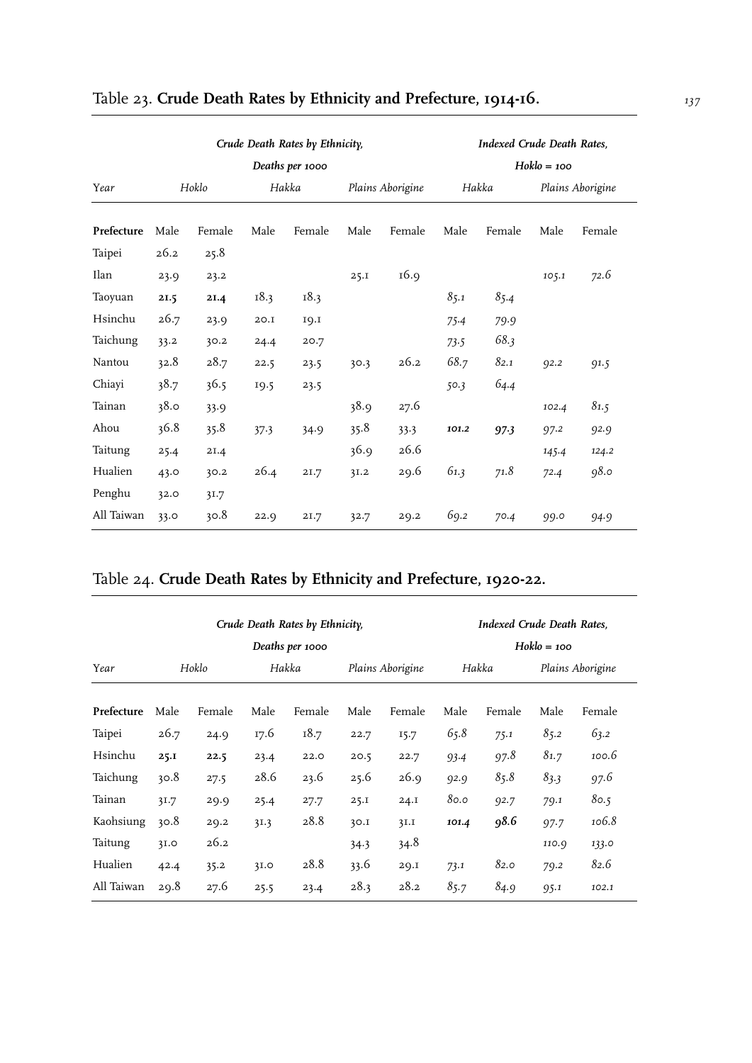## Table 23. **Crude Death Rates by Ethnicity and Prefecture, 1914-16.**

| Year | *Crude Death Rates by Ethnicity, Deaths per 1000* | | | | | | *Indexed Crude Death Rates, Hoklo = 100* | | | |
|---|---|---|---|---|---|---|---|---|---|---|
| | *Hoklo* | | *Hakka* | | *Plains Aborigine* | | *Hakka* | | *Plains Aborigine* | |
| **Prefecture** | Male | Female | Male | Female | Male | Female | Male | Female | Male | Female |
| Taipei | 26.2 | 25.8 | | | | | | | | |
| Ilan | 23.9 | 23.2 | | | 25.1 | 16.9 | | | *105.1* | *72.6* |
| Taoyuan | **21.5** | **21.4** | 18.3 | 18.3 | | | *85.1* | *85.4* | | |
| Hsinchu | 26.7 | 23.9 | 20.1 | 19.1 | | | *75.4* | *79.9* | | |
| Taichung | 33.2 | 30.2 | 24.4 | 20.7 | | | *73.5* | *68.3* | | |
| Nantou | 32.8 | 28.7 | 22.5 | 23.5 | 30.3 | 26.2 | *68.7* | *82.1* | *92.2* | *91.5* |
| Chiayi | 38.7 | 36.5 | 19.5 | 23.5 | | | *50.3* | *64.4* | | |
| Tainan | 38.0 | 33.9 | | | 38.9 | 27.6 | | | *102.4* | *81.5* |
| Ahou | 36.8 | 35.8 | 37.3 | 34.9 | 35.8 | 33.3 | ***101.2*** | ***97.3*** | *97.2* | *92.9* |
| Taitung | 25.4 | 21.4 | | | 36.9 | 26.6 | | | *145.4* | *124.2* |
| Hualien | 43.0 | 30.2 | 26.4 | 21.7 | 31.2 | 29.6 | *61.3* | *71.8* | *72.4* | *98.0* |
| Penghu | 32.0 | 31.7 | | | | | | | | |
| All Taiwan | 33.0 | 30.8 | 22.9 | 21.7 | 32.7 | 29.2 | *69.2* | *70.4* | *99.0* | *94.9* |

## Table 24. **Crude Death Rates by Ethnicity and Prefecture, 1920-22.**

| Year | *Crude Death Rates by Ethnicity, Deaths per 1000* | | | | | | *Indexed Crude Death Rates, Hoklo = 100* | | | |
|---|---|---|---|---|---|---|---|---|---|---|
| | *Hoklo* | | *Hakka* | | *Plains Aborigine* | | *Hakka* | | *Plains Aborigine* | |
| **Prefecture** | Male | Female | Male | Female | Male | Female | Male | Female | Male | Female |
| Taipei | 26.7 | 24.9 | 17.6 | 18.7 | 22.7 | 15.7 | *65.8* | *75.1* | *85.2* | *63.2* |
| Hsinchu | **25.1** | **22.5** | 23.4 | 22.0 | 20.5 | 22.7 | *93.4* | *97.8* | *81.7* | *100.6* |
| Taichung | 30.8 | 27.5 | 28.6 | 23.6 | 25.6 | 26.9 | *92.9* | *85.8* | *83.3* | *97.6* |
| Tainan | 31.7 | 29.9 | 25.4 | 27.7 | 25.1 | 24.1 | *80.0* | *92.7* | *79.1* | *80.5* |
| Kaohsiung | 30.8 | 29.2 | 31.3 | 28.8 | 30.1 | 31.1 | ***101.4*** | ***98.6*** | *97.7* | *106.8* |
| Taitung | 31.0 | 26.2 | | | 34.3 | 34.8 | | | *110.9* | *133.0* |
| Hualien | 42.4 | 35.2 | 31.0 | 28.8 | 33.6 | 29.1 | *73.1* | *82.0* | *79.2* | *82.6* |
| All Taiwan | 29.8 | 27.6 | 25.5 | 23.4 | 28.3 | 28.2 | *85.7* | *84.9* | *95.1* | *102.1* |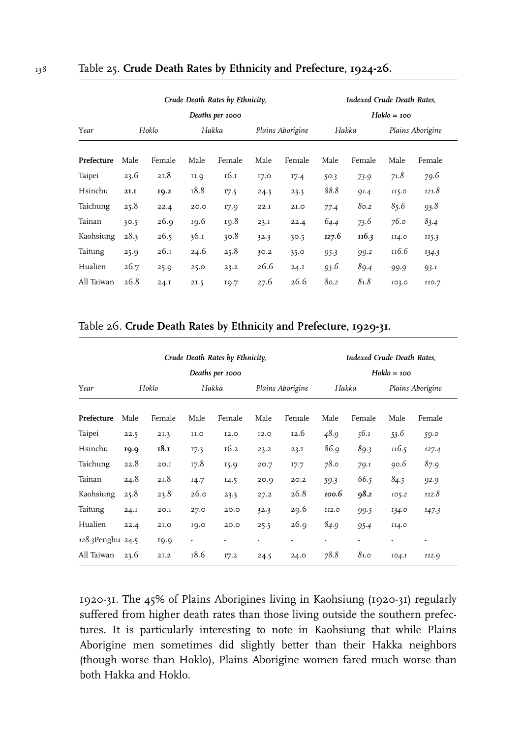Table 25. **Crude Death Rates by Ethnicity and Prefecture, 1924-26.**

| Year | *Crude Death Rates by Ethnicity, Deaths per 1000* | | | | | | *Indexed Crude Death Rates, Hoklo = 100* | | | |
|---|---|---|---|---|---|---|---|---|---|---|
| | *Hoklo* | | *Hakka* | | *Plains Aborigine* | | *Hakka* | | *Plains Aborigine* | |
| **Prefecture** | Male | Female | Male | Female | Male | Female | Male | Female | Male | Female |
| Taipei | 23.6 | 21.8 | 11.9 | 16.1 | 17.0 | 17.4 | *50.3* | *73.9* | *71.8* | *79.6* |
| Hsinchu | **21.1** | **19.2** | 18.8 | 17.5 | 24.3 | 23.3 | *88.8* | *91.4* | *115.0* | *121.8* |
| Taichung | 25.8 | 22.4 | 20.0 | 17.9 | 22.1 | 21.0 | *77.4* | *80.2* | *85.6* | *93.8* |
| Tainan | 30.5 | 26.9 | 19.6 | 19.8 | 23.1 | 22.4 | *64.4* | *73.6* | *76.0* | *83.4* |
| Kaohsiung | 28.3 | 26.5 | 36.1 | 30.8 | 32.3 | 30.5 | ***127.6*** | ***116.3*** | *114.0* | *115.3* |
| Taitung | 25.9 | 26.1 | 24.6 | 25.8 | 30.2 | 35.0 | *95.3* | *99.2* | *116.6* | *134.3* |
| Hualien | 26.7 | 25.9 | 25.0 | 23.2 | 26.6 | 24.1 | *93.6* | *89.4* | *99.9* | *93.1* |
| All Taiwan | 26.8 | 24.1 | 21.5 | 19.7 | 27.6 | 26.6 | *80.2* | *81.8* | *103.0* | *110.7* |

Table 26. **Crude Death Rates by Ethnicity and Prefecture, 1929-31.**

| Year | *Crude Death Rates by Ethnicity, Deaths per 1000* | | | | | | *Indexed Crude Death Rates, Hoklo = 100* | | | |
|---|---|---|---|---|---|---|---|---|---|---|
| | *Hoklo* | | *Hakka* | | *Plains Aborigine* | | *Hakka* | | *Plains Aborigine* | |
| **Prefecture** | Male | Female | Male | Female | Male | Female | Male | Female | Male | Female |
| Taipei | 22.5 | 21.3 | 11.0 | 12.0 | 12.0 | 12.6 | *48.9* | *56.1* | *53.6* | *59.0* |
| Hsinchu | **19.9** | **18.1** | 17.3 | 16.2 | 23.2 | 23.1 | *86.9* | *89.3* | *116.5* | *127.4* |
| Taichung | 22.8 | 20.1 | 17.8 | 15.9 | 20.7 | 17.7 | *78.0* | *79.1* | *90.6* | *87.9* |
| Tainan | 24.8 | 21.8 | 14.7 | 14.5 | 20.9 | 20.2 | *59.3* | *66.5* | *84.5* | *92.9* |
| Kaohsiung | 25.8 | 23.8 | 26.0 | 23.3 | 27.2 | 26.8 | ***100.6*** | ***98.2*** | *105.2* | *112.8* |
| Taitung | 24.1 | 20.1 | 27.0 | 20.0 | 32.3 | 29.6 | *112.0* | *99.5* | *134.0* | *147.3* |
| Hualien | 22.4 | 21.0 | 19.0 | 20.0 | 25.5 | 26.9 | *84.9* | *95.4* | *114.0* | |
| *128.3*Penghu | 24.5 | 19.9 | - | - | - | - | - | - | - | - |
| All Taiwan | 23.6 | 21.2 | 18.6 | 17.2 | 24.5 | 24.0 | *78.8* | *81.0* | *104.1* | *112.9* |

1920-31. The 45% of Plains Aborigines living in Kaohsiung (1920-31) regularly suffered from higher death rates than those living outside the southern prefectures. It is particularly interesting to note in Kaohsiung that while Plains Aborigine men sometimes did slightly better than their Hakka neighbors (though worse than Hoklo), Plains Aborigine women fared much worse than both Hakka and Hoklo.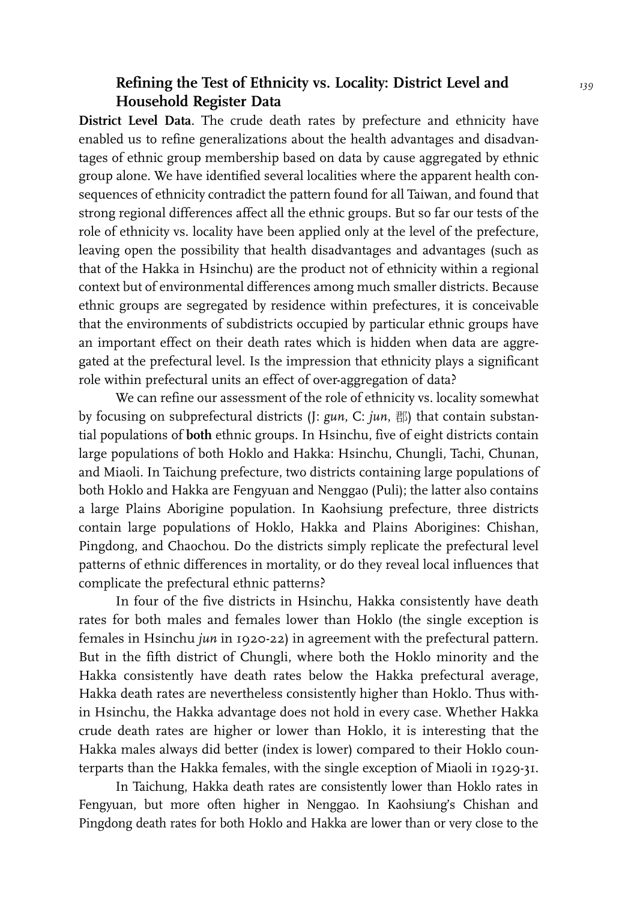## Refining the Test of Ethnicity vs. Locality: District Level and Household Register Data

**District Level Data**. The crude death rates by prefecture and ethnicity have enabled us to refine generalizations about the health advantages and disadvantages of ethnic group membership based on data by cause aggregated by ethnic group alone. We have identified several localities where the apparent health consequences of ethnicity contradict the pattern found for all Taiwan, and found that strong regional differences affect all the ethnic groups. But so far our tests of the role of ethnicity vs. locality have been applied only at the level of the prefecture, leaving open the possibility that health disadvantages and advantages (such as that of the Hakka in Hsinchu) are the product not of ethnicity within a regional context but of environmental differences among much smaller districts. Because ethnic groups are segregated by residence within prefectures, it is conceivable that the environments of subdistricts occupied by particular ethnic groups have an important effect on their death rates which is hidden when data are aggregated at the prefectural level. Is the impression that ethnicity plays a significant role within prefectural units an effect of over-aggregation of data?

We can refine our assessment of the role of ethnicity vs. locality somewhat by focusing on subprefectural districts (J: *gun*, C: *jun*, 郡) that contain substantial populations of **both** ethnic groups. In Hsinchu, five of eight districts contain large populations of both Hoklo and Hakka: Hsinchu, Chungli, Tachi, Chunan, and Miaoli. In Taichung prefecture, two districts containing large populations of both Hoklo and Hakka are Fengyuan and Nenggao (Puli); the latter also contains a large Plains Aborigine population. In Kaohsiung prefecture, three districts contain large populations of Hoklo, Hakka and Plains Aborigines: Chishan, Pingdong, and Chaochou. Do the districts simply replicate the prefectural level patterns of ethnic differences in mortality, or do they reveal local influences that complicate the prefectural ethnic patterns?

In four of the five districts in Hsinchu, Hakka consistently have death rates for both males and females lower than Hoklo (the single exception is females in Hsinchu *jun* in 1920-22) in agreement with the prefectural pattern. But in the fifth district of Chungli, where both the Hoklo minority and the Hakka consistently have death rates below the Hakka prefectural average, Hakka death rates are nevertheless consistently higher than Hoklo. Thus within Hsinchu, the Hakka advantage does not hold in every case. Whether Hakka crude death rates are higher or lower than Hoklo, it is interesting that the Hakka males always did better (index is lower) compared to their Hoklo counterparts than the Hakka females, with the single exception of Miaoli in 1929-31.

In Taichung, Hakka death rates are consistently lower than Hoklo rates in Fengyuan, but more often higher in Nenggao. In Kaohsiung's Chishan and Pingdong death rates for both Hoklo and Hakka are lower than or very close to the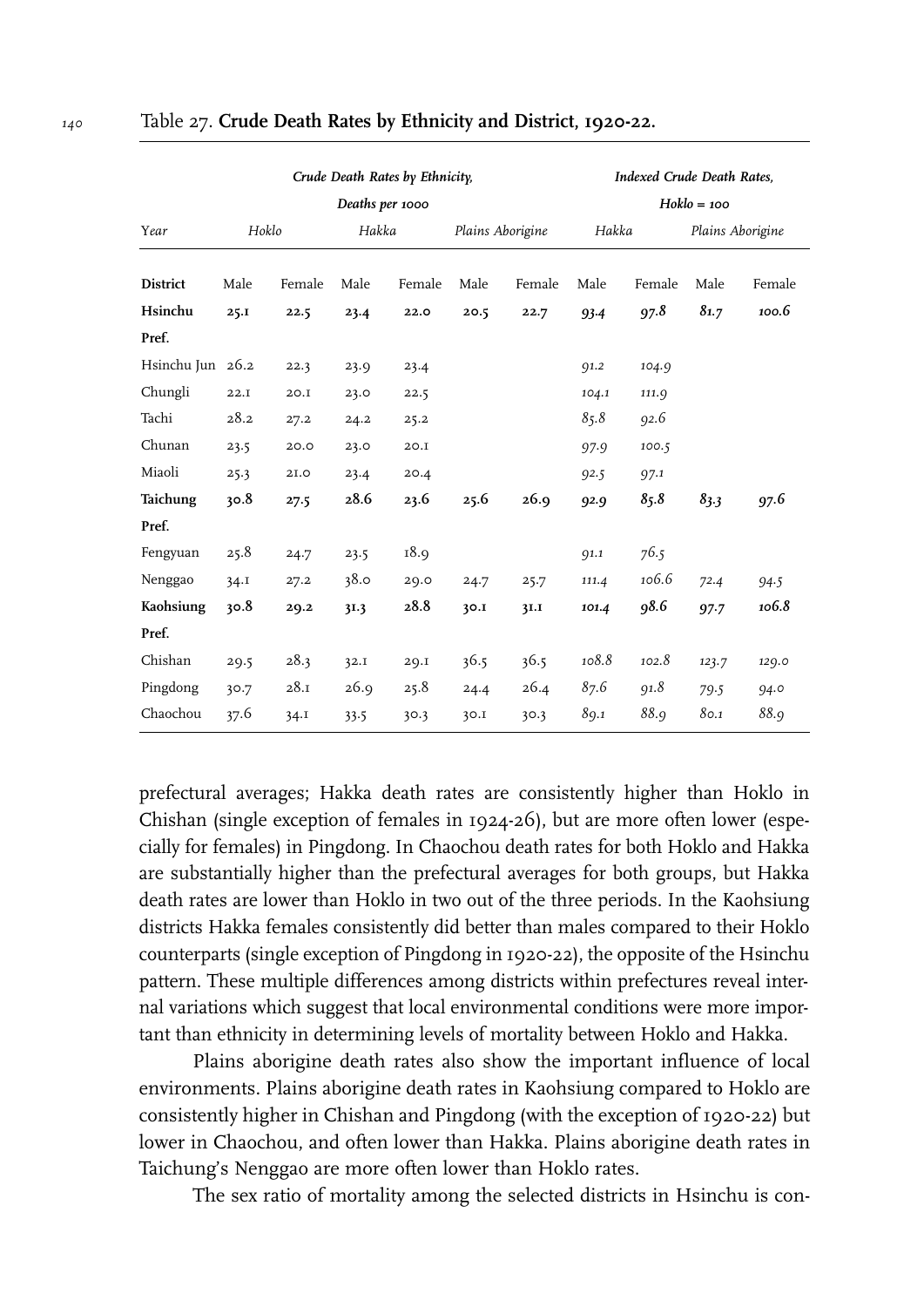Table 27. **Crude Death Rates by Ethnicity and District, 1920-22.**

| Year | *Crude Death Rates by Ethnicity, Deaths per 1000* | | | | | | *Indexed Crude Death Rates, Hoklo = 100* | | | |
|---|---|---|---|---|---|---|---|---|---|---|
| | Hoklo | | Hakka | | Plains Aborigine | | Hakka | | Plains Aborigine | |
| **District** | Male | Female | Male | Female | Male | Female | Male | Female | Male | Female |
| **Hsinchu Pref.** | **25.1** | **22.5** | **23.4** | **22.0** | **20.5** | **22.7** | ***93.4*** | ***97.8*** | ***81.7*** | ***100.6*** |
| Hsinchu Jun | 26.2 | 22.3 | 23.9 | 23.4 | | | *91.2* | *104.9* | | |
| Chungli | 22.1 | 20.1 | 23.0 | 22.5 | | | *104.1* | *111.9* | | |
| Tachi | 28.2 | 27.2 | 24.2 | 25.2 | | | *85.8* | *92.6* | | |
| Chunan | 23.5 | 20.0 | 23.0 | 20.1 | | | *97.9* | *100.5* | | |
| Miaoli | 25.3 | 21.0 | 23.4 | 20.4 | | | *92.5* | *97.1* | | |
| **Taichung Pref.** | **30.8** | **27.5** | **28.6** | **23.6** | **25.6** | **26.9** | ***92.9*** | ***85.8*** | ***83.3*** | ***97.6*** |
| Fengyuan | 25.8 | 24.7 | 23.5 | 18.9 | | | *91.1* | *76.5* | | |
| Nenggao | 34.1 | 27.2 | 38.0 | 29.0 | 24.7 | 25.7 | *111.4* | *106.6* | *72.4* | *94.5* |
| **Kaohsiung Pref.** | **30.8** | **29.2** | **31.3** | **28.8** | **30.1** | **31.1** | ***101.4*** | ***98.6*** | ***97.7*** | ***106.8*** |
| Chishan | 29.5 | 28.3 | 32.1 | 29.1 | 36.5 | 36.5 | *108.8* | *102.8* | *123.7* | *129.0* |
| Pingdong | 30.7 | 28.1 | 26.9 | 25.8 | 24.4 | 26.4 | *87.6* | *91.8* | *79.5* | *94.0* |
| Chaochou | 37.6 | 34.1 | 33.5 | 30.3 | 30.1 | 30.3 | *89.1* | *88.9* | *80.1* | *88.9* |

prefectural averages; Hakka death rates are consistently higher than Hoklo in Chishan (single exception of females in 1924-26), but are more often lower (especially for females) in Pingdong. In Chaochou death rates for both Hoklo and Hakka are substantially higher than the prefectural averages for both groups, but Hakka death rates are lower than Hoklo in two out of the three periods. In the Kaohsiung districts Hakka females consistently did better than males compared to their Hoklo counterparts (single exception of Pingdong in 1920-22), the opposite of the Hsinchu pattern. These multiple differences among districts within prefectures reveal internal variations which suggest that local environmental conditions were more important than ethnicity in determining levels of mortality between Hoklo and Hakka.

Plains aborigine death rates also show the important influence of local environments. Plains aborigine death rates in Kaohsiung compared to Hoklo are consistently higher in Chishan and Pingdong (with the exception of 1920-22) but lower in Chaochou, and often lower than Hakka. Plains aborigine death rates in Taichung's Nenggao are more often lower than Hoklo rates.

The sex ratio of mortality among the selected districts in Hsinchu is con-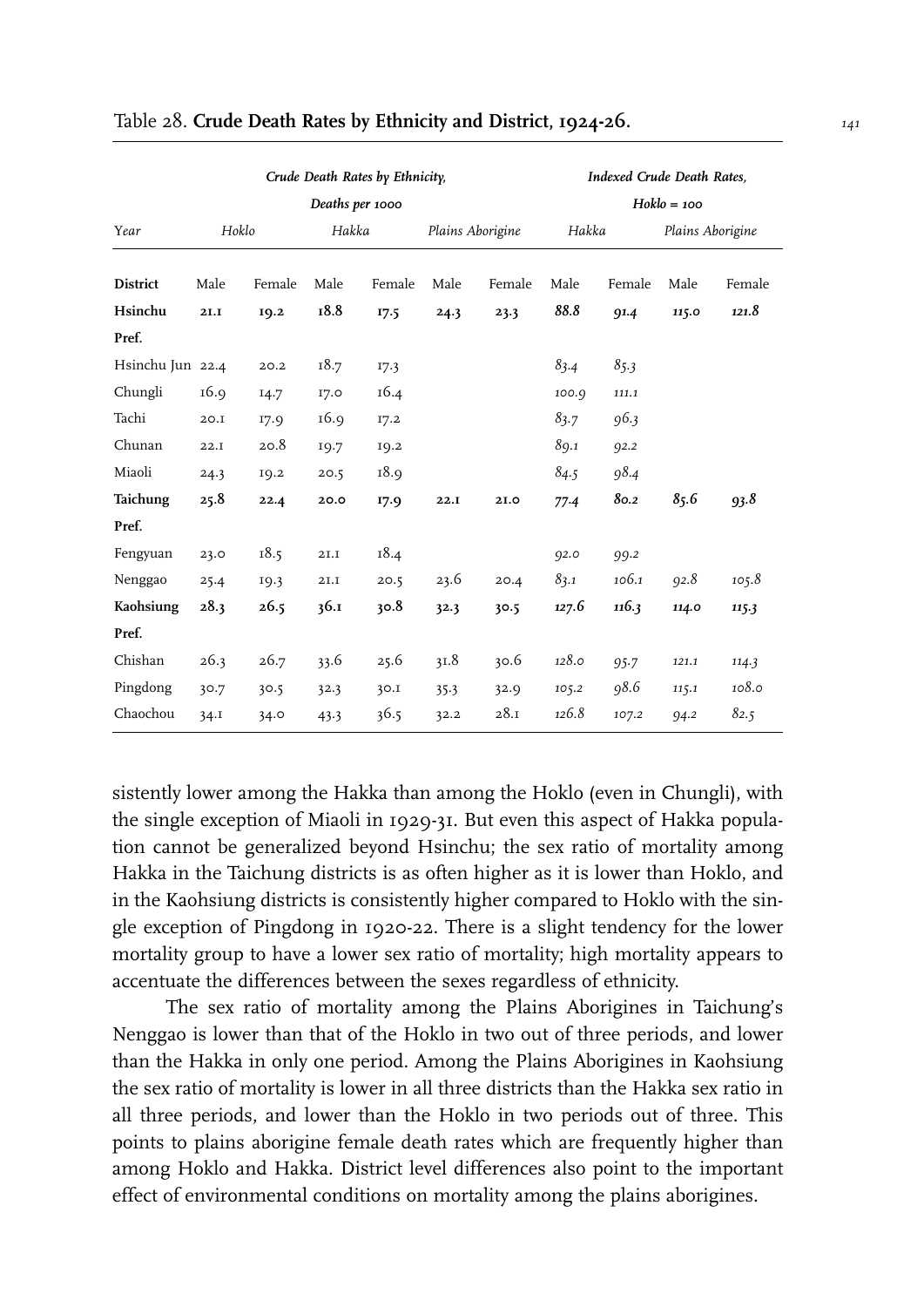Table 28. **Crude Death Rates by Ethnicity and District, 1924-26.**

| Year | *Crude Death Rates by Ethnicity, Deaths per 1000* | | | | | | *Indexed Crude Death Rates, Hoklo = 100* | | | |
|---|---|---|---|---|---|---|---|---|---|---|
| | *Hoklo* | | *Hakka* | | *Plains Aborigine* | | *Hakka* | | *Plains Aborigine* | |
| **District** | Male | Female | Male | Female | Male | Female | Male | Female | Male | Female |
| **Hsinchu Pref.** | **21.1** | **19.2** | **18.8** | **17.5** | **24.3** | **23.3** | ***88.8*** | ***91.4*** | ***115.0*** | ***121.8*** |
| Hsinchu Jun | 22.4 | 20.2 | 18.7 | 17.3 | | | *83.4* | *85.3* | | |
| Chungli | 16.9 | 14.7 | 17.0 | 16.4 | | | *100.9* | *111.1* | | |
| Tachi | 20.1 | 17.9 | 16.9 | 17.2 | | | *83.7* | *96.3* | | |
| Chunan | 22.1 | 20.8 | 19.7 | 19.2 | | | *89.1* | *92.2* | | |
| Miaoli | 24.3 | 19.2 | 20.5 | 18.9 | | | *84.5* | *98.4* | | |
| **Taichung Pref.** | **25.8** | **22.4** | **20.0** | **17.9** | **22.1** | **21.0** | ***77.4*** | ***80.2*** | ***85.6*** | ***93.8*** |
| Fengyuan | 23.0 | 18.5 | 21.1 | 18.4 | | | *92.0* | *99.2* | | |
| Nenggao | 25.4 | 19.3 | 21.1 | 20.5 | 23.6 | 20.4 | *83.1* | *106.1* | *92.8* | *105.8* |
| **Kaohsiung Pref.** | **28.3** | **26.5** | **36.1** | **30.8** | **32.3** | **30.5** | ***127.6*** | ***116.3*** | ***114.0*** | ***115.3*** |
| Chishan | 26.3 | 26.7 | 33.6 | 25.6 | 31.8 | 30.6 | *128.0* | *95.7* | *121.1* | *114.3* |
| Pingdong | 30.7 | 30.5 | 32.3 | 30.1 | 35.3 | 32.9 | *105.2* | *98.6* | *115.1* | *108.0* |
| Chaochou | 34.1 | 34.0 | 43.3 | 36.5 | 32.2 | 28.1 | *126.8* | *107.2* | *94.2* | *82.5* |

sistently lower among the Hakka than among the Hoklo (even in Chungli), with the single exception of Miaoli in 1929-31. But even this aspect of Hakka population cannot be generalized beyond Hsinchu; the sex ratio of mortality among Hakka in the Taichung districts is as often higher as it is lower than Hoklo, and in the Kaohsiung districts is consistently higher compared to Hoklo with the single exception of Pingdong in 1920-22. There is a slight tendency for the lower mortality group to have a lower sex ratio of mortality; high mortality appears to accentuate the differences between the sexes regardless of ethnicity.

The sex ratio of mortality among the Plains Aborigines in Taichung's Nenggao is lower than that of the Hoklo in two out of three periods, and lower than the Hakka in only one period. Among the Plains Aborigines in Kaohsiung the sex ratio of mortality is lower in all three districts than the Hakka sex ratio in all three periods, and lower than the Hoklo in two periods out of three. This points to plains aborigine female death rates which are frequently higher than among Hoklo and Hakka. District level differences also point to the important effect of environmental conditions on mortality among the plains aborigines.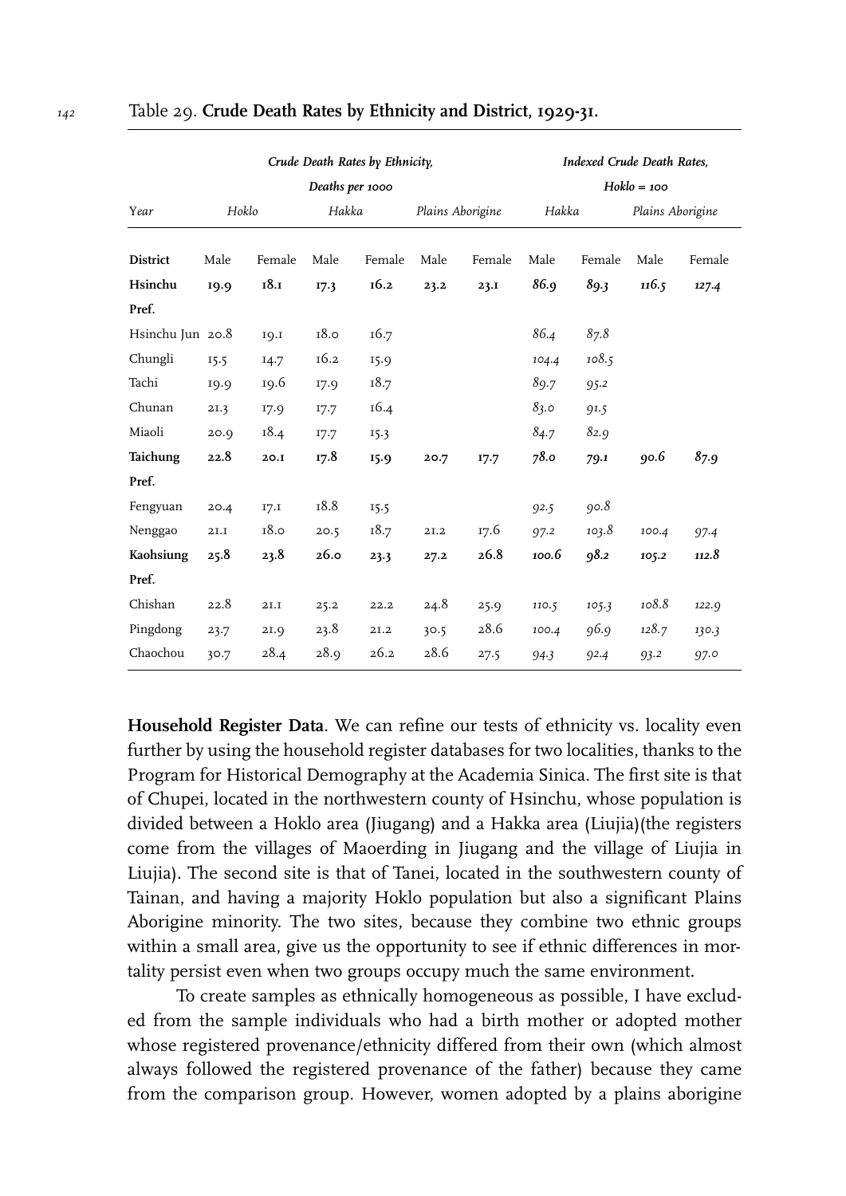Table 29. **Crude Death Rates by Ethnicity and District, 1929-31.**

| Year | *Crude Death Rates by Ethnicity, Deaths per 1000* | | | | | | *Indexed Crude Death Rates, Hoklo = 100* | | | |
|---|---|---|---|---|---|---|---|---|---|---|
| | Hoklo | | Hakka | | Plains Aborigine | | Hakka | | Plains Aborigine | |
| **District** | Male | Female | Male | Female | Male | Female | Male | Female | Male | Female |
| **Hsinchu Pref.** | **19.9** | **18.1** | **17.3** | **16.2** | **23.2** | **23.1** | ***86.9*** | ***89.3*** | ***116.5*** | ***127.4*** |
| Hsinchu Jun | 20.8 | 19.1 | 18.0 | 16.7 | | | *86.4* | *87.8* | | |
| Chungli | 15.5 | 14.7 | 16.2 | 15.9 | | | *104.4* | *108.5* | | |
| Tachi | 19.9 | 19.6 | 17.9 | 18.7 | | | *89.7* | *95.2* | | |
| Chunan | 21.3 | 17.9 | 17.7 | 16.4 | | | *83.0* | *91.5* | | |
| Miaoli | 20.9 | 18.4 | 17.7 | 15.3 | | | *84.7* | *82.9* | | |
| **Taichung Pref.** | **22.8** | **20.1** | **17.8** | **15.9** | **20.7** | **17.7** | ***78.0*** | ***79.1*** | ***90.6*** | ***87.9*** |
| Fengyuan | 20.4 | 17.1 | 18.8 | 15.5 | | | *92.5* | *90.8* | | |
| Nenggao | 21.1 | 18.0 | 20.5 | 18.7 | 21.2 | 17.6 | *97.2* | *103.8* | *100.4* | *97.4* |
| **Kaohsiung Pref.** | **25.8** | **23.8** | **26.0** | **23.3** | **27.2** | **26.8** | ***100.6*** | ***98.2*** | ***105.2*** | ***112.8*** |
| Chishan | 22.8 | 21.1 | 25.2 | 22.2 | 24.8 | 25.9 | *110.5* | *105.3* | *108.8* | *122.9* |
| Pingdong | 23.7 | 21.9 | 23.8 | 21.2 | 30.5 | 28.6 | *100.4* | *96.9* | *128.7* | *130.3* |
| Chaochou | 30.7 | 28.4 | 28.9 | 26.2 | 28.6 | 27.5 | *94.3* | *92.4* | *93.2* | *97.0* |

**Household Register Data**. We can refine our tests of ethnicity vs. locality even further by using the household register databases for two localities, thanks to the Program for Historical Demography at the Academia Sinica. The first site is that of Chupei, located in the northwestern county of Hsinchu, whose population is divided between a Hoklo area (Jiugang) and a Hakka area (Liujia)(the registers come from the villages of Maoerding in Jiugang and the village of Liujia in Liujia). The second site is that of Tanei, located in the southwestern county of Tainan, and having a majority Hoklo population but also a significant Plains Aborigine minority. The two sites, because they combine two ethnic groups within a small area, give us the opportunity to see if ethnic differences in mortality persist even when two groups occupy much the same environment.

To create samples as ethnically homogeneous as possible, I have excluded from the sample individuals who had a birth mother or adopted mother whose registered provenance/ethnicity differed from their own (which almost always followed the registered provenance of the father) because they came from the comparison group. However, women adopted by a plains aborigine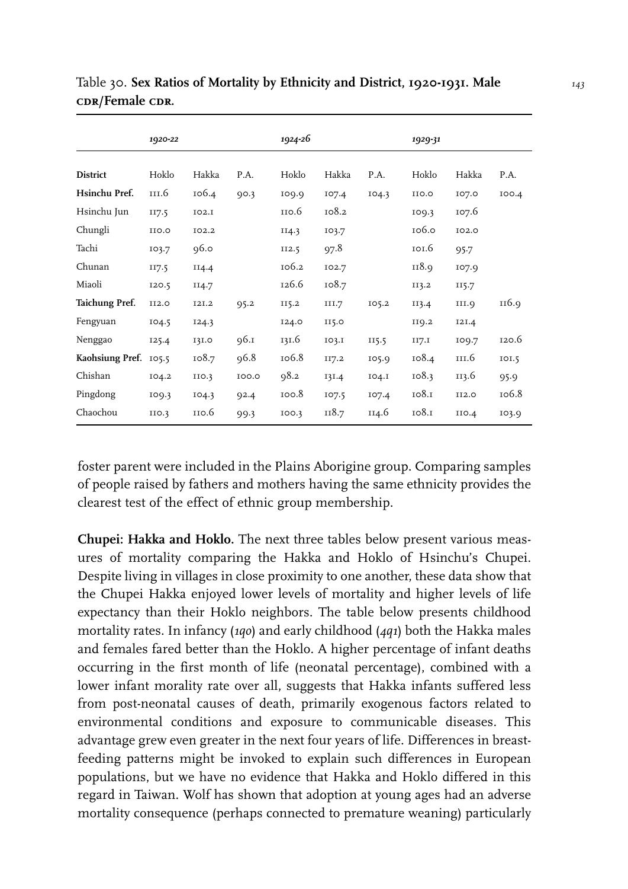Table 30. **Sex Ratios of Mortality by Ethnicity and District, 1920-1931. Male CDR/Female CDR.**

| | *1920-22* | | | *1924-26* | | | *1929-31* | | |
|---|---|---|---|---|---|---|---|---|---|
| **District** | Hoklo | Hakka | P.A. | Hoklo | Hakka | P.A. | Hoklo | Hakka | P.A. |
| **Hsinchu Pref.** | 111.6 | 106.4 | 90.3 | 109.9 | 107.4 | 104.3 | 110.0 | 107.0 | 100.4 |
| Hsinchu Jun | 117.5 | 102.1 | | 110.6 | 108.2 | | 109.3 | 107.6 | |
| Chungli | 110.0 | 102.2 | | 114.3 | 103.7 | | 106.0 | 102.0 | |
| Tachi | 103.7 | 96.0 | | 112.5 | 97.8 | | 101.6 | 95.7 | |
| Chunan | 117.5 | 114.4 | | 106.2 | 102.7 | | 118.9 | 107.9 | |
| Miaoli | 120.5 | 114.7 | | 126.6 | 108.7 | | 113.2 | 115.7 | |
| **Taichung Pref.** | 112.0 | 121.2 | 95.2 | 115.2 | 111.7 | 105.2 | 113.4 | 111.9 | 116.9 |
| Fengyuan | 104.5 | 124.3 | | 124.0 | 115.0 | | 119.2 | 121.4 | |
| Nenggao | 125.4 | 131.0 | 96.1 | 131.6 | 103.1 | 115.5 | 117.1 | 109.7 | 120.6 |
| **Kaohsiung Pref.** | 105.5 | 108.7 | 96.8 | 106.8 | 117.2 | 105.9 | 108.4 | 111.6 | 101.5 |
| Chishan | 104.2 | 110.3 | 100.0 | 98.2 | 131.4 | 104.1 | 108.3 | 113.6 | 95.9 |
| Pingdong | 109.3 | 104.3 | 92.4 | 100.8 | 107.5 | 107.4 | 108.1 | 112.0 | 106.8 |
| Chaochou | 110.3 | 110.6 | 99.3 | 100.3 | 118.7 | 114.6 | 108.1 | 110.4 | 103.9 |

foster parent were included in the Plains Aborigine group. Comparing samples of people raised by fathers and mothers having the same ethnicity provides the clearest test of the effect of ethnic group membership.

**Chupei: Hakka and Hoklo.** The next three tables below present various measures of mortality comparing the Hakka and Hoklo of Hsinchu's Chupei. Despite living in villages in close proximity to one another, these data show that the Chupei Hakka enjoyed lower levels of mortality and higher levels of life expectancy than their Hoklo neighbors. The table below presents childhood mortality rates. In infancy (*1q0*) and early childhood (*4q1*) both the Hakka males and females fared better than the Hoklo. A higher percentage of infant deaths occurring in the first month of life (neonatal percentage), combined with a lower infant morality rate over all, suggests that Hakka infants suffered less from post-neonatal causes of death, primarily exogenous factors related to environmental conditions and exposure to communicable diseases. This advantage grew even greater in the next four years of life. Differences in breastfeeding patterns might be invoked to explain such differences in European populations, but we have no evidence that Hakka and Hoklo differed in this regard in Taiwan. Wolf has shown that adoption at young ages had an adverse mortality consequence (perhaps connected to premature weaning) particularly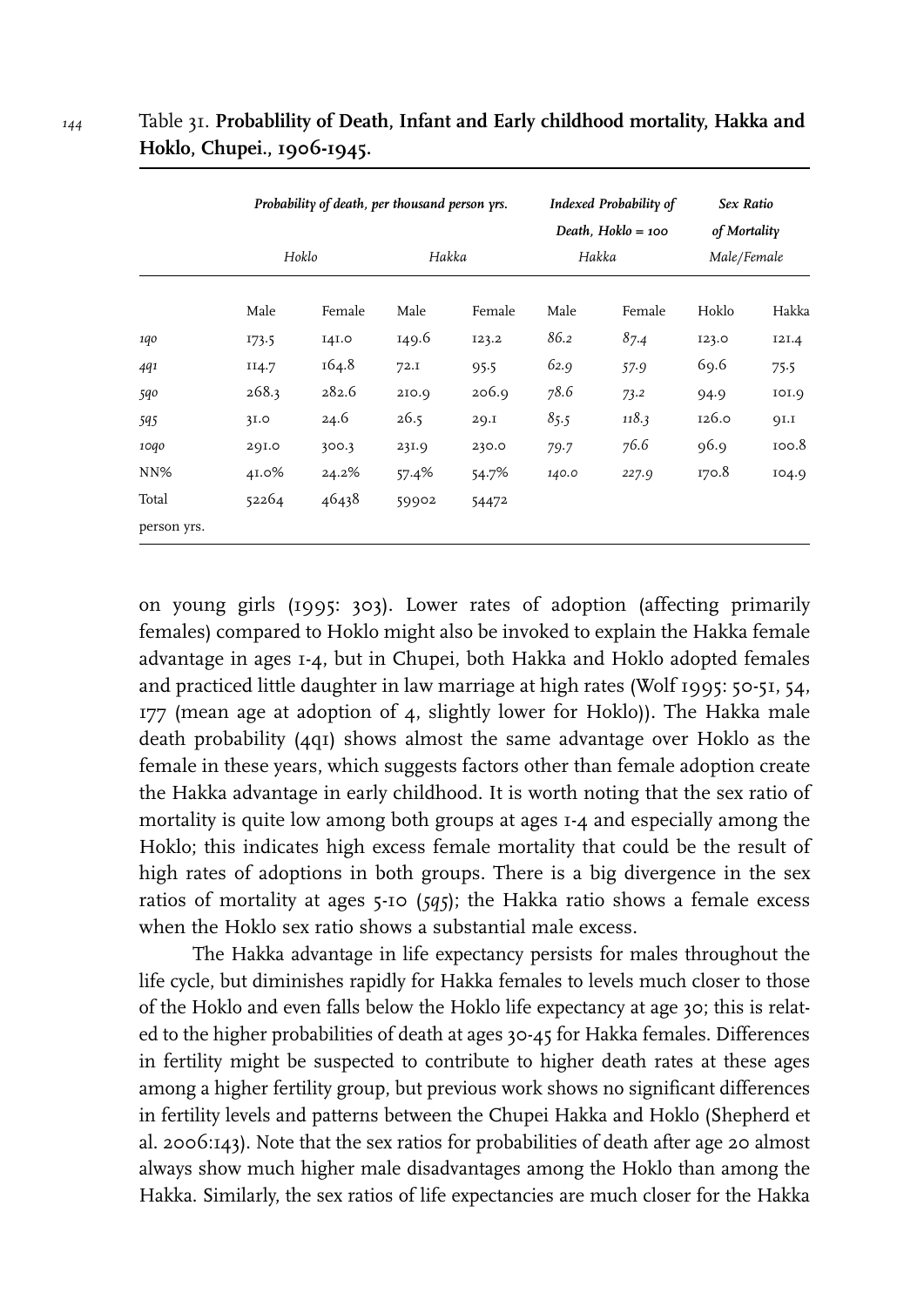Table 31. **Probablility of Death, Infant and Early childhood mortality, Hakka and Hoklo, Chupei., 1906-1945.**

| | *Probability of death, per thousand person yrs.* | | | | *Indexed Probability of Death, Hoklo = 100* | | *Sex Ratio of Mortality* | |
|---|---|---|---|---|---|---|---|---|
| | *Hoklo* | | *Hakka* | | *Hakka* | | *Male/Female* | |
| | Male | Female | Male | Female | Male | Female | Hoklo | Hakka |
| *1q0* | 173.5 | 141.0 | 149.6 | 123.2 | *86.2* | *87.4* | 123.0 | 121.4 |
| *4q1* | 114.7 | 164.8 | 72.1 | 95.5 | *62.9* | *57.9* | 69.6 | 75.5 |
| *5q0* | 268.3 | 282.6 | 210.9 | 206.9 | *78.6* | *73.2* | 94.9 | 101.9 |
| *5q5* | 31.0 | 24.6 | 26.5 | 29.1 | *85.5* | *118.3* | 126.0 | 91.1 |
| *10q0* | 291.0 | 300.3 | 231.9 | 230.0 | *79.7* | *76.6* | 96.9 | 100.8 |
| NN% | 41.0% | 24.2% | 57.4% | 54.7% | *140.0* | *227.9* | 170.8 | 104.9 |
| Total person yrs. | 52264 | 46438 | 59902 | 54472 | | | | |

on young girls (1995: 303). Lower rates of adoption (affecting primarily females) compared to Hoklo might also be invoked to explain the Hakka female advantage in ages 1-4, but in Chupei, both Hakka and Hoklo adopted females and practiced little daughter in law marriage at high rates (Wolf 1995: 50-51, 54, 177 (mean age at adoption of 4, slightly lower for Hoklo)). The Hakka male death probability (4q1) shows almost the same advantage over Hoklo as the female in these years, which suggests factors other than female adoption create the Hakka advantage in early childhood. It is worth noting that the sex ratio of mortality is quite low among both groups at ages 1-4 and especially among the Hoklo; this indicates high excess female mortality that could be the result of high rates of adoptions in both groups. There is a big divergence in the sex ratios of mortality at ages 5-10 (*5q5*); the Hakka ratio shows a female excess when the Hoklo sex ratio shows a substantial male excess.

The Hakka advantage in life expectancy persists for males throughout the life cycle, but diminishes rapidly for Hakka females to levels much closer to those of the Hoklo and even falls below the Hoklo life expectancy at age 30; this is related to the higher probabilities of death at ages 30-45 for Hakka females. Differences in fertility might be suspected to contribute to higher death rates at these ages among a higher fertility group, but previous work shows no significant differences in fertility levels and patterns between the Chupei Hakka and Hoklo (Shepherd et al. 2006:143). Note that the sex ratios for probabilities of death after age 20 almost always show much higher male disadvantages among the Hoklo than among the Hakka. Similarly, the sex ratios of life expectancies are much closer for the Hakka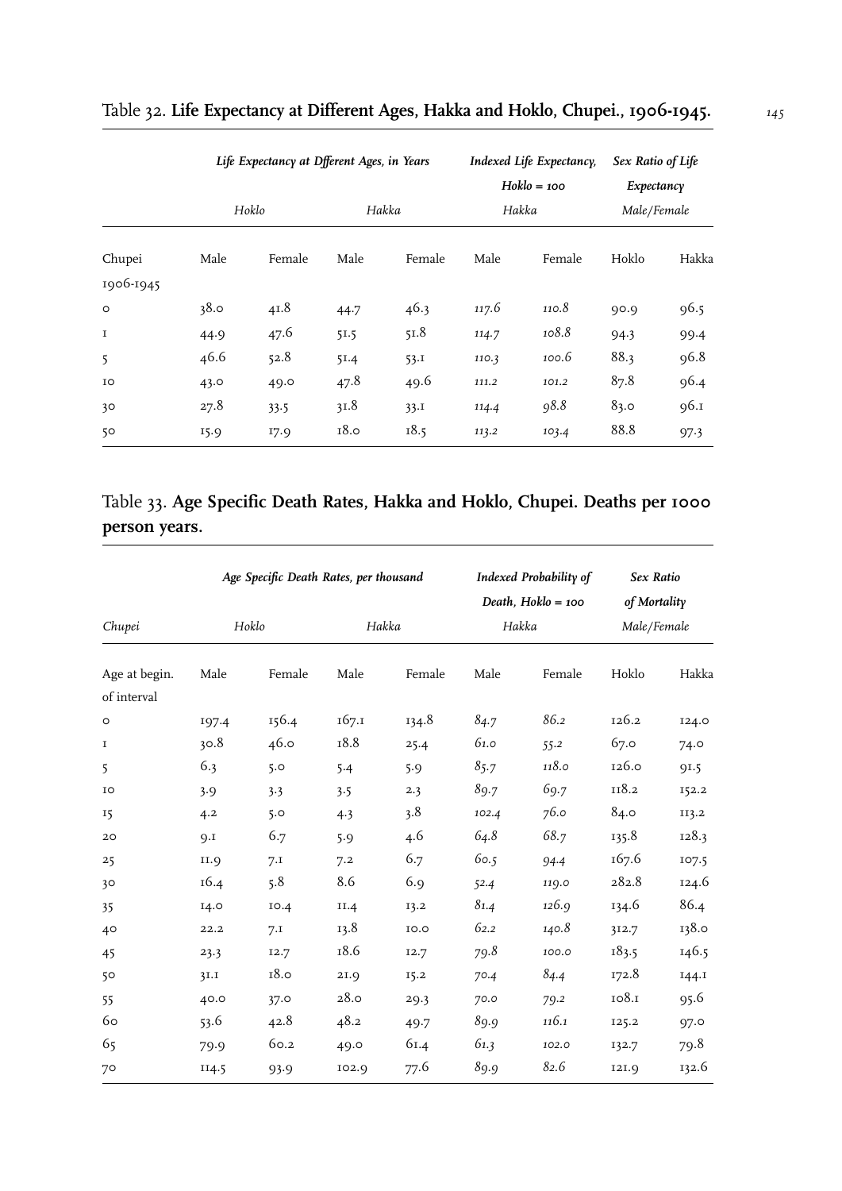Table 32. **Life Expectancy at Different Ages, Hakka and Hoklo, Chupei., 1906-1945.**

| | *Life Expectancy at Dfferent Ages, in Years* | | | | *Indexed Life Expectancy, Hoklo = 100* | | *Sex Ratio of Life Expectancy* | |
|---|---|---|---|---|---|---|---|---|
| | *Hoklo* | | *Hakka* | | *Hakka* | | *Male/Female* | |
| Chupei 1906-1945 | Male | Female | Male | Female | Male | Female | Hoklo | Hakka |
| 0 | 38.0 | 41.8 | 44.7 | 46.3 | *117.6* | *110.8* | 90.9 | 96.5 |
| 1 | 44.9 | 47.6 | 51.5 | 51.8 | *114.7* | *108.8* | 94.3 | 99.4 |
| 5 | 46.6 | 52.8 | 51.4 | 53.1 | *110.3* | *100.6* | 88.3 | 96.8 |
| 10 | 43.0 | 49.0 | 47.8 | 49.6 | *111.2* | *101.2* | 87.8 | 96.4 |
| 30 | 27.8 | 33.5 | 31.8 | 33.1 | *114.4* | *98.8* | 83.0 | 96.1 |
| 50 | 15.9 | 17.9 | 18.0 | 18.5 | *113.2* | *103.4* | 88.8 | 97.3 |

Table 33. **Age Specific Death Rates, Hakka and Hoklo, Chupei. Deaths per 1000 person years.**

| | *Age Specific Death Rates, per thousand* | | | | *Indexed Probability of Death, Hoklo = 100* | | *Sex Ratio of Mortality* | |
|---|---|---|---|---|---|---|---|---|
| *Chupei* | *Hoklo* | | *Hakka* | | *Hakka* | | *Male/Female* | |
| Age at begin. of interval | Male | Female | Male | Female | Male | Female | Hoklo | Hakka |
| 0 | 197.4 | 156.4 | 167.1 | 134.8 | *84.7* | *86.2* | 126.2 | 124.0 |
| 1 | 30.8 | 46.0 | 18.8 | 25.4 | *61.0* | *55.2* | 67.0 | 74.0 |
| 5 | 6.3 | 5.0 | 5.4 | 5.9 | *85.7* | *118.0* | 126.0 | 91.5 |
| 10 | 3.9 | 3.3 | 3.5 | 2.3 | *89.7* | *69.7* | 118.2 | 152.2 |
| 15 | 4.2 | 5.0 | 4.3 | 3.8 | *102.4* | *76.0* | 84.0 | 113.2 |
| 20 | 9.1 | 6.7 | 5.9 | 4.6 | *64.8* | *68.7* | 135.8 | 128.3 |
| 25 | 11.9 | 7.1 | 7.2 | 6.7 | *60.5* | *94.4* | 167.6 | 107.5 |
| 30 | 16.4 | 5.8 | 8.6 | 6.9 | *52.4* | *119.0* | 282.8 | 124.6 |
| 35 | 14.0 | 10.4 | 11.4 | 13.2 | *81.4* | *126.9* | 134.6 | 86.4 |
| 40 | 22.2 | 7.1 | 13.8 | 10.0 | *62.2* | *140.8* | 312.7 | 138.0 |
| 45 | 23.3 | 12.7 | 18.6 | 12.7 | *79.8* | *100.0* | 183.5 | 146.5 |
| 50 | 31.1 | 18.0 | 21.9 | 15.2 | *70.4* | *84.4* | 172.8 | 144.1 |
| 55 | 40.0 | 37.0 | 28.0 | 29.3 | *70.0* | *79.2* | 108.1 | 95.6 |
| 60 | 53.6 | 42.8 | 48.2 | 49.7 | *89.9* | *116.1* | 125.2 | 97.0 |
| 65 | 79.9 | 60.2 | 49.0 | 61.4 | *61.3* | *102.0* | 132.7 | 79.8 |
| 70 | 114.5 | 93.9 | 102.9 | 77.6 | *89.9* | *82.6* | 121.9 | 132.6 |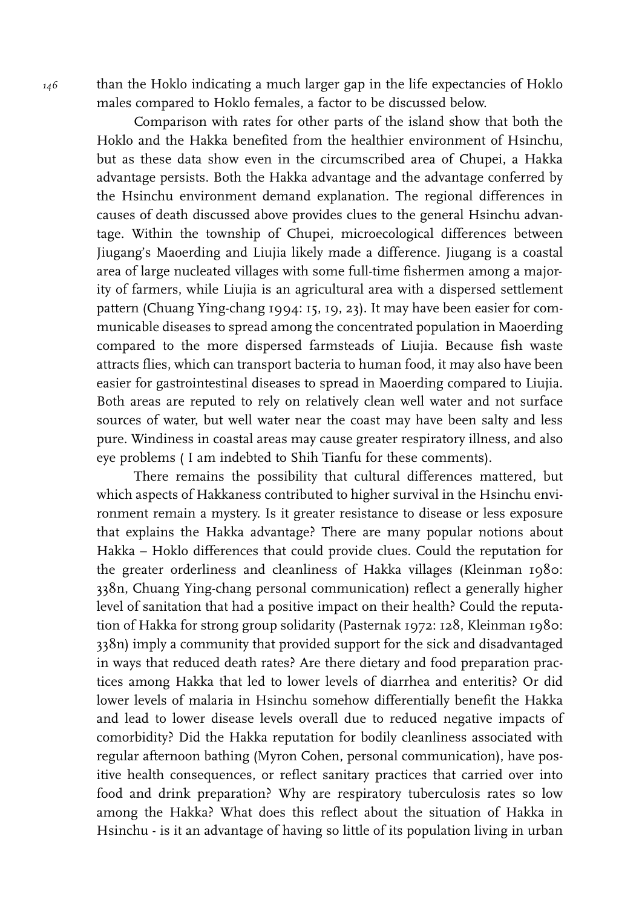than the Hoklo indicating a much larger gap in the life expectancies of Hoklo males compared to Hoklo females, a factor to be discussed below.

Comparison with rates for other parts of the island show that both the Hoklo and the Hakka benefited from the healthier environment of Hsinchu, but as these data show even in the circumscribed area of Chupei, a Hakka advantage persists. Both the Hakka advantage and the advantage conferred by the Hsinchu environment demand explanation. The regional differences in causes of death discussed above provides clues to the general Hsinchu advantage. Within the township of Chupei, microecological differences between Jiugang's Maoerding and Liujia likely made a difference. Jiugang is a coastal area of large nucleated villages with some full-time fishermen among a majority of farmers, while Liujia is an agricultural area with a dispersed settlement pattern (Chuang Ying-chang 1994: 15, 19, 23). It may have been easier for communicable diseases to spread among the concentrated population in Maoerding compared to the more dispersed farmsteads of Liujia. Because fish waste attracts flies, which can transport bacteria to human food, it may also have been easier for gastrointestinal diseases to spread in Maoerding compared to Liujia. Both areas are reputed to rely on relatively clean well water and not surface sources of water, but well water near the coast may have been salty and less pure. Windiness in coastal areas may cause greater respiratory illness, and also eye problems ( I am indebted to Shih Tianfu for these comments).

There remains the possibility that cultural differences mattered, but which aspects of Hakkaness contributed to higher survival in the Hsinchu environment remain a mystery. Is it greater resistance to disease or less exposure that explains the Hakka advantage? There are many popular notions about Hakka – Hoklo differences that could provide clues. Could the reputation for the greater orderliness and cleanliness of Hakka villages (Kleinman 1980: 338n, Chuang Ying-chang personal communication) reflect a generally higher level of sanitation that had a positive impact on their health? Could the reputation of Hakka for strong group solidarity (Pasternak 1972: 128, Kleinman 1980: 338n) imply a community that provided support for the sick and disadvantaged in ways that reduced death rates? Are there dietary and food preparation practices among Hakka that led to lower levels of diarrhea and enteritis? Or did lower levels of malaria in Hsinchu somehow differentially benefit the Hakka and lead to lower disease levels overall due to reduced negative impacts of comorbidity? Did the Hakka reputation for bodily cleanliness associated with regular afternoon bathing (Myron Cohen, personal communication), have positive health consequences, or reflect sanitary practices that carried over into food and drink preparation? Why are respiratory tuberculosis rates so low among the Hakka? What does this reflect about the situation of Hakka in Hsinchu - is it an advantage of having so little of its population living in urban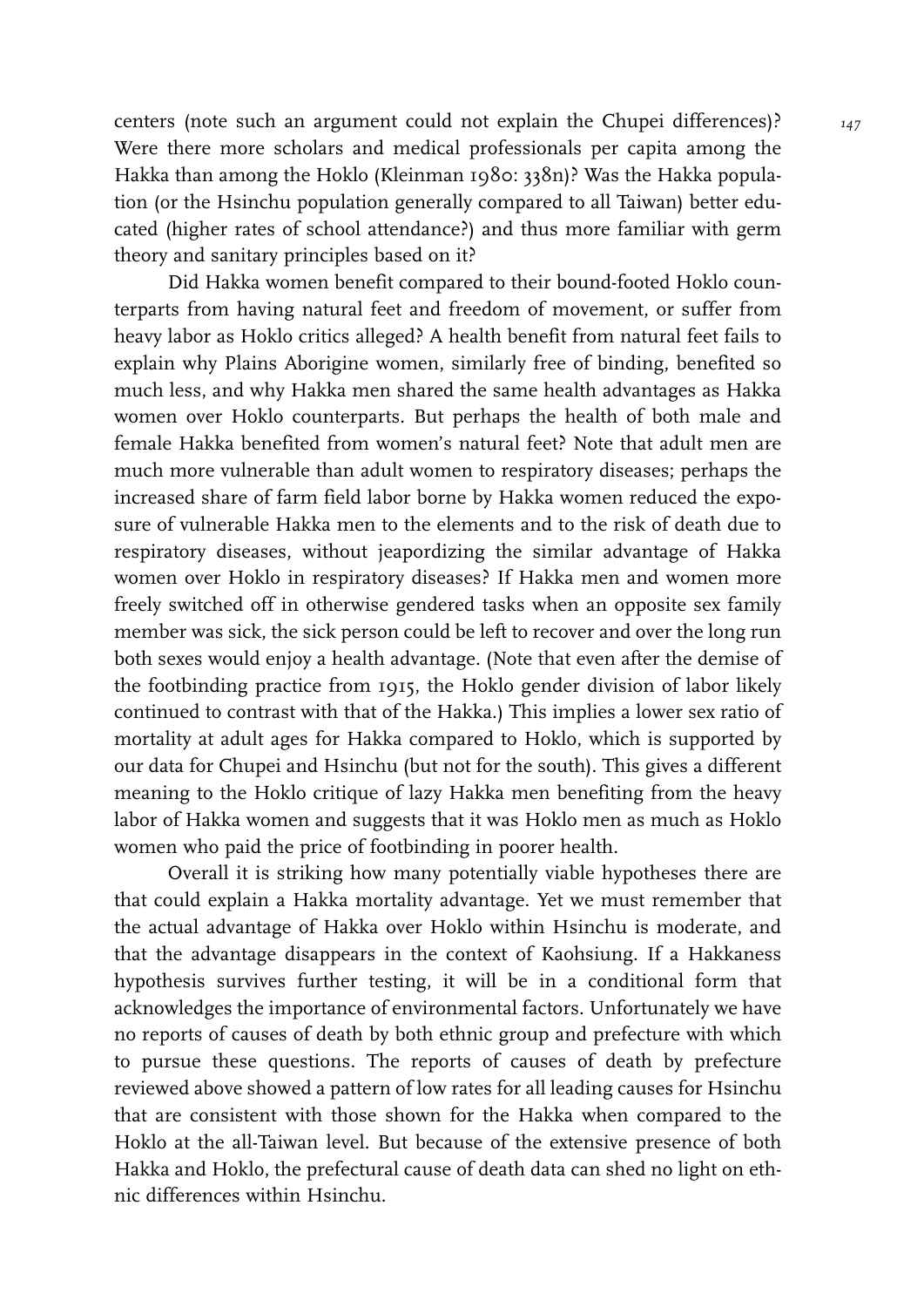centers (note such an argument could not explain the Chupei differences)? Were there more scholars and medical professionals per capita among the Hakka than among the Hoklo (Kleinman 1980: 338n)? Was the Hakka population (or the Hsinchu population generally compared to all Taiwan) better educated (higher rates of school attendance?) and thus more familiar with germ theory and sanitary principles based on it?

Did Hakka women benefit compared to their bound-footed Hoklo counterparts from having natural feet and freedom of movement, or suffer from heavy labor as Hoklo critics alleged? A health benefit from natural feet fails to explain why Plains Aborigine women, similarly free of binding, benefited so much less, and why Hakka men shared the same health advantages as Hakka women over Hoklo counterparts. But perhaps the health of both male and female Hakka benefited from women's natural feet? Note that adult men are much more vulnerable than adult women to respiratory diseases; perhaps the increased share of farm field labor borne by Hakka women reduced the exposure of vulnerable Hakka men to the elements and to the risk of death due to respiratory diseases, without jeapordizing the similar advantage of Hakka women over Hoklo in respiratory diseases? If Hakka men and women more freely switched off in otherwise gendered tasks when an opposite sex family member was sick, the sick person could be left to recover and over the long run both sexes would enjoy a health advantage. (Note that even after the demise of the footbinding practice from 1915, the Hoklo gender division of labor likely continued to contrast with that of the Hakka.) This implies a lower sex ratio of mortality at adult ages for Hakka compared to Hoklo, which is supported by our data for Chupei and Hsinchu (but not for the south). This gives a different meaning to the Hoklo critique of lazy Hakka men benefiting from the heavy labor of Hakka women and suggests that it was Hoklo men as much as Hoklo women who paid the price of footbinding in poorer health.

Overall it is striking how many potentially viable hypotheses there are that could explain a Hakka mortality advantage. Yet we must remember that the actual advantage of Hakka over Hoklo within Hsinchu is moderate, and that the advantage disappears in the context of Kaohsiung. If a Hakkaness hypothesis survives further testing, it will be in a conditional form that acknowledges the importance of environmental factors. Unfortunately we have no reports of causes of death by both ethnic group and prefecture with which to pursue these questions. The reports of causes of death by prefecture reviewed above showed a pattern of low rates for all leading causes for Hsinchu that are consistent with those shown for the Hakka when compared to the Hoklo at the all-Taiwan level. But because of the extensive presence of both Hakka and Hoklo, the prefectural cause of death data can shed no light on ethnic differences within Hsinchu.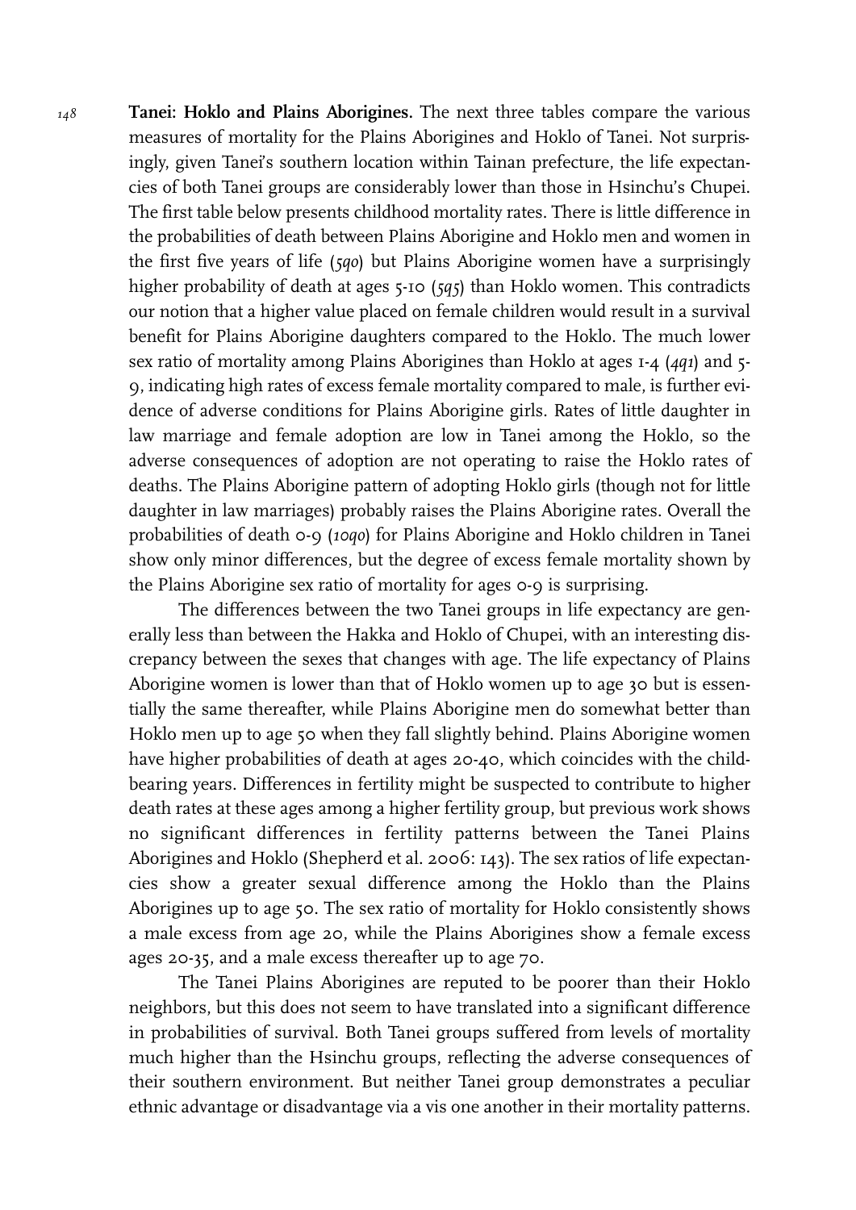**Tanei: Hoklo and Plains Aborigines.** The next three tables compare the various measures of mortality for the Plains Aborigines and Hoklo of Tanei. Not surprisingly, given Tanei's southern location within Tainan prefecture, the life expectancies of both Tanei groups are considerably lower than those in Hsinchu's Chupei. The first table below presents childhood mortality rates. There is little difference in the probabilities of death between Plains Aborigine and Hoklo men and women in the first five years of life (*5q0*) but Plains Aborigine women have a surprisingly higher probability of death at ages 5-10 (*5q5*) than Hoklo women. This contradicts our notion that a higher value placed on female children would result in a survival benefit for Plains Aborigine daughters compared to the Hoklo. The much lower sex ratio of mortality among Plains Aborigines than Hoklo at ages 1-4 (*4q1*) and 5-9, indicating high rates of excess female mortality compared to male, is further evidence of adverse conditions for Plains Aborigine girls. Rates of little daughter in law marriage and female adoption are low in Tanei among the Hoklo, so the adverse consequences of adoption are not operating to raise the Hoklo rates of deaths. The Plains Aborigine pattern of adopting Hoklo girls (though not for little daughter in law marriages) probably raises the Plains Aborigine rates. Overall the probabilities of death 0-9 (*10q0*) for Plains Aborigine and Hoklo children in Tanei show only minor differences, but the degree of excess female mortality shown by the Plains Aborigine sex ratio of mortality for ages 0-9 is surprising.

The differences between the two Tanei groups in life expectancy are generally less than between the Hakka and Hoklo of Chupei, with an interesting discrepancy between the sexes that changes with age. The life expectancy of Plains Aborigine women is lower than that of Hoklo women up to age 30 but is essentially the same thereafter, while Plains Aborigine men do somewhat better than Hoklo men up to age 50 when they fall slightly behind. Plains Aborigine women have higher probabilities of death at ages 20-40, which coincides with the childbearing years. Differences in fertility might be suspected to contribute to higher death rates at these ages among a higher fertility group, but previous work shows no significant differences in fertility patterns between the Tanei Plains Aborigines and Hoklo (Shepherd et al. 2006: 143). The sex ratios of life expectancies show a greater sexual difference among the Hoklo than the Plains Aborigines up to age 50. The sex ratio of mortality for Hoklo consistently shows a male excess from age 20, while the Plains Aborigines show a female excess ages 20-35, and a male excess thereafter up to age 70.

The Tanei Plains Aborigines are reputed to be poorer than their Hoklo neighbors, but this does not seem to have translated into a significant difference in probabilities of survival. Both Tanei groups suffered from levels of mortality much higher than the Hsinchu groups, reflecting the adverse consequences of their southern environment. But neither Tanei group demonstrates a peculiar ethnic advantage or disadvantage via a vis one another in their mortality patterns.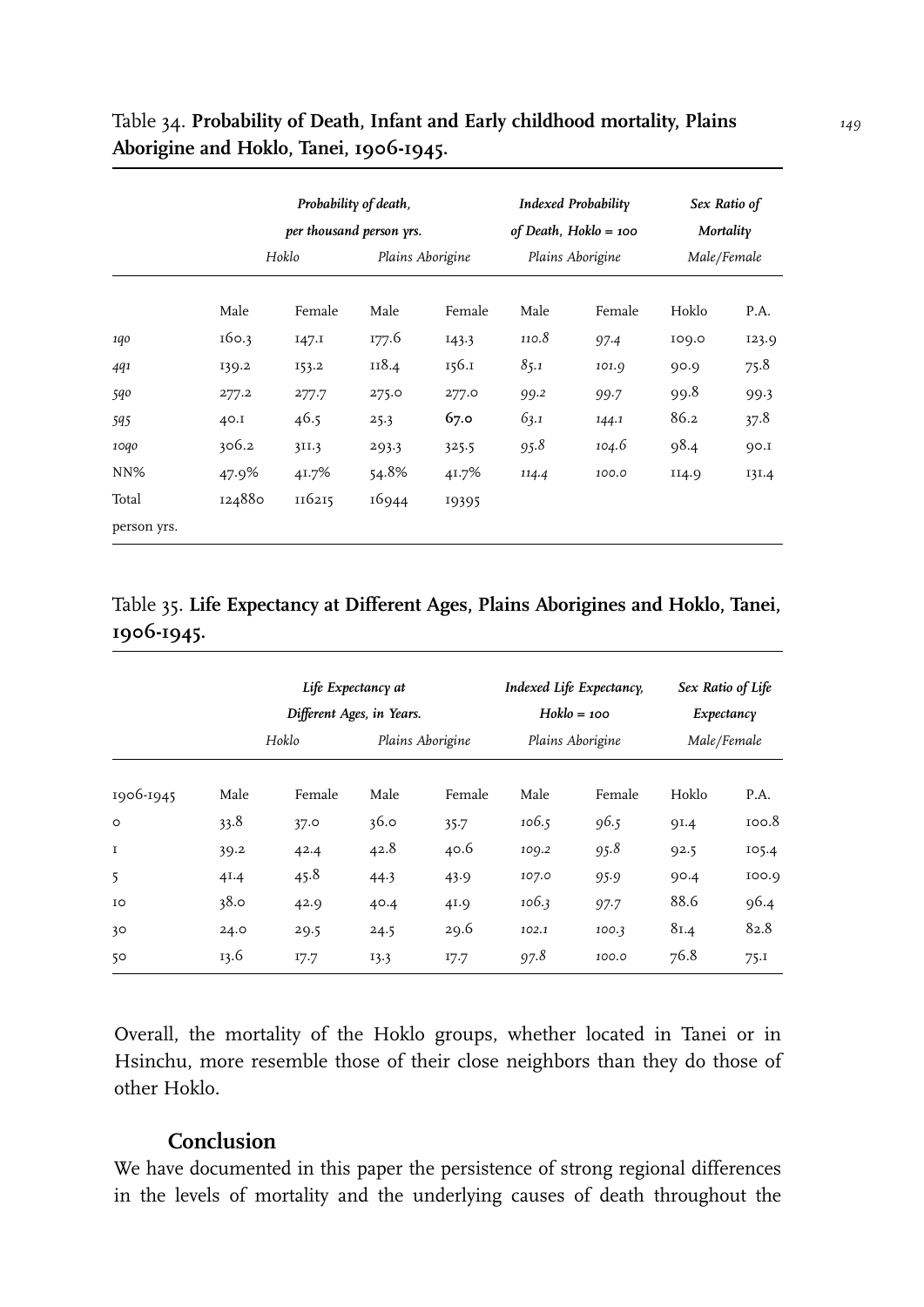Table 34. **Probability of Death, Infant and Early childhood mortality, Plains Aborigine and Hoklo, Tanei, 1906-1945.**

| | *Probability of death, per thousand person yrs.* | | | | *Indexed Probability of Death, Hoklo = 100* | | *Sex Ratio of Mortality* | |
|---|---|---|---|---|---|---|---|---|
| | *Hoklo* | | *Plains Aborigine* | | *Plains Aborigine* | | *Male/Female* | |
| | Male | Female | Male | Female | Male | Female | Hoklo | P.A. |
| *1q0* | 160.3 | 147.1 | 177.6 | 143.3 | *110.8* | *97.4* | 109.0 | 123.9 |
| *4q1* | 139.2 | 153.2 | 118.4 | 156.1 | *85.1* | *101.9* | 90.9 | 75.8 |
| *5q0* | 277.2 | 277.7 | 275.0 | 277.0 | *99.2* | *99.7* | 99.8 | 99.3 |
| *5q5* | 40.1 | 46.5 | 25.3 | 67.0 | *63.1* | *144.1* | 86.2 | 37.8 |
| *10q0* | 306.2 | 311.3 | 293.3 | 325.5 | *95.8* | *104.6* | 98.4 | 90.1 |
| NN% | 47.9% | 41.7% | 54.8% | 41.7% | *114.4* | *100.0* | 114.9 | 131.4 |
| Total person yrs. | 124880 | 116215 | 16944 | 19395 | | | | |

Table 35. **Life Expectancy at Different Ages, Plains Aborigines and Hoklo, Tanei, 1906-1945.**

| | *Life Expectancy at Different Ages, in Years.* | | | | *Indexed Life Expectancy, Hoklo = 100* | | *Sex Ratio of Life Expectancy* | |
|---|---|---|---|---|---|---|---|---|
| | *Hoklo* | | *Plains Aborigine* | | *Plains Aborigine* | | *Male/Female* | |
| 1906-1945 | Male | Female | Male | Female | Male | Female | Hoklo | P.A. |
| 0 | 33.8 | 37.0 | 36.0 | 35.7 | *106.5* | *96.5* | 91.4 | 100.8 |
| 1 | 39.2 | 42.4 | 42.8 | 40.6 | *109.2* | *95.8* | 92.5 | 105.4 |
| 5 | 41.4 | 45.8 | 44.3 | 43.9 | *107.0* | *95.9* | 90.4 | 100.9 |
| 10 | 38.0 | 42.9 | 40.4 | 41.9 | *106.3* | *97.7* | 88.6 | 96.4 |
| 30 | 24.0 | 29.5 | 24.5 | 29.6 | *102.1* | *100.3* | 81.4 | 82.8 |
| 50 | 13.6 | 17.7 | 13.3 | 17.7 | *97.8* | *100.0* | 76.8 | 75.1 |

Overall, the mortality of the Hoklo groups, whether located in Tanei or in Hsinchu, more resemble those of their close neighbors than they do those of other Hoklo.

## Conclusion

We have documented in this paper the persistence of strong regional differences in the levels of mortality and the underlying causes of death throughout the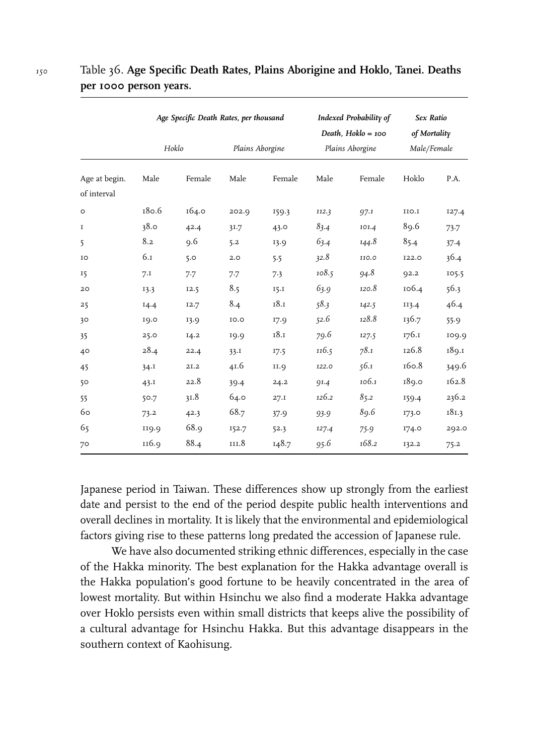Table 36. **Age Specific Death Rates, Plains Aborigine and Hoklo, Tanei. Deaths per 1000 person years.**

| | *Age Specific Death Rates, per thousand* | | | | *Indexed Probability of Death, Hoklo = 100* | | *Sex Ratio of Mortality* | |
|---|---|---|---|---|---|---|---|---|
| | *Hoklo* | | *Plains Aborgine* | | *Plains Aborgine* | | *Male/Female* | |
| Age at begin. of interval | Male | Female | Male | Female | Male | Female | Hoklo | P.A. |
| 0 | 180.6 | 164.0 | 202.9 | 159.3 | *112.3* | *97.1* | 110.1 | 127.4 |
| 1 | 38.0 | 42.4 | 31.7 | 43.0 | *83.4* | *101.4* | 89.6 | 73.7 |
| 5 | 8.2 | 9.6 | 5.2 | 13.9 | *63.4* | *144.8* | 85.4 | 37.4 |
| 10 | 6.1 | 5.0 | 2.0 | 5.5 | *32.8* | *110.0* | 122.0 | 36.4 |
| 15 | 7.1 | 7.7 | 7.7 | 7.3 | *108.5* | *94.8* | 92.2 | 105.5 |
| 20 | 13.3 | 12.5 | 8.5 | 15.1 | *63.9* | *120.8* | 106.4 | 56.3 |
| 25 | 14.4 | 12.7 | 8.4 | 18.1 | *58.3* | *142.5* | 113.4 | 46.4 |
| 30 | 19.0 | 13.9 | 10.0 | 17.9 | *52.6* | *128.8* | 136.7 | 55.9 |
| 35 | 25.0 | 14.2 | 19.9 | 18.1 | *79.6* | *127.5* | 176.1 | 109.9 |
| 40 | 28.4 | 22.4 | 33.1 | 17.5 | *116.5* | *78.1* | 126.8 | 189.1 |
| 45 | 34.1 | 21.2 | 41.6 | 11.9 | *122.0* | *56.1* | 160.8 | 349.6 |
| 50 | 43.1 | 22.8 | 39.4 | 24.2 | *91.4* | *106.1* | 189.0 | 162.8 |
| 55 | 50.7 | 31.8 | 64.0 | 27.1 | *126.2* | *85.2* | 159.4 | 236.2 |
| 60 | 73.2 | 42.3 | 68.7 | 37.9 | *93.9* | *89.6* | 173.0 | 181.3 |
| 65 | 119.9 | 68.9 | 152.7 | 52.3 | *127.4* | *75.9* | 174.0 | 292.0 |
| 70 | 116.9 | 88.4 | 111.8 | 148.7 | *95.6* | *168.2* | 132.2 | 75.2 |

Japanese period in Taiwan. These differences show up strongly from the earliest date and persist to the end of the period despite public health interventions and overall declines in mortality. It is likely that the environmental and epidemiological factors giving rise to these patterns long predated the accession of Japanese rule.

We have also documented striking ethnic differences, especially in the case of the Hakka minority. The best explanation for the Hakka advantage overall is the Hakka population's good fortune to be heavily concentrated in the area of lowest mortality. But within Hsinchu we also find a moderate Hakka advantage over Hoklo persists even within small districts that keeps alive the possibility of a cultural advantage for Hsinchu Hakka. But this advantage disappears in the southern context of Kaohisung.